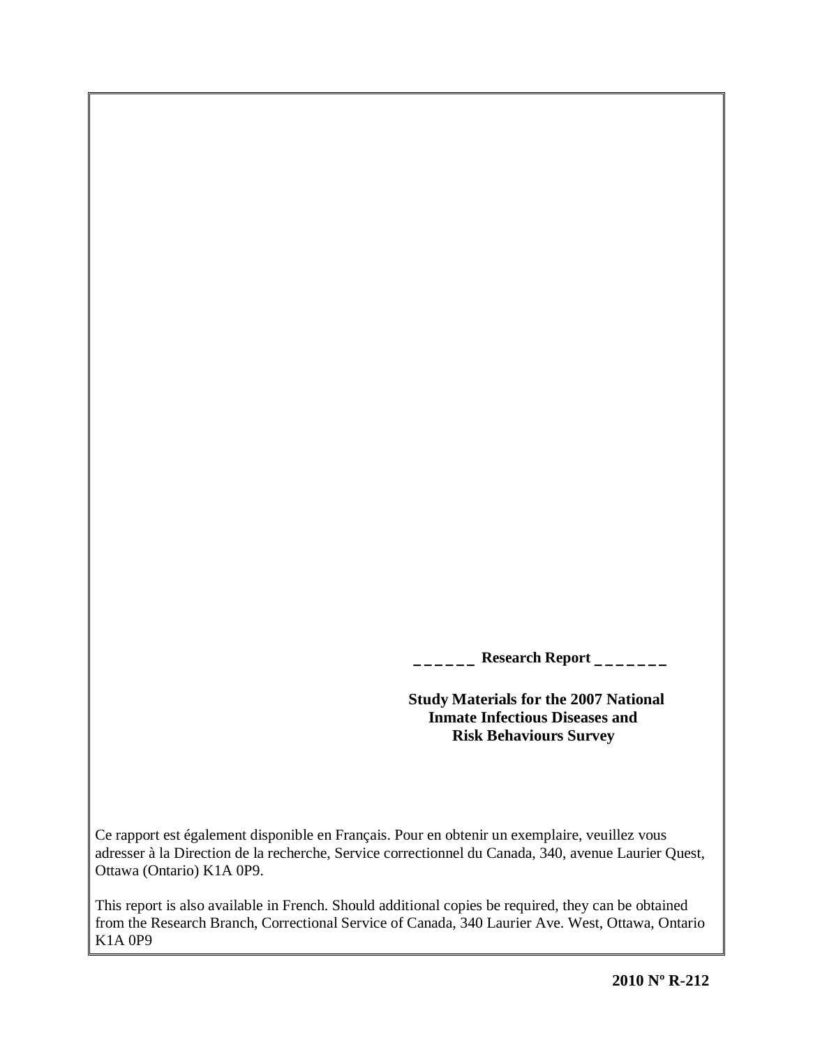_ _ _ _ _ _ Research Report _ _ _ _ _ _ _

**Study Materials for the 2007 National Inmate Infectious Diseases and Risk Behaviours Survey**

Ce rapport est également disponible en Français. Pour en obtenir un exemplaire, veuillez vous adresser à la Direction de la recherche, Service correctionnel du Canada, 340, avenue Laurier Quest, Ottawa (Ontario) K1A 0P9.

This report is also available in French. Should additional copies be required, they can be obtained from the Research Branch, Correctional Service of Canada, 340 Laurier Ave. West, Ottawa, Ontario K1A 0P9

**2010 Nº R-212**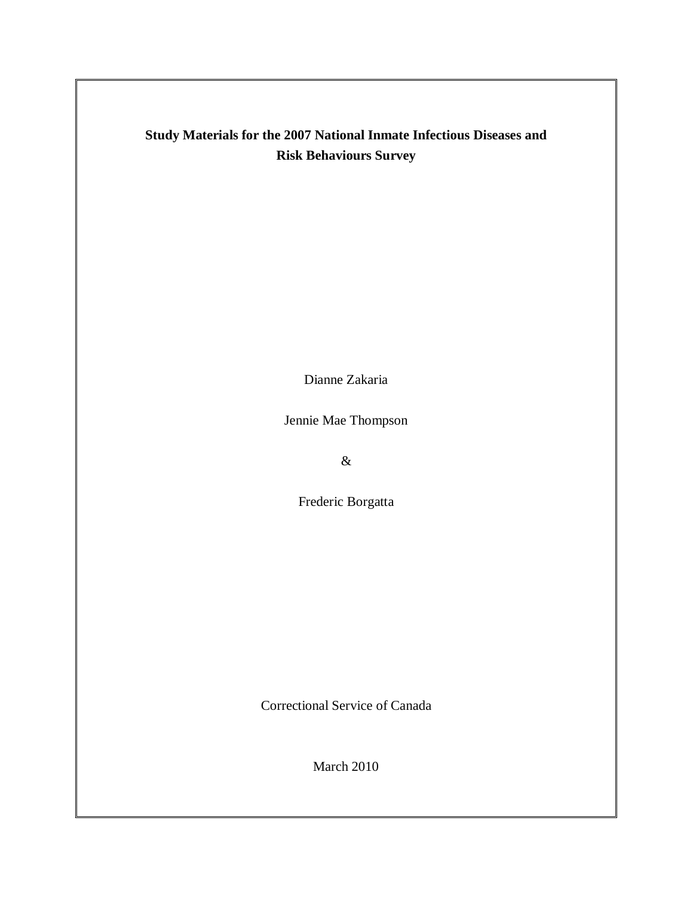# Study Materials for the 2007 National Inmate Infectious Diseases and Risk Behaviours Survey

Dianne Zakaria

Jennie Mae Thompson

&

Frederic Borgatta

Correctional Service of Canada

March 2010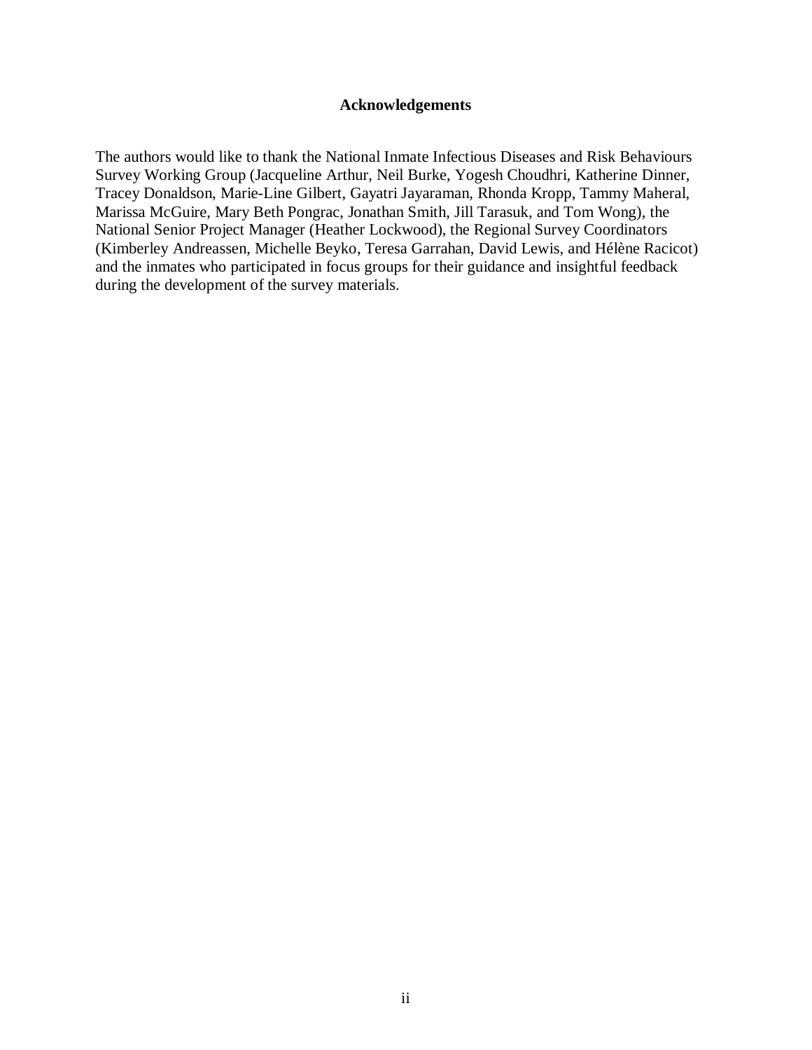## Acknowledgements

The authors would like to thank the National Inmate Infectious Diseases and Risk Behaviours Survey Working Group (Jacqueline Arthur, Neil Burke, Yogesh Choudhri, Katherine Dinner, Tracey Donaldson, Marie-Line Gilbert, Gayatri Jayaraman, Rhonda Kropp, Tammy Maheral, Marissa McGuire, Mary Beth Pongrac, Jonathan Smith, Jill Tarasuk, and Tom Wong), the National Senior Project Manager (Heather Lockwood), the Regional Survey Coordinators (Kimberley Andreassen, Michelle Beyko, Teresa Garrahan, David Lewis, and Hélène Racicot) and the inmates who participated in focus groups for their guidance and insightful feedback during the development of the survey materials.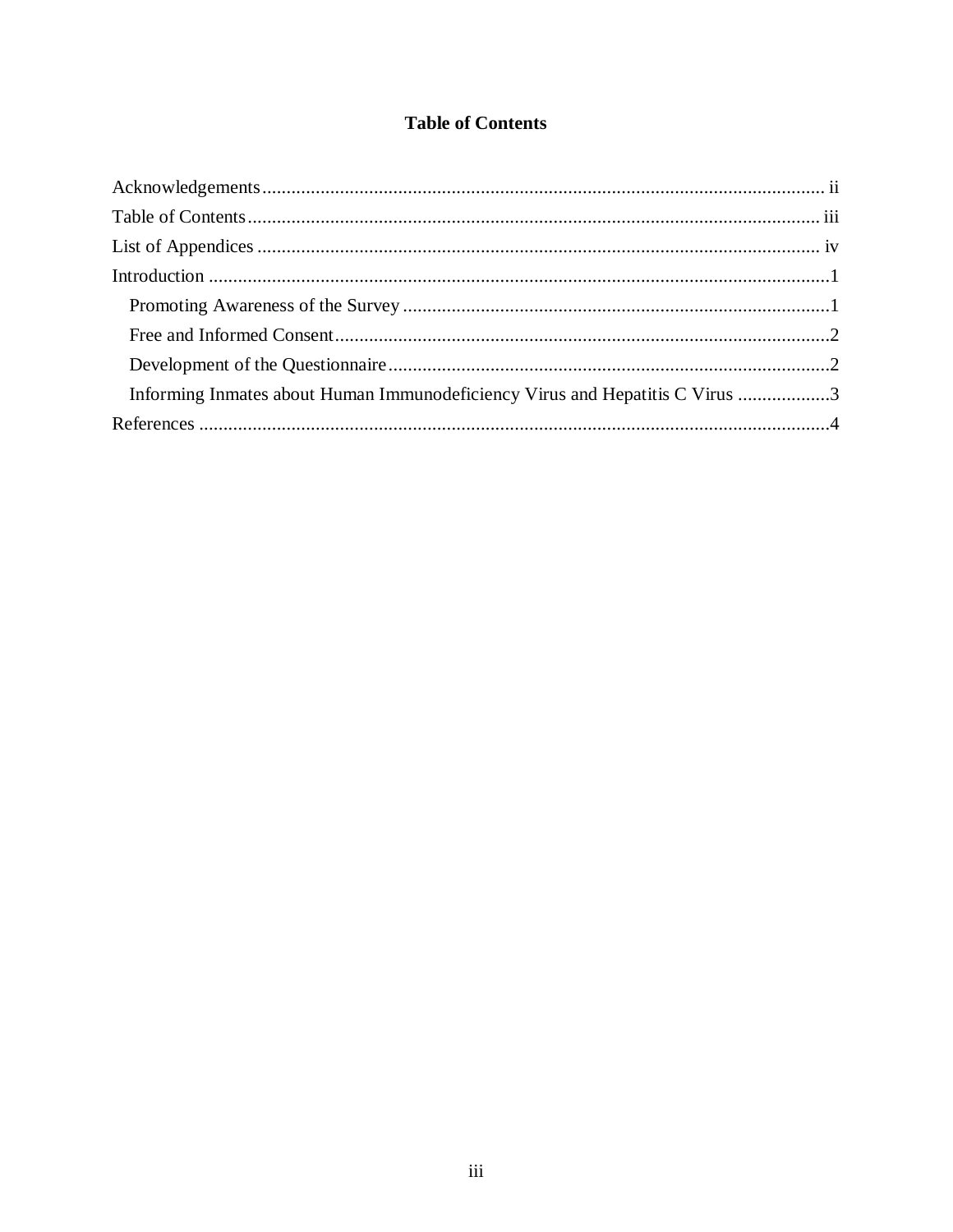# Table of Contents

Acknowledgements .................................................................................................................. ii
Table of Contents .................................................................................................................... iii
List of Appendices .................................................................................................................. iv
Introduction ...............................................................................................................................1
  Promoting Awareness of the Survey ........................................................................................1
  Free and Informed Consent.......................................................................................................2
  Development of the Questionnaire ...........................................................................................2
  Informing Inmates about Human Immunodeficiency Virus and Hepatitis C Virus ...................3
References .................................................................................................................................4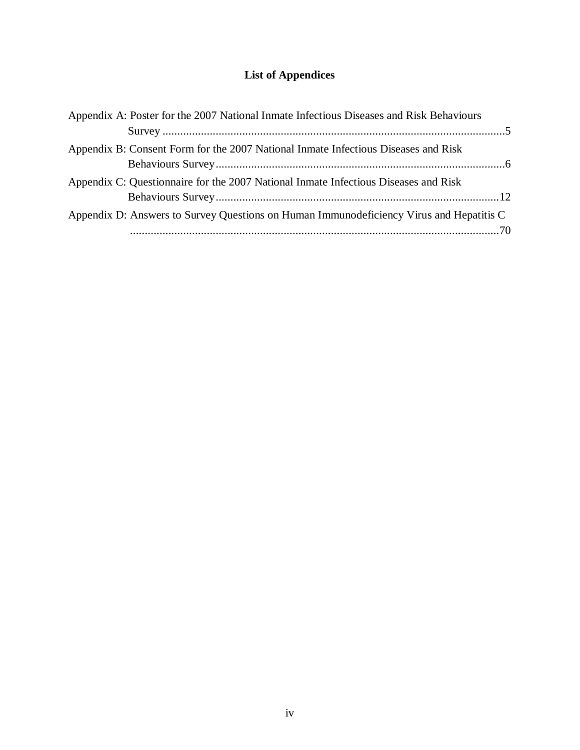# List of Appendices

Appendix A: Poster for the 2007 National Inmate Infectious Diseases and Risk Behaviours Survey ....................................................................................................................5

Appendix B: Consent Form for the 2007 National Inmate Infectious Diseases and Risk Behaviours Survey..................................................................................................6

Appendix C: Questionnaire for the 2007 National Inmate Infectious Diseases and Risk Behaviours Survey................................................................................................12

Appendix D: Answers to Survey Questions on Human Immunodeficiency Virus and Hepatitis C ............................................................................................................................70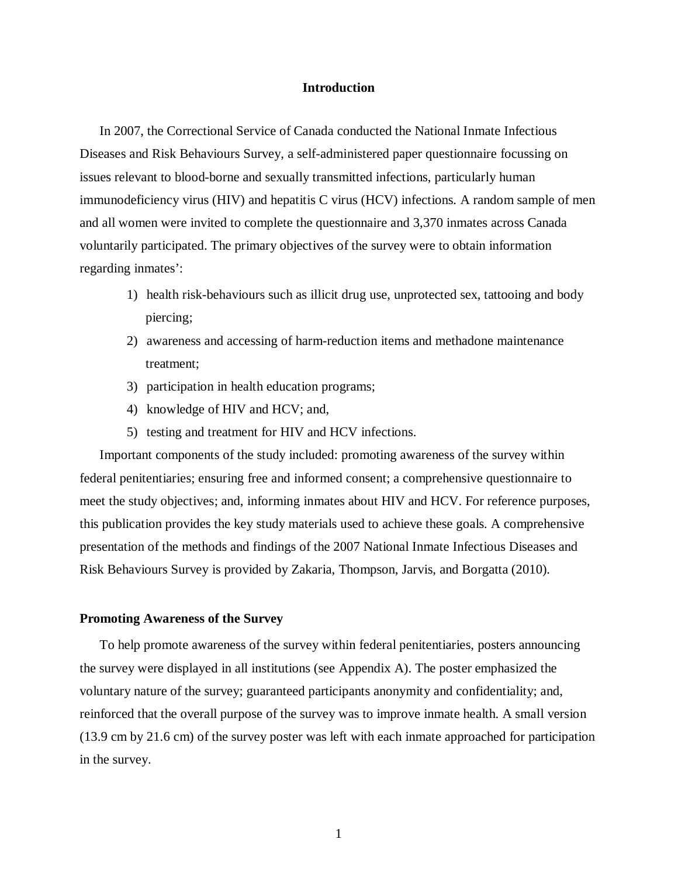## Introduction

In 2007, the Correctional Service of Canada conducted the National Inmate Infectious Diseases and Risk Behaviours Survey, a self-administered paper questionnaire focussing on issues relevant to blood-borne and sexually transmitted infections, particularly human immunodeficiency virus (HIV) and hepatitis C virus (HCV) infections. A random sample of men and all women were invited to complete the questionnaire and 3,370 inmates across Canada voluntarily participated. The primary objectives of the survey were to obtain information regarding inmates':

1) health risk-behaviours such as illicit drug use, unprotected sex, tattooing and body piercing;
2) awareness and accessing of harm-reduction items and methadone maintenance treatment;
3) participation in health education programs;
4) knowledge of HIV and HCV; and,
5) testing and treatment for HIV and HCV infections.

Important components of the study included: promoting awareness of the survey within federal penitentiaries; ensuring free and informed consent; a comprehensive questionnaire to meet the study objectives; and, informing inmates about HIV and HCV. For reference purposes, this publication provides the key study materials used to achieve these goals. A comprehensive presentation of the methods and findings of the 2007 National Inmate Infectious Diseases and Risk Behaviours Survey is provided by Zakaria, Thompson, Jarvis, and Borgatta (2010).

### Promoting Awareness of the Survey

To help promote awareness of the survey within federal penitentiaries, posters announcing the survey were displayed in all institutions (see Appendix A). The poster emphasized the voluntary nature of the survey; guaranteed participants anonymity and confidentiality; and, reinforced that the overall purpose of the survey was to improve inmate health. A small version (13.9 cm by 21.6 cm) of the survey poster was left with each inmate approached for participation in the survey.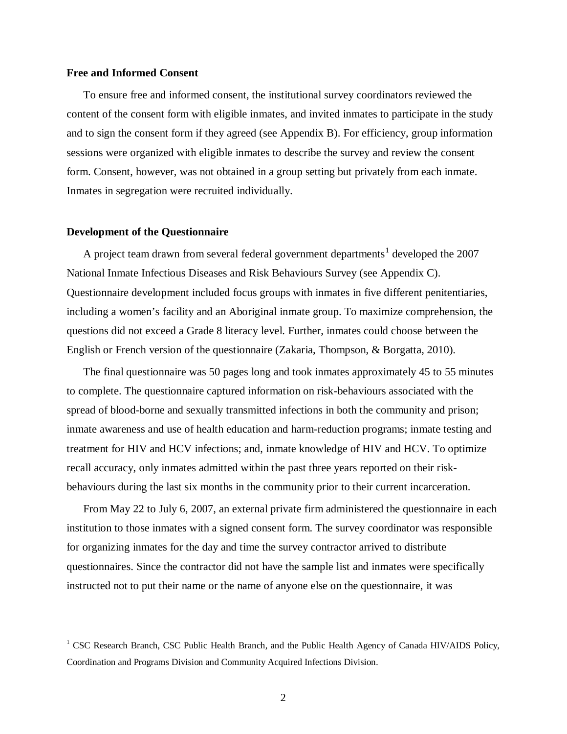### Free and Informed Consent

To ensure free and informed consent, the institutional survey coordinators reviewed the content of the consent form with eligible inmates, and invited inmates to participate in the study and to sign the consent form if they agreed (see Appendix B). For efficiency, group information sessions were organized with eligible inmates to describe the survey and review the consent form. Consent, however, was not obtained in a group setting but privately from each inmate. Inmates in segregation were recruited individually.

### Development of the Questionnaire

A project team drawn from several federal government departments[1] developed the 2007 National Inmate Infectious Diseases and Risk Behaviours Survey (see Appendix C). Questionnaire development included focus groups with inmates in five different penitentiaries, including a women's facility and an Aboriginal inmate group. To maximize comprehension, the questions did not exceed a Grade 8 literacy level. Further, inmates could choose between the English or French version of the questionnaire (Zakaria, Thompson, & Borgatta, 2010).

The final questionnaire was 50 pages long and took inmates approximately 45 to 55 minutes to complete. The questionnaire captured information on risk-behaviours associated with the spread of blood-borne and sexually transmitted infections in both the community and prison; inmate awareness and use of health education and harm-reduction programs; inmate testing and treatment for HIV and HCV infections; and, inmate knowledge of HIV and HCV. To optimize recall accuracy, only inmates admitted within the past three years reported on their risk-behaviours during the last six months in the community prior to their current incarceration.

From May 22 to July 6, 2007, an external private firm administered the questionnaire in each institution to those inmates with a signed consent form. The survey coordinator was responsible for organizing inmates for the day and time the survey contractor arrived to distribute questionnaires. Since the contractor did not have the sample list and inmates were specifically instructed not to put their name or the name of anyone else on the questionnaire, it was

---

[1] CSC Research Branch, CSC Public Health Branch, and the Public Health Agency of Canada HIV/AIDS Policy, Coordination and Programs Division and Community Acquired Infections Division.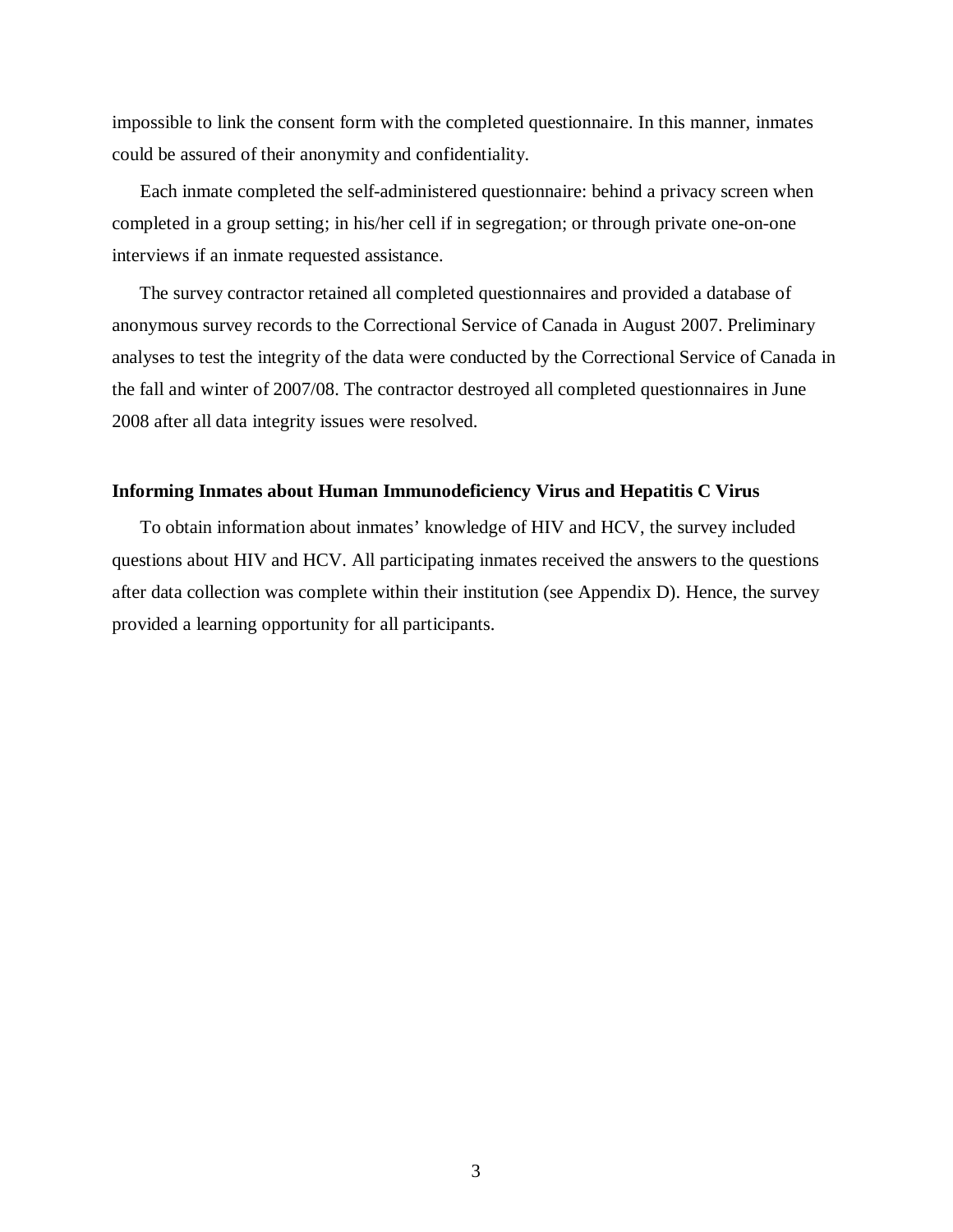impossible to link the consent form with the completed questionnaire. In this manner, inmates could be assured of their anonymity and confidentiality.

Each inmate completed the self-administered questionnaire: behind a privacy screen when completed in a group setting; in his/her cell if in segregation; or through private one-on-one interviews if an inmate requested assistance.

The survey contractor retained all completed questionnaires and provided a database of anonymous survey records to the Correctional Service of Canada in August 2007. Preliminary analyses to test the integrity of the data were conducted by the Correctional Service of Canada in the fall and winter of 2007/08. The contractor destroyed all completed questionnaires in June 2008 after all data integrity issues were resolved.

### Informing Inmates about Human Immunodeficiency Virus and Hepatitis C Virus

To obtain information about inmates' knowledge of HIV and HCV, the survey included questions about HIV and HCV. All participating inmates received the answers to the questions after data collection was complete within their institution (see Appendix D). Hence, the survey provided a learning opportunity for all participants.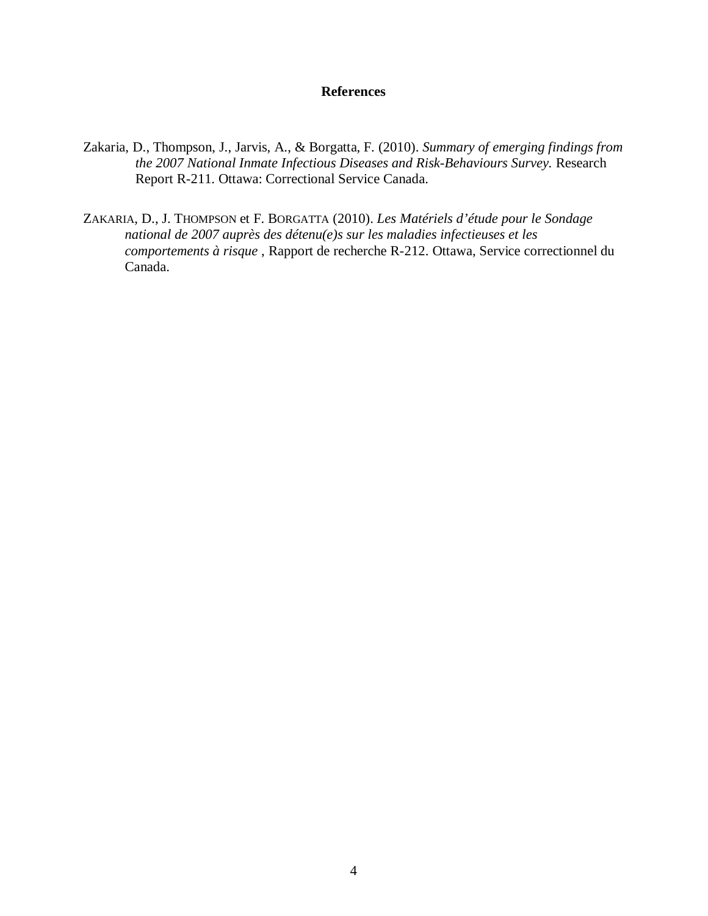## References

Zakaria, D., Thompson, J., Jarvis, A., & Borgatta, F. (2010). *Summary of emerging findings from the 2007 National Inmate Infectious Diseases and Risk-Behaviours Survey.* Research Report R-211. Ottawa: Correctional Service Canada.

ZAKARIA, D., J. THOMPSON et F. BORGATTA (2010). *Les Matériels d'étude pour le Sondage national de 2007 auprès des détenu(e)s sur les maladies infectieuses et les comportements à risque* , Rapport de recherche R-212. Ottawa, Service correctionnel du Canada.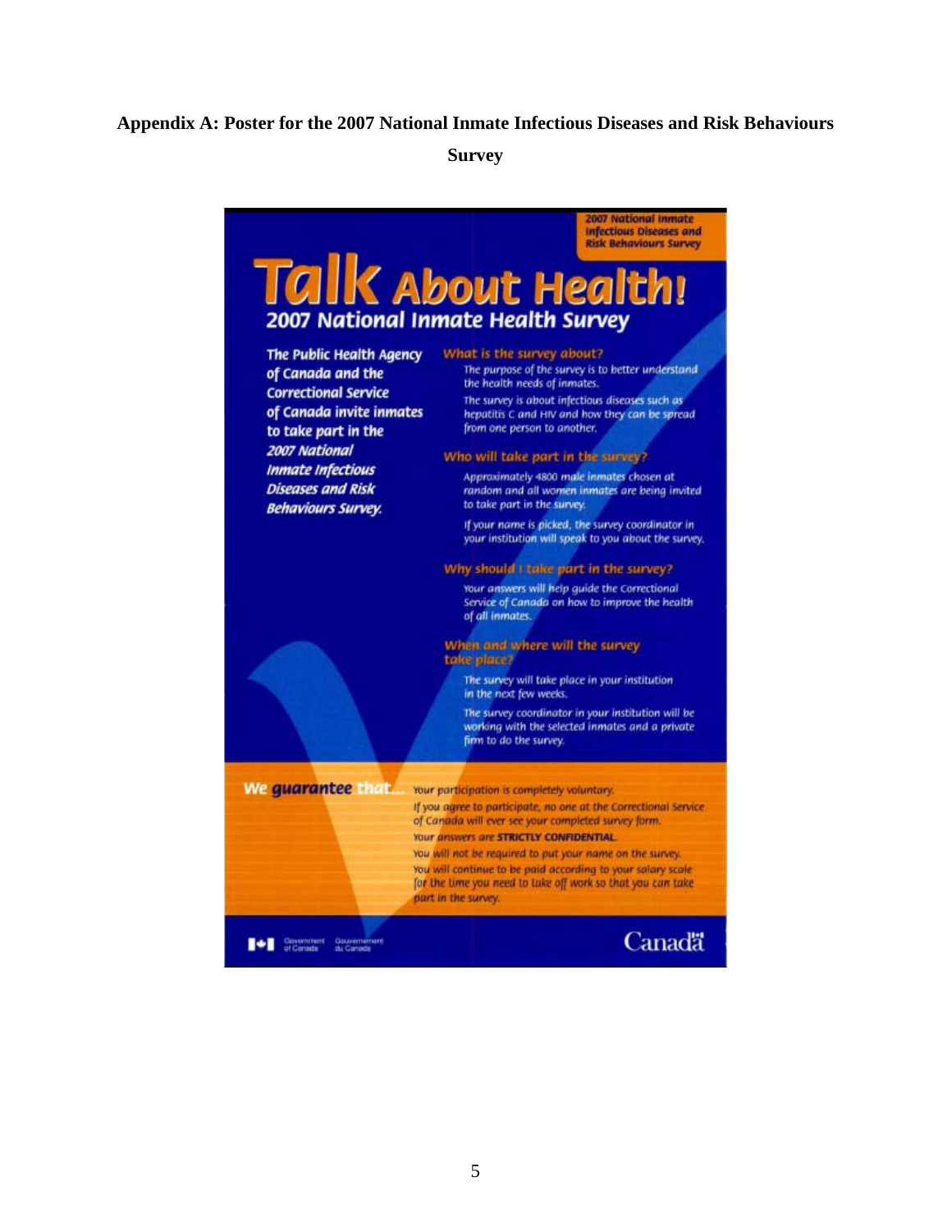**Appendix A: Poster for the 2007 National Inmate Infectious Diseases and Risk Behaviours Survey**

2007 National Inmate Infectious Diseases and Risk Behaviours Survey

# Talk About Health!

## 2007 National Inmate Health Survey

**The Public Health Agency of Canada and the Correctional Service of Canada invite inmates to take part in the *2007 National Inmate Infectious Diseases and Risk Behaviours Survey.***

### What is the survey about?

The purpose of the survey is to better understand the health needs of inmates.

The survey is about infectious diseases such as hepatitis C and HIV and how they can be spread from one person to another.

### Who will take part in the survey?

Approximately 4800 male inmates chosen at random and all women inmates are being invited to take part in the survey.

If your name is picked, the survey coordinator in your institution will speak to you about the survey.

### Why should I take part in the survey?

Your answers will help guide the Correctional Service of Canada on how to improve the health of all inmates.

### When and where will the survey take place?

The survey will take place in your institution in the next few weeks.

The survey coordinator in your institution will be working with the selected inmates and a private firm to do the survey.

**We guarantee that...**

Your participation is completely voluntary.

If you agree to participate, no one at the Correctional Service of Canada will ever see your completed survey form.

Your answers are **STRICTLY CONFIDENTIAL**.

You will not be required to put your name on the survey.

You will continue to be paid according to your salary scale for the time you need to take off work so that you can take part in the survey.

Government of Canada / Gouvernement du Canada

Canada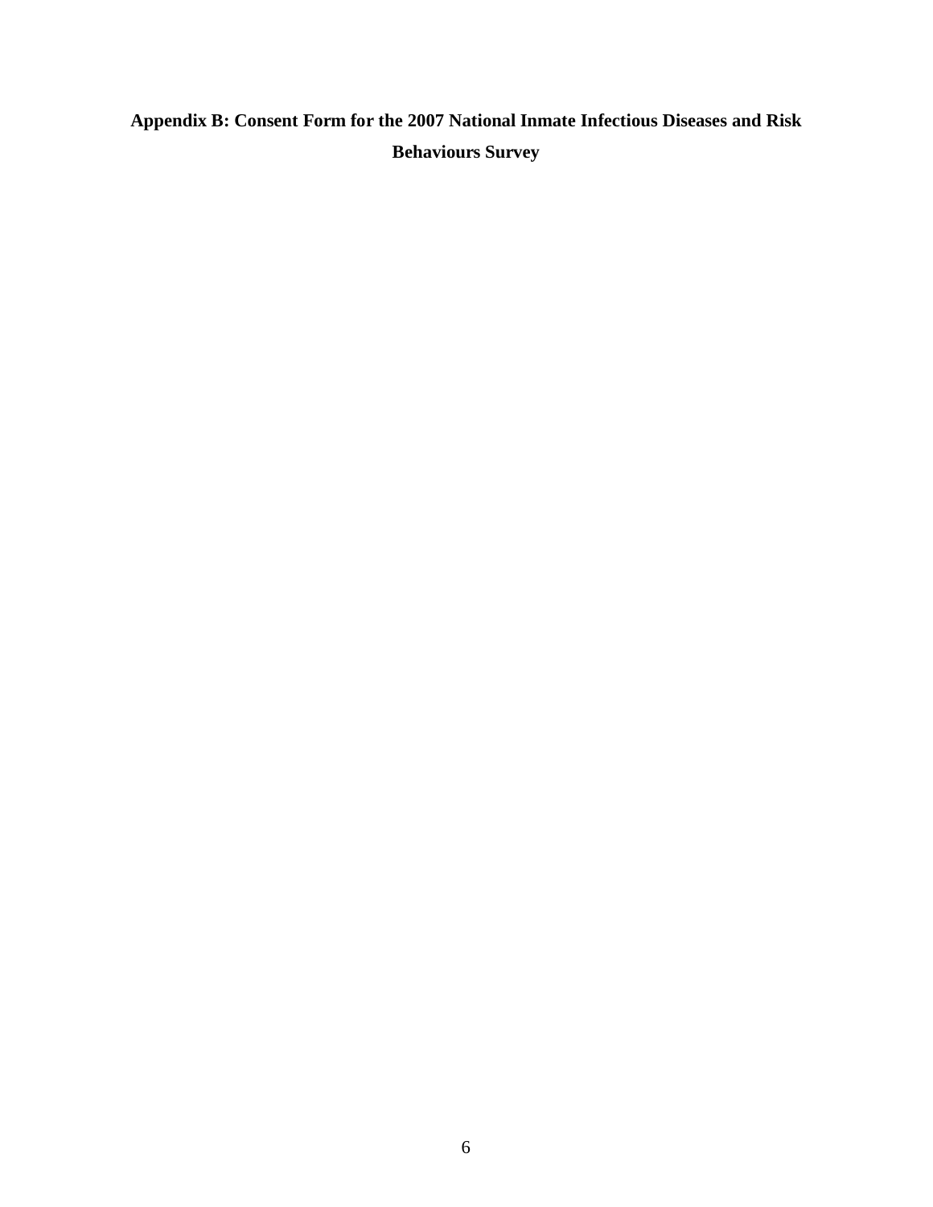## Appendix B: Consent Form for the 2007 National Inmate Infectious Diseases and Risk Behaviours Survey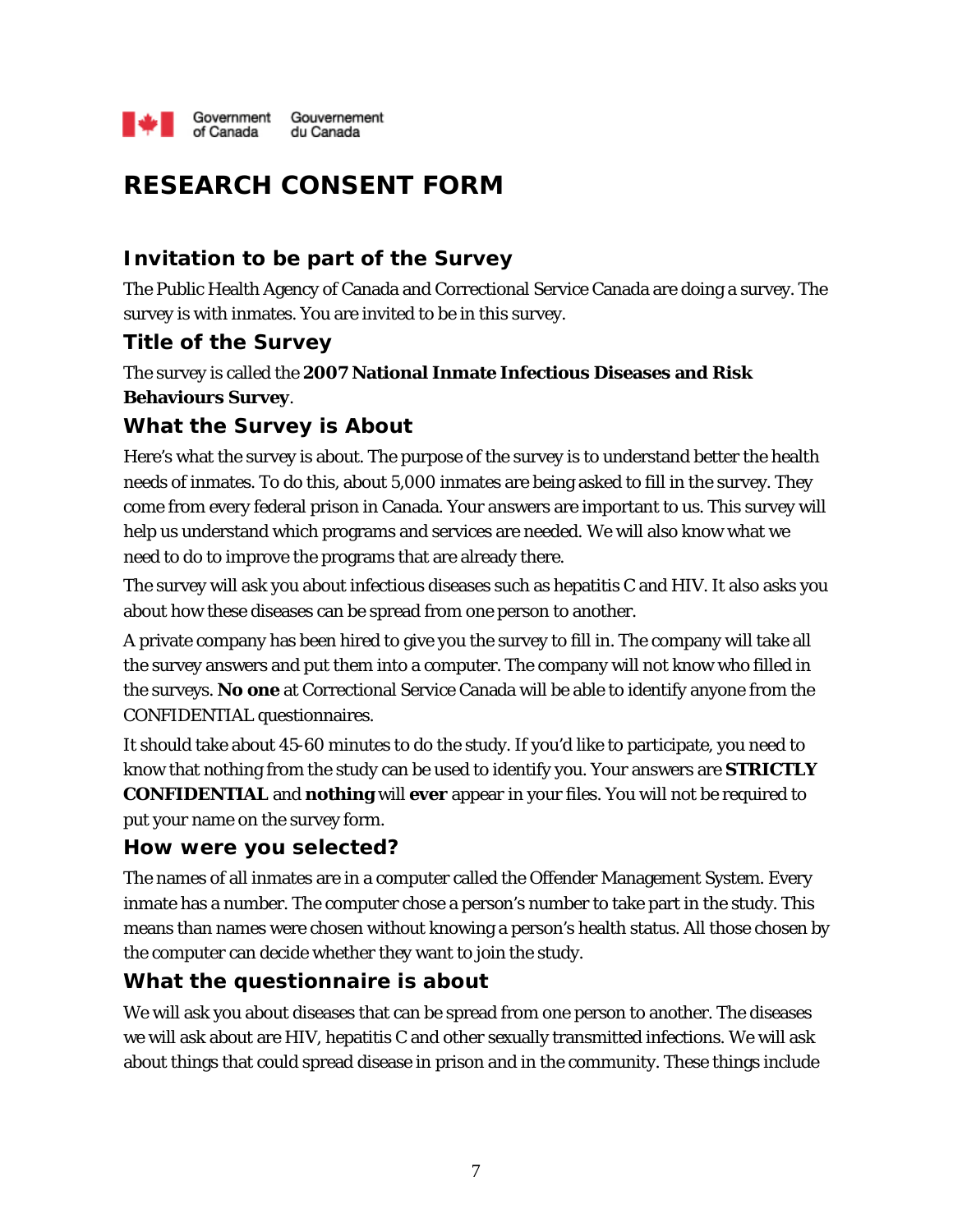Government of Canada Gouvernement du Canada

# RESEARCH CONSENT FORM

## Invitation to be part of the Survey

The Public Health Agency of Canada and Correctional Service Canada are doing a survey. The survey is with inmates. You are invited to be in this survey.

## Title of the Survey

The survey is called the **2007 National Inmate Infectious Diseases and Risk Behaviours Survey**.

## What the Survey is About

Here's what the survey is about. The purpose of the survey is to understand better the health needs of inmates. To do this, about 5,000 inmates are being asked to fill in the survey. They come from every federal prison in Canada. Your answers are important to us. This survey will help us understand which programs and services are needed. We will also know what we need to do to improve the programs that are already there.

The survey will ask you about infectious diseases such as hepatitis C and HIV. It also asks you about how these diseases can be spread from one person to another.

A private company has been hired to give you the survey to fill in. The company will take all the survey answers and put them into a computer. The company will not know who filled in the surveys. **No one** at Correctional Service Canada will be able to identify anyone from the CONFIDENTIAL questionnaires.

It should take about 45-60 minutes to do the study. If you'd like to participate, you need to know that nothing from the study can be used to identify you. Your answers are **STRICTLY CONFIDENTIAL** and **nothing** will **ever** appear in your files. You will not be required to put your name on the survey form.

## How were you selected?

The names of all inmates are in a computer called the Offender Management System. Every inmate has a number. The computer chose a person's number to take part in the study. This means than names were chosen without knowing a person's health status. All those chosen by the computer can decide whether they want to join the study.

## What the questionnaire is about

We will ask you about diseases that can be spread from one person to another. The diseases we will ask about are HIV, hepatitis C and other sexually transmitted infections. We will ask about things that could spread disease in prison and in the community. These things include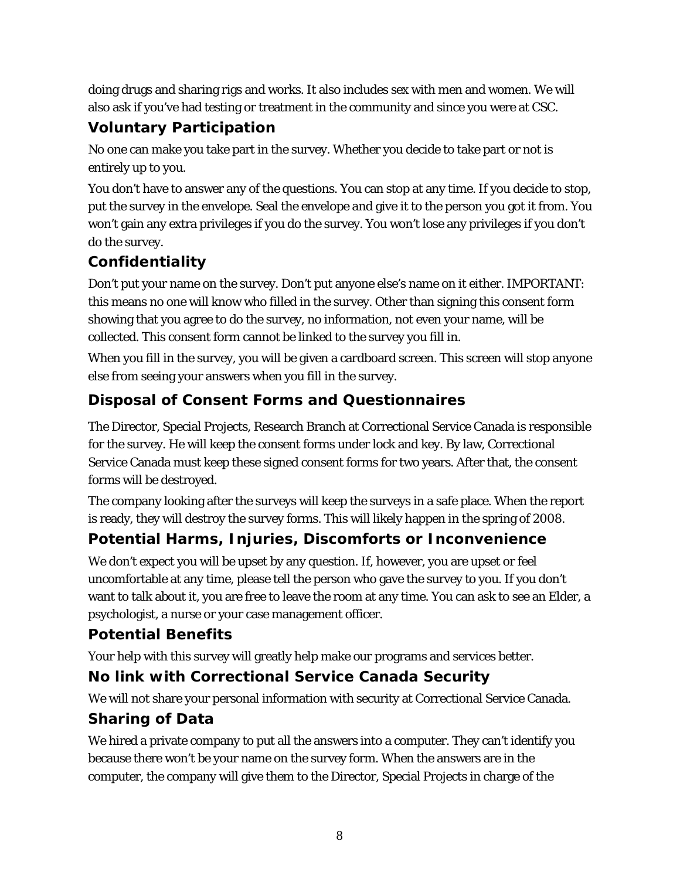doing drugs and sharing rigs and works. It also includes sex with men and women. We will also ask if you've had testing or treatment in the community and since you were at CSC.

### Voluntary Participation

No one can make you take part in the survey. Whether you decide to take part or not is entirely up to you.

You don't have to answer any of the questions. You can stop at any time. If you decide to stop, put the survey in the envelope. Seal the envelope and give it to the person you got it from. You won't gain any extra privileges if you do the survey. You won't lose any privileges if you don't do the survey.

### Confidentiality

Don't put your name on the survey. Don't put anyone else's name on it either. IMPORTANT: this means no one will know who filled in the survey. Other than signing this consent form showing that you agree to do the survey, no information, not even your name, will be collected. This consent form cannot be linked to the survey you fill in.

When you fill in the survey, you will be given a cardboard screen. This screen will stop anyone else from seeing your answers when you fill in the survey.

### Disposal of Consent Forms and Questionnaires

The Director, Special Projects, Research Branch at Correctional Service Canada is responsible for the survey. He will keep the consent forms under lock and key. By law, Correctional Service Canada must keep these signed consent forms for two years. After that, the consent forms will be destroyed.

The company looking after the surveys will keep the surveys in a safe place. When the report is ready, they will destroy the survey forms. This will likely happen in the spring of 2008.

### Potential Harms, Injuries, Discomforts or Inconvenience

We don't expect you will be upset by any question. If, however, you are upset or feel uncomfortable at any time, please tell the person who gave the survey to you. If you don't want to talk about it, you are free to leave the room at any time. You can ask to see an Elder, a psychologist, a nurse or your case management officer.

### Potential Benefits

Your help with this survey will greatly help make our programs and services better.

### No link with Correctional Service Canada Security

We will not share your personal information with security at Correctional Service Canada.

### Sharing of Data

We hired a private company to put all the answers into a computer. They can't identify you because there won't be your name on the survey form. When the answers are in the computer, the company will give them to the Director, Special Projects in charge of the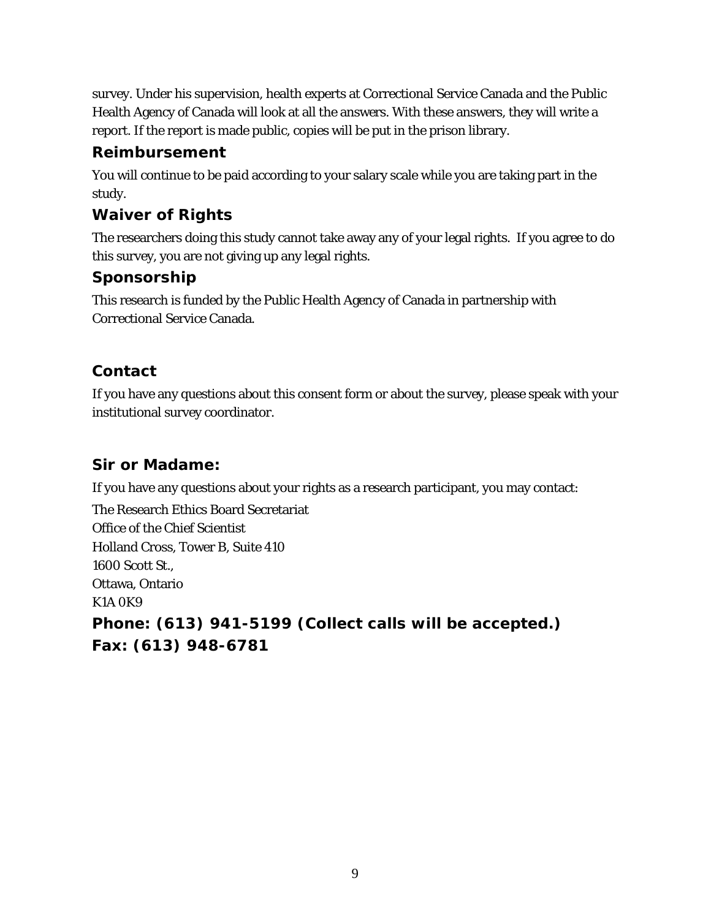survey. Under his supervision, health experts at Correctional Service Canada and the Public Health Agency of Canada will look at all the answers. With these answers, they will write a report. If the report is made public, copies will be put in the prison library.

## Reimbursement

You will continue to be paid according to your salary scale while you are taking part in the study.

## Waiver of Rights

The researchers doing this study cannot take away any of your legal rights. If you agree to do this survey, you are not giving up any legal rights.

## Sponsorship

This research is funded by the Public Health Agency of Canada in partnership with Correctional Service Canada.

## Contact

If you have any questions about this consent form or about the survey, please speak with your institutional survey coordinator.

## Sir or Madame:

If you have any questions about your rights as a research participant, you may contact:

The Research Ethics Board Secretariat
Office of the Chief Scientist
Holland Cross, Tower B, Suite 410
1600 Scott St.,
Ottawa, Ontario
K1A 0K9

**Phone: (613) 941-5199 (Collect calls will be accepted.)**
**Fax: (613) 948-6781**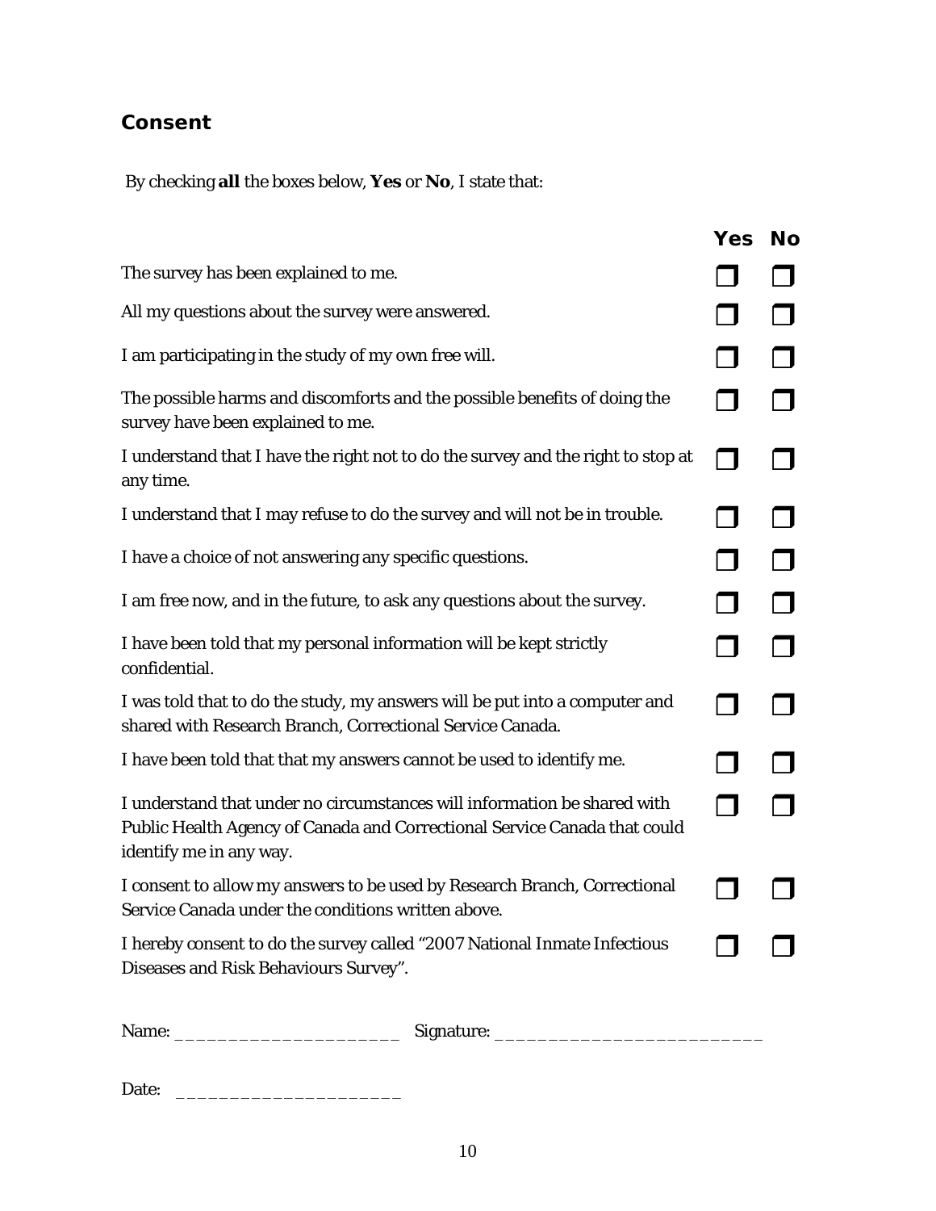## Consent

By checking **all** the boxes below, **Yes** or **No**, I state that:

| | **Yes** | **No** |
|---|---|---|
| The survey has been explained to me. | ❐ | ❐ |
| All my questions about the survey were answered. | ❐ | ❐ |
| I am participating in the study of my own free will. | ❐ | ❐ |
| The possible harms and discomforts and the possible benefits of doing the survey have been explained to me. | ❐ | ❐ |
| I understand that I have the right not to do the survey and the right to stop at any time. | ❐ | ❐ |
| I understand that I may refuse to do the survey and will not be in trouble. | ❐ | ❐ |
| I have a choice of not answering any specific questions. | ❐ | ❐ |
| I am free now, and in the future, to ask any questions about the survey. | ❐ | ❐ |
| I have been told that my personal information will be kept strictly confidential. | ❐ | ❐ |
| I was told that to do the study, my answers will be put into a computer and shared with Research Branch, Correctional Service Canada. | ❐ | ❐ |
| I have been told that that my answers cannot be used to identify me. | ❐ | ❐ |
| I understand that under no circumstances will information be shared with Public Health Agency of Canada and Correctional Service Canada that could identify me in any way. | ❐ | ❐ |
| I consent to allow my answers to be used by Research Branch, Correctional Service Canada under the conditions written above. | ❐ | ❐ |
| I hereby consent to do the survey called "2007 National Inmate Infectious Diseases and Risk Behaviours Survey". | ❐ | ❐ |

Name: ______________________ Signature: __________________________

Date: ______________________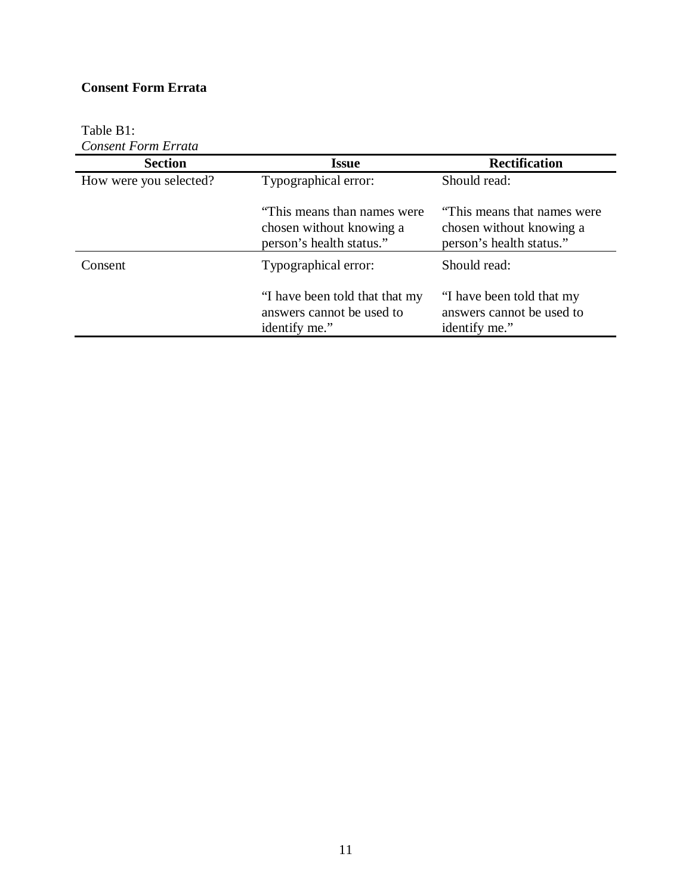**Consent Form Errata**

Table B1:
*Consent Form Errata*

| Section | Issue | Rectification |
|---|---|---|
| How were you selected? | Typographical error:<br><br>"This means than names were chosen without knowing a person's health status." | Should read:<br><br>"This means that names were chosen without knowing a person's health status." |
| Consent | Typographical error:<br><br>"I have been told that that my answers cannot be used to identify me." | Should read:<br><br>"I have been told that my answers cannot be used to identify me." |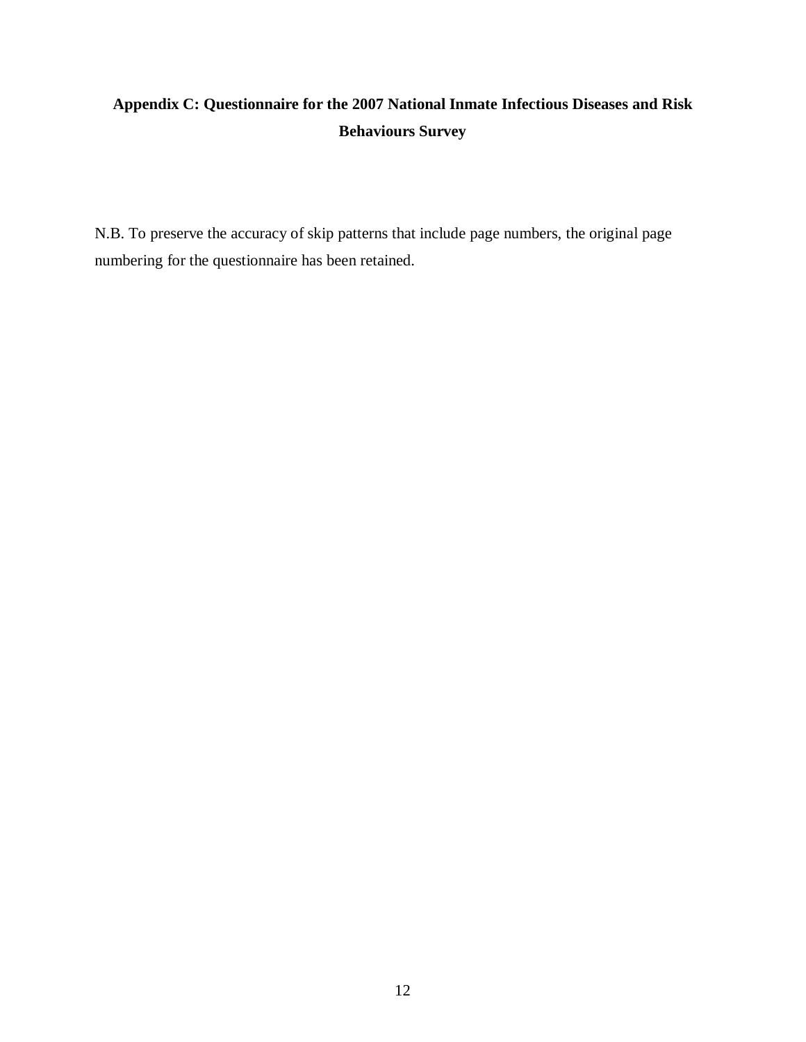# Appendix C: Questionnaire for the 2007 National Inmate Infectious Diseases and Risk Behaviours Survey

N.B. To preserve the accuracy of skip patterns that include page numbers, the original page numbering for the questionnaire has been retained.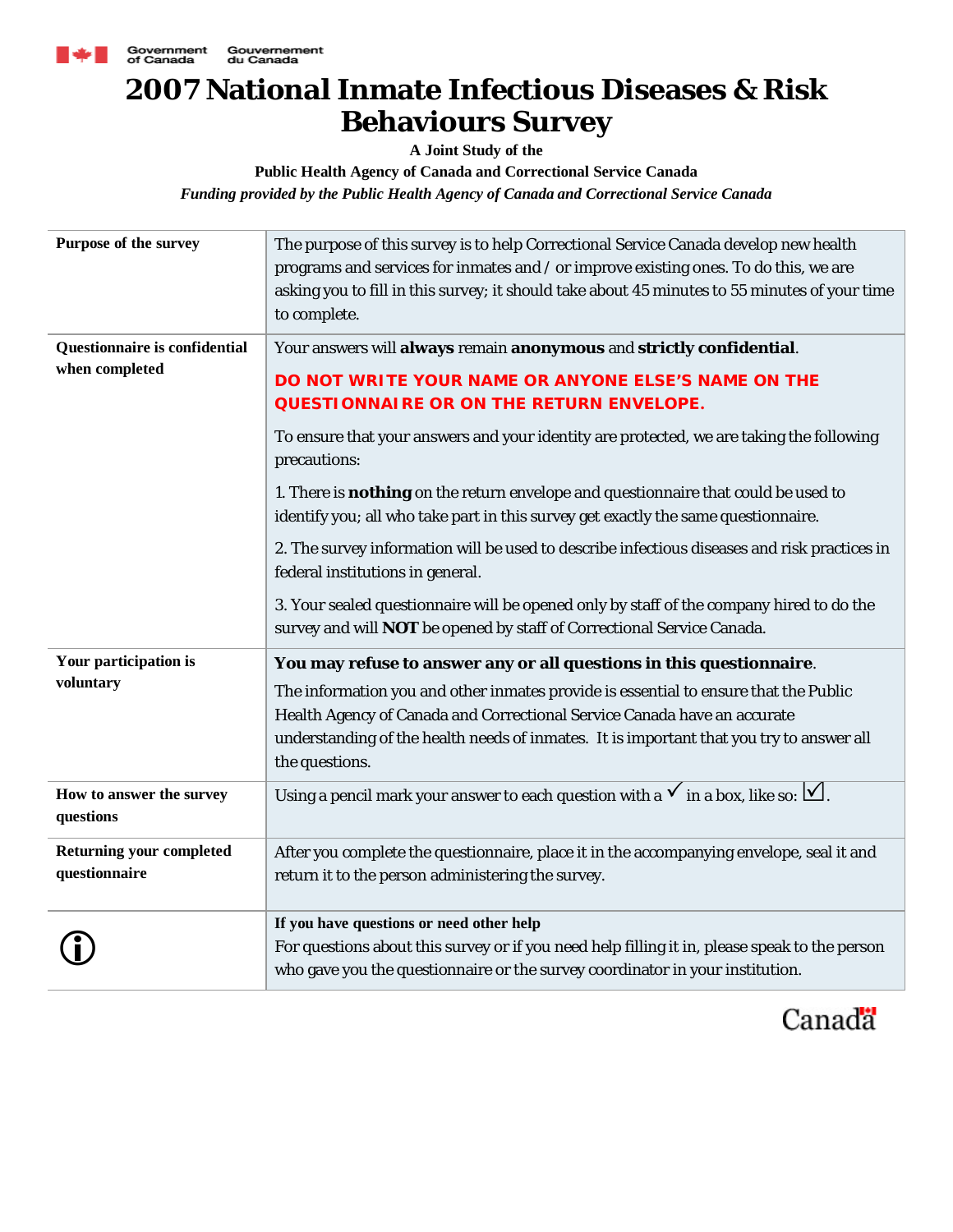Government of Canada Gouvernement du Canada

# 2007 National Inmate Infectious Diseases & Risk Behaviours Survey

**A Joint Study of the**

**Public Health Agency of Canada and Correctional Service Canada**

***Funding provided by the Public Health Agency of Canada and Correctional Service Canada***

| | |
|---|---|
| **Purpose of the survey** | The purpose of this survey is to help Correctional Service Canada develop new health programs and services for inmates and / or improve existing ones. To do this, we are asking you to fill in this survey; it should take about 45 minutes to 55 minutes of your time to complete. |
| **Questionnaire is confidential when completed** | Your answers will **always** remain **anonymous** and **strictly confidential**.<br><br>**DO NOT WRITE YOUR NAME OR ANYONE ELSE'S NAME ON THE QUESTIONNAIRE OR ON THE RETURN ENVELOPE.**<br><br>To ensure that your answers and your identity are protected, we are taking the following precautions:<br><br>1. There is **nothing** on the return envelope and questionnaire that could be used to identify you; all who take part in this survey get exactly the same questionnaire.<br><br>2. The survey information will be used to describe infectious diseases and risk practices in federal institutions in general.<br><br>3. Your sealed questionnaire will be opened only by staff of the company hired to do the survey and will **NOT** be opened by staff of Correctional Service Canada. |
| **Your participation is voluntary** | **You may refuse to answer any or all questions in this questionnaire**.<br><br>The information you and other inmates provide is essential to ensure that the Public Health Agency of Canada and Correctional Service Canada have an accurate understanding of the health needs of inmates. It is important that you try to answer all the questions. |
| **How to answer the survey questions** | Using a pencil mark your answer to each question with a ✓ in a box, like so: ☑. |
| **Returning your completed questionnaire** | After you complete the questionnaire, place it in the accompanying envelope, seal it and return it to the person administering the survey. |
| ⓘ | **If you have questions or need other help**<br>For questions about this survey or if you need help filling it in, please speak to the person who gave you the questionnaire or the survey coordinator in your institution. |

Canada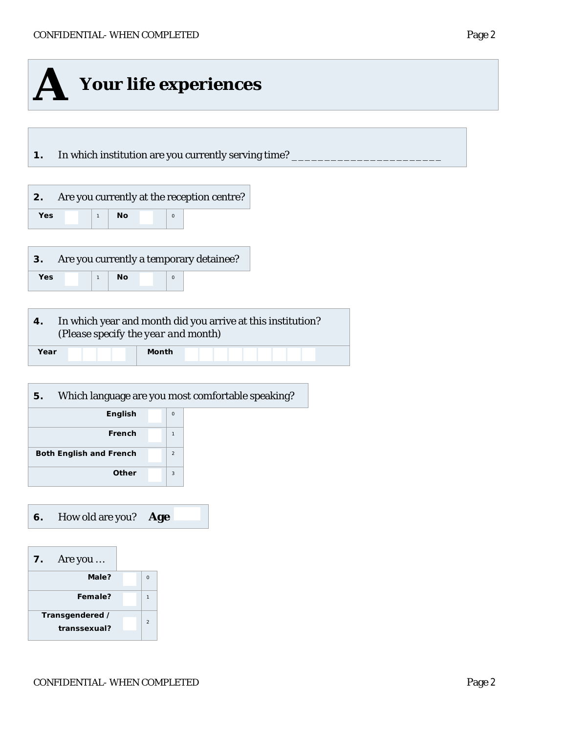# A Your life experiences

**1.** In which institution are you currently serving time? _______________________

**2.** Are you currently at the reception centre?

| Yes | ☐ | 1 | No | ☐ | 0 |
|---|---|---|---|---|---|

**3.** Are you currently a temporary detainee?

| Yes | ☐ | 1 | No | ☐ | 0 |
|---|---|---|---|---|---|

**4.** In which year and month did you arrive at this institution? (Please specify the year and month)

| Year | ☐☐☐☐ | Month | ☐☐☐☐☐☐☐☐☐ |
|---|---|---|---|

**5.** Which language are you most comfortable speaking?

| Option | | Code |
|---|---|---|
| English | ☐ | 0 |
| French | ☐ | 1 |
| Both English and French | ☐ | 2 |
| Other | ☐ | 3 |

**6.** How old are you? **Age** ☐

**7.** Are you …

| Option | | Code |
|---|---|---|
| Male? | ☐ | 0 |
| Female? | ☐ | 1 |
| Transgendered / transsexual? | ☐ | 2 |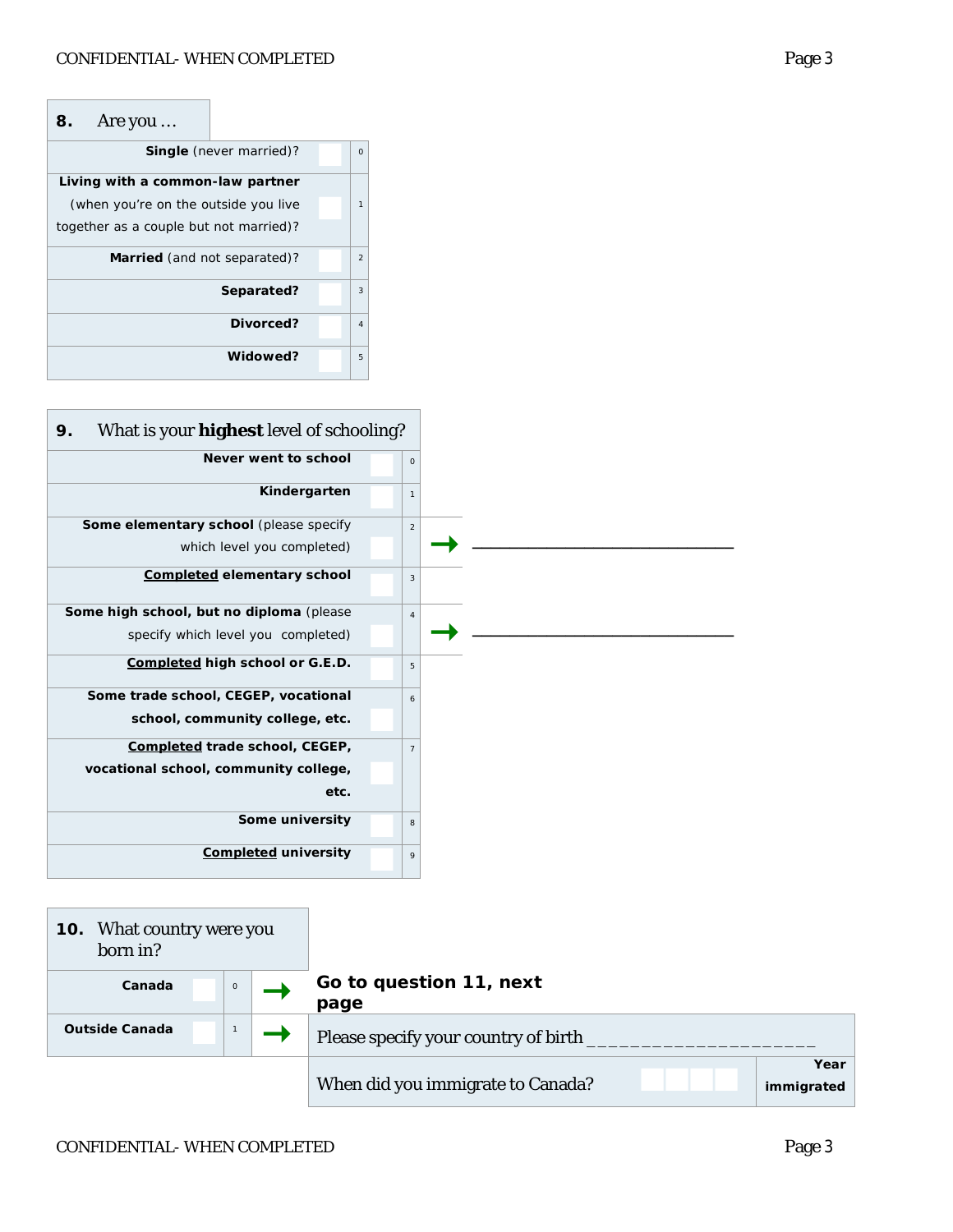**8.** Are you …

| Response | | Code |
|---|---|---|
| **Single** (never married)? | ☐ | 0 |
| **Living with a common-law partner** (when you're on the outside you live together as a couple but not married)? | ☐ | 1 |
| **Married** (and not separated)? | ☐ | 2 |
| **Separated?** | ☐ | 3 |
| **Divorced?** | ☐ | 4 |
| **Widowed?** | ☐ | 5 |

**9.** What is your **highest** level of schooling?

| Response | | Code | |
|---|---|---|---|
| **Never went to school** | ☐ | 0 | |
| **Kindergarten** | ☐ | 1 | |
| **Some elementary school** (please specify which level you completed) | ☐ | 2 | → ______________________ |
| **<u>Completed</u> elementary school** | ☐ | 3 | |
| **Some high school, but no diploma** (please specify which level you completed) | ☐ | 4 | → ______________________ |
| **<u>Completed</u> high school or G.E.D.** | ☐ | 5 | |
| **Some trade school, CEGEP, vocational school, community college, etc.** | ☐ | 6 | |
| **<u>Completed</u> trade school, CEGEP, vocational school, community college, etc.** | ☐ | 7 | |
| **Some university** | ☐ | 8 | |
| **<u>Completed</u> university** | ☐ | 9 | |

**10.** What country were you born in?

| Response | | Code | | |
|---|---|---|---|---|
| **Canada** | ☐ | 0 | → | **Go to question 11, next page** |
| **Outside Canada** | ☐ | 1 | → | Please specify your country of birth ____________________ |
| | | | | When did you immigrate to Canada? ☐☐☐☐ **Year immigrated** |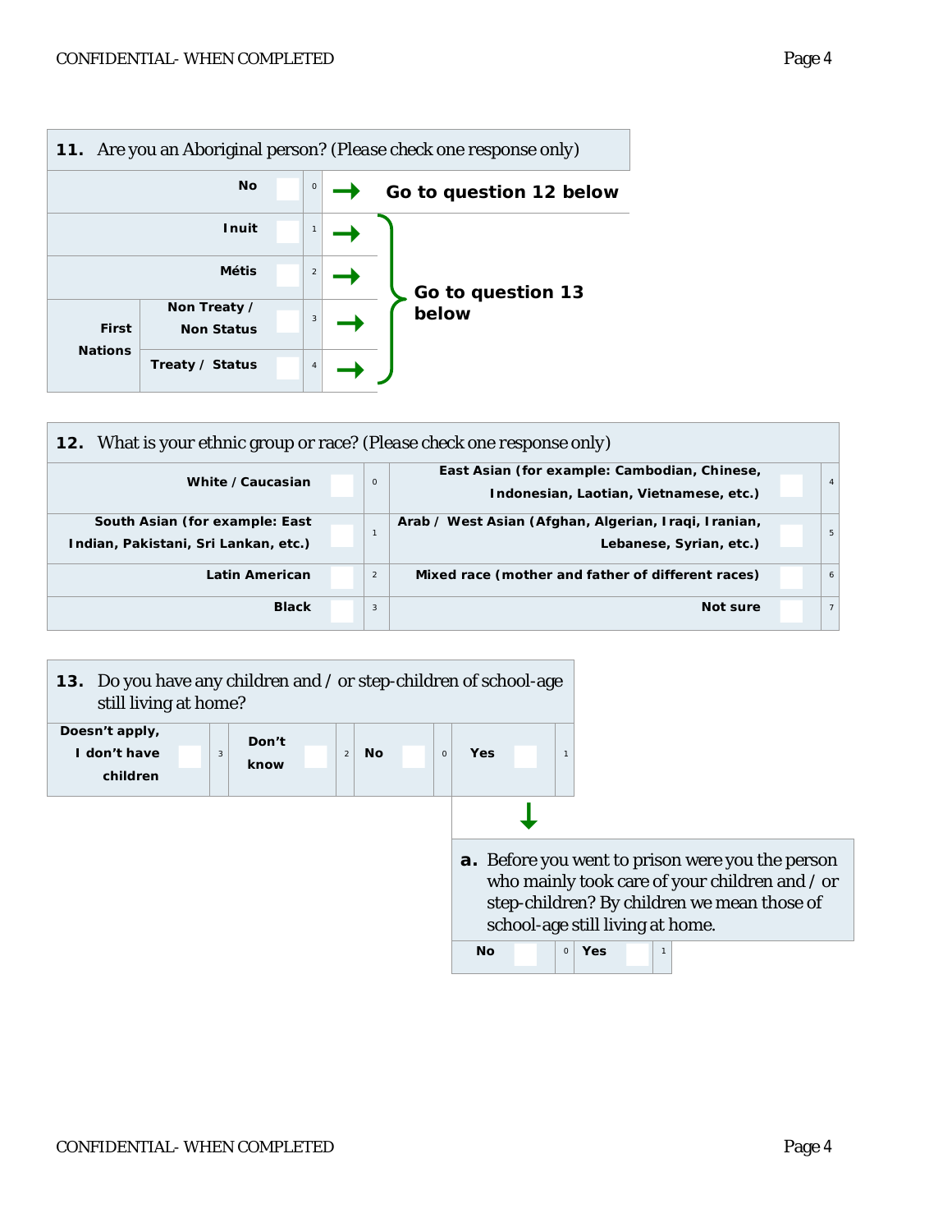**11.** Are you an Aboriginal person? (Please check one response only)

| | Response | | Code | |
|---|---|---|---|---|
| | No | ☐ | 0 | → **Go to question 12 below** |
| | Inuit | ☐ | 1 | → **Go to question 13 below** |
| | Métis | ☐ | 2 | → **Go to question 13 below** |
| First Nations | Non Treaty / Non Status | ☐ | 3 | → **Go to question 13 below** |
| | Treaty / Status | ☐ | 4 | → **Go to question 13 below** |

**12.** What is your ethnic group or race? (Please check one response only)

| Response | | Code | Response | | Code |
|---|---|---|---|---|---|
| White / Caucasian | ☐ | 0 | East Asian (for example: Cambodian, Chinese, Indonesian, Laotian, Vietnamese, etc.) | ☐ | 4 |
| South Asian (for example: East Indian, Pakistani, Sri Lankan, etc.) | ☐ | 1 | Arab / West Asian (Afghan, Algerian, Iraqi, Iranian, Lebanese, Syrian, etc.) | ☐ | 5 |
| Latin American | ☐ | 2 | Mixed race (mother and father of different races) | ☐ | 6 |
| Black | ☐ | 3 | Not sure | ☐ | 7 |

**13.** Do you have any children and / or step-children of school-age still living at home?

| Doesn't apply, I don't have children | | Don't know | | No | | Yes | |
|---|---|---|---|---|---|---|---|
| ☐ | 3 | ☐ | 2 | ☐ | 0 | ☐ | 1 |

↓ (If Yes)

**a.** Before you went to prison were you the person who mainly took care of your children and / or step-children? By children we mean those of school-age still living at home.

| No | | Yes | |
|---|---|---|---|
| ☐ | 0 | ☐ | 1 |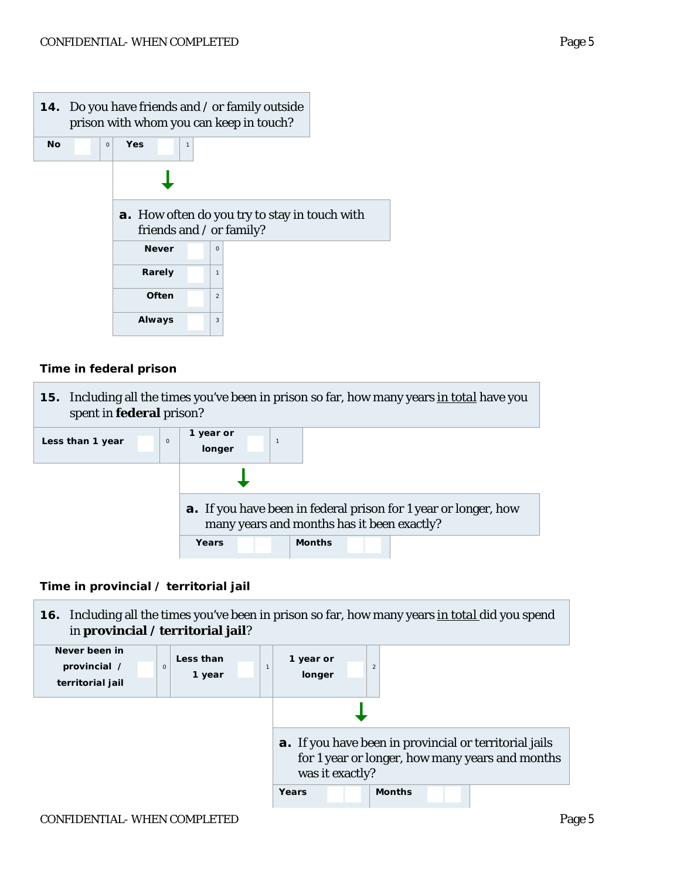**14.** Do you have friends and / or family outside prison with whom you can keep in touch?

| No | | 0 | Yes | | 1 |
|---|---|---|---|---|---|

↓

**a.** How often do you try to stay in touch with friends and / or family?

| Response | | Code |
|---|---|---|
| Never | | 0 |
| Rarely | | 1 |
| Often | | 2 |
| Always | | 3 |

### Time in federal prison

**15.** Including all the times you've been in prison so far, how many years in total have you spent in **federal** prison?

| Less than 1 year | | 0 | 1 year or longer | | 1 |
|---|---|---|---|---|---|

↓

**a.** If you have been in federal prison for 1 year or longer, how many years and months has it been exactly?

| Years | | Months | |
|---|---|---|---|

### Time in provincial / territorial jail

**16.** Including all the times you've been in prison so far, how many years in total did you spend in **provincial / territorial jail**?

| Never been in provincial / territorial jail | | 0 | Less than 1 year | | 1 | 1 year or longer | | 2 |
|---|---|---|---|---|---|---|---|---|

↓

**a.** If you have been in provincial or territorial jails for 1 year or longer, how many years and months was it exactly?

| Years | | Months | |
|---|---|---|---|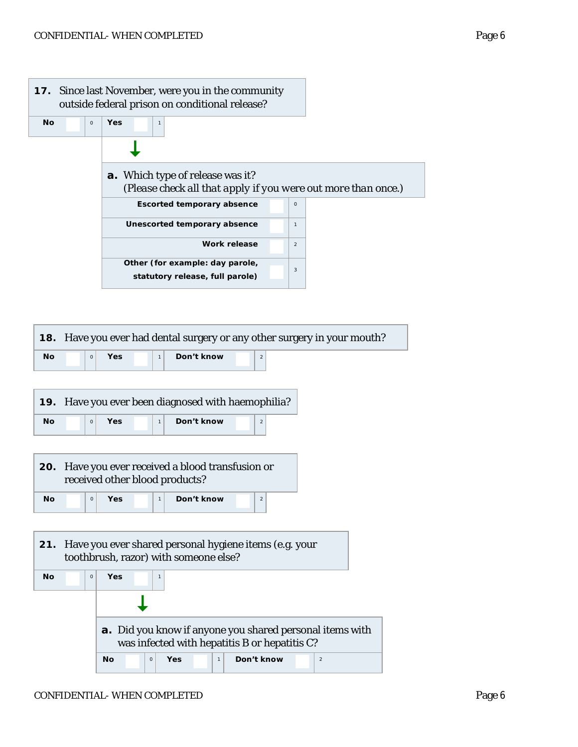**17.** Since last November, were you in the community outside federal prison on conditional release?

| No | | 0 | Yes | | 1 |
|---|---|---|---|---|---|

**a.** Which type of release was it?
*(Please check all that apply if you were out more than once.)*

| Type of release | | Code |
|---|---|---|
| **Escorted temporary absence** | | 0 |
| **Unescorted temporary absence** | | 1 |
| **Work release** | | 2 |
| **Other (for example: day parole, statutory release, full parole)** | | 3 |

**18.** Have you ever had dental surgery or any other surgery in your mouth?

| No | | 0 | Yes | | 1 | Don't know | | 2 |
|---|---|---|---|---|---|---|---|---|

**19.** Have you ever been diagnosed with haemophilia?

| No | | 0 | Yes | | 1 | Don't know | | 2 |
|---|---|---|---|---|---|---|---|---|

**20.** Have you ever received a blood transfusion or received other blood products?

| No | | 0 | Yes | | 1 | Don't know | | 2 |
|---|---|---|---|---|---|---|---|---|

**21.** Have you ever shared personal hygiene items (e.g. your toothbrush, razor) with someone else?

| No | | 0 | Yes | | 1 |
|---|---|---|---|---|---|

**a.** Did you know if anyone you shared personal items with was infected with hepatitis B or hepatitis C?

| No | | 0 | Yes | | 1 | Don't know | | 2 |
|---|---|---|---|---|---|---|---|---|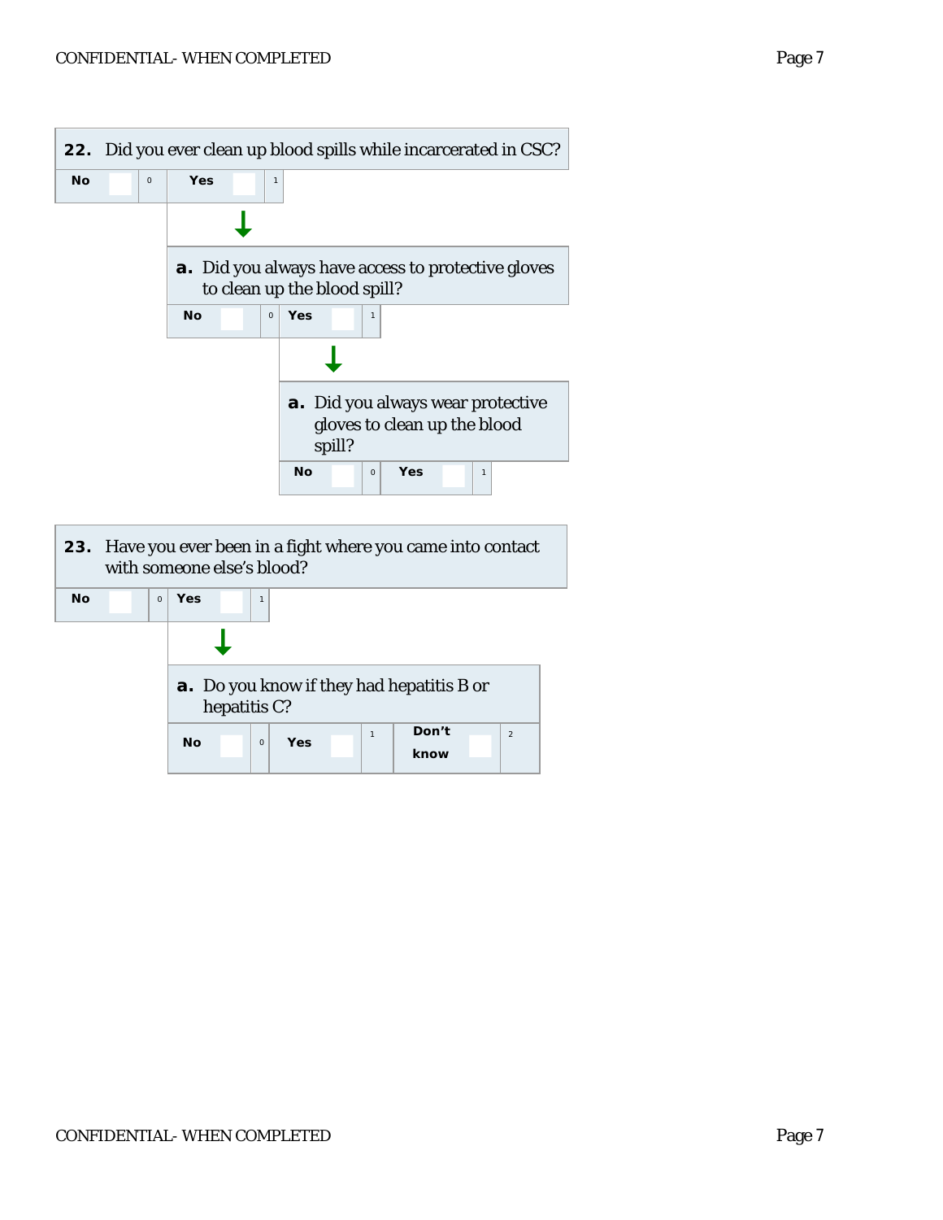**22.** Did you ever clean up blood spills while incarcerated in CSC?

| No | ☐ | 0 | Yes | ☐ | 1 |
|---|---|---|---|---|---|

↓

**a.** Did you always have access to protective gloves to clean up the blood spill?

| No | ☐ | 0 | Yes | ☐ | 1 |
|---|---|---|---|---|---|

↓

**a.** Did you always wear protective gloves to clean up the blood spill?

| No | ☐ | 0 | Yes | ☐ | 1 |
|---|---|---|---|---|---|

**23.** Have you ever been in a fight where you came into contact with someone else's blood?

| No | ☐ | 0 | Yes | ☐ | 1 |
|---|---|---|---|---|---|

↓

**a.** Do you know if they had hepatitis B or hepatitis C?

| No | ☐ | 0 | Yes | ☐ | 1 | Don't know | ☐ | 2 |
|---|---|---|---|---|---|---|---|---|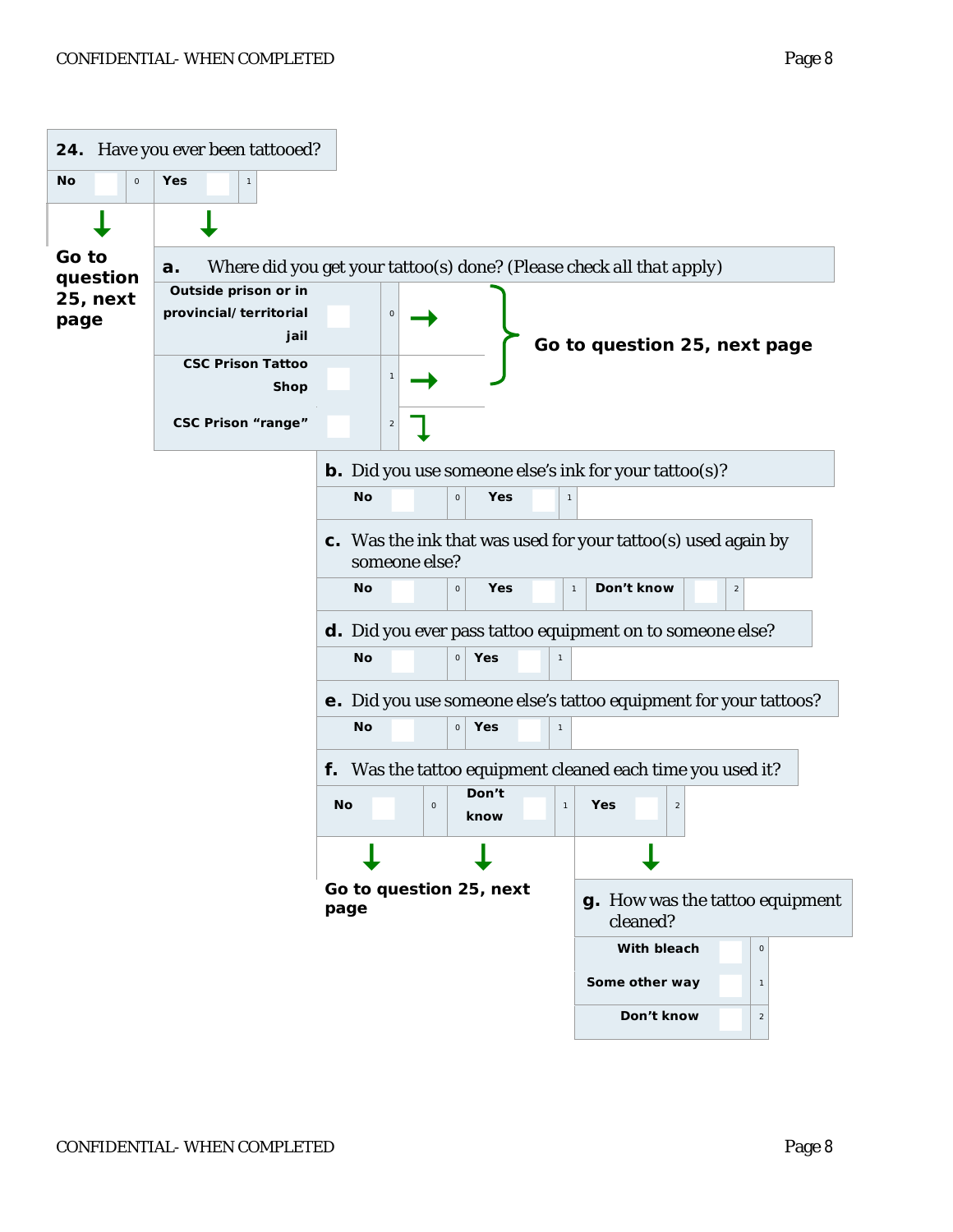**24.** Have you ever been tattooed?

| No | 0 | Yes | 1 |
|---|---|---|---|

No → **Go to question 25, next page**

Yes ↓

**a.** Where did you get your tattoo(s) done? (Please check all that apply)

| Option | Code | |
|---|---|---|
| Outside prison or in provincial/ territorial jail | 0 | → **Go to question 25, next page** |
| CSC Prison Tattoo Shop | 1 | → **Go to question 25, next page** |
| CSC Prison "range" | 2 | ↓ |

**b.** Did you use someone else's ink for your tattoo(s)?

| No | 0 | Yes | 1 |
|---|---|---|---|

**c.** Was the ink that was used for your tattoo(s) used again by someone else?

| No | 0 | Yes | 1 | Don't know | 2 |
|---|---|---|---|---|---|

**d.** Did you ever pass tattoo equipment on to someone else?

| No | 0 | Yes | 1 |
|---|---|---|---|

**e.** Did you use someone else's tattoo equipment for your tattoos?

| No | 0 | Yes | 1 |
|---|---|---|---|

**f.** Was the tattoo equipment cleaned each time you used it?

| No | 0 | Don't know | 1 | Yes | 2 |
|---|---|---|---|---|---|

No / Don't know → **Go to question 25, next page**

Yes ↓

**g.** How was the tattoo equipment cleaned?

| Option | Code |
|---|---|
| With bleach | 0 |
| Some other way | 1 |
| Don't know | 2 |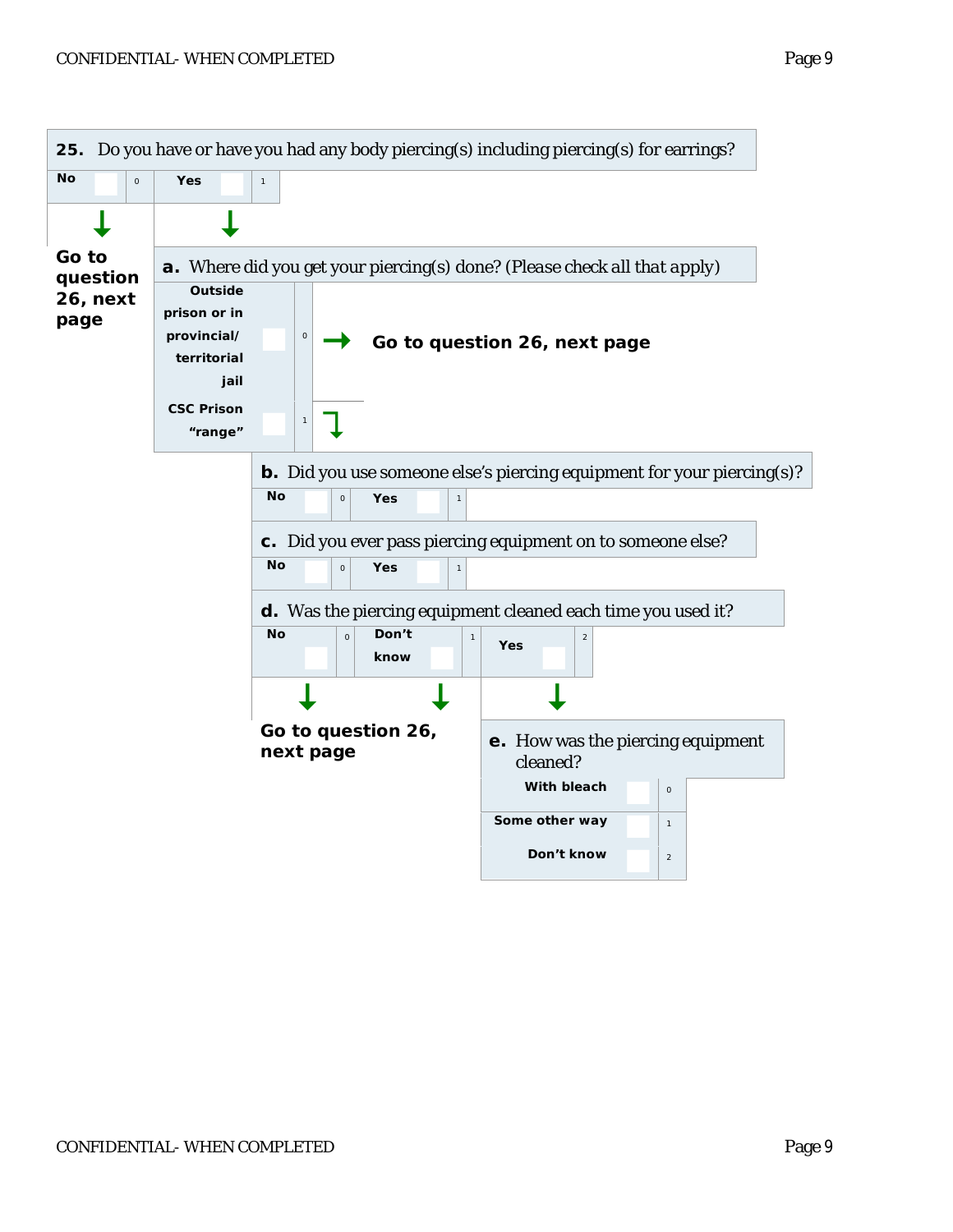**25.** Do you have or have you had any body piercing(s) including piercing(s) for earrings?

| No | 0 | Yes | 1 |
|---|---|---|---|

No → **Go to question 26, next page**

Yes ↓

**a.** Where did you get your piercing(s) done? (Please check all that apply)

| Outside prison or in provincial/territorial jail | 0 | → **Go to question 26, next page** |
|---|---|---|
| CSC Prison "range" | 1 | ↓ |

**b.** Did you use someone else's piercing equipment for your piercing(s)?

| No | 0 | Yes | 1 |
|---|---|---|---|

**c.** Did you ever pass piercing equipment on to someone else?

| No | 0 | Yes | 1 |
|---|---|---|---|

**d.** Was the piercing equipment cleaned each time you used it?

| No | 0 | Don't know | 1 | Yes | 2 |
|---|---|---|---|---|---|

No / Don't know → **Go to question 26, next page**

Yes ↓

**e.** How was the piercing equipment cleaned?

| With bleach | 0 |
|---|---|
| Some other way | 1 |
| Don't know | 2 |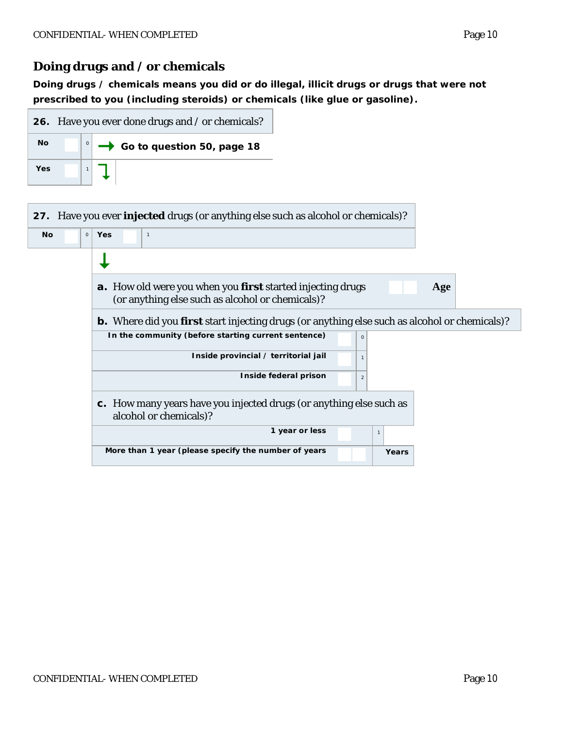## Doing drugs and / or chemicals

**Doing drugs / chemicals means you did or do illegal, illicit drugs or drugs that were not prescribed to you (including steroids) or chemicals (like glue or gasoline).**

**26.** Have you ever done drugs and / or chemicals?

| | | | |
|---|---|---|---|
| **No** | | 0 | → **Go to question 50, page 18** |
| **Yes** | | 1 | ↓ |

**27.** Have you ever **injected** drugs (or anything else such as alcohol or chemicals)?

| | | | | | |
|---|---|---|---|---|---|
| **No** | | 0 | **Yes** | | 1 |

↓

**a.** How old were you when you **first** started injecting drugs (or anything else such as alcohol or chemicals)? ___ ___ **Age**

**b.** Where did you **first** start injecting drugs (or anything else such as alcohol or chemicals)?

| | | |
|---|---|---|
| **In the community (before starting current sentence)** | | 0 |
| **Inside provincial / territorial jail** | | 1 |
| **Inside federal prison** | | 2 |

**c.** How many years have you injected drugs (or anything else such as alcohol or chemicals)?

| | | |
|---|---|---|
| **1 year or less** | | 1 |
| **More than 1 year (please specify the number of years** | ___ ___ | **Years** |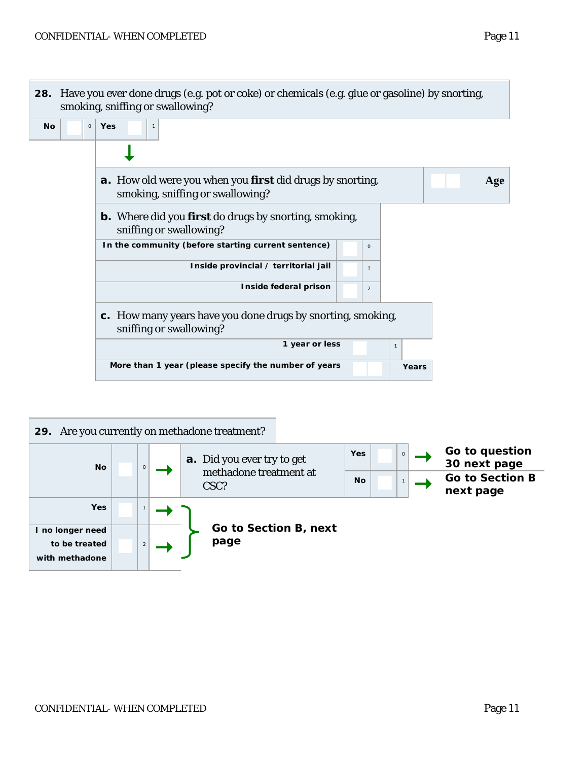**28.** Have you ever done drugs (e.g. pot or coke) or chemicals (e.g. glue or gasoline) by snorting, smoking, sniffing or swallowing?

| No | | 0 | Yes | | 1 |
|---|---|---|---|---|---|

↓

**a.** How old were you when you **first** did drugs by snorting, smoking, sniffing or swallowing? ☐☐ **Age**

**b.** Where did you **first** do drugs by snorting, smoking, sniffing or swallowing?

| | | |
|---|---|---|
| In the community (before starting current sentence) | | 0 |
| Inside provincial / territorial jail | | 1 |
| Inside federal prison | | 2 |

**c.** How many years have you done drugs by snorting, smoking, sniffing or swallowing?

| | | |
|---|---|---|
| 1 year or less | | 1 |
| More than 1 year (please specify the number of years | ☐☐ | Years |

**29.** Are you currently on methadone treatment?

| | | | |
|---|---|---|---|
| No | | 0 | → **a.** Did you ever try to get methadone treatment at CSC? |
| Yes | | 1 | → **Go to Section B, next page** |
| I no longer need to be treated with methadone | | 2 | → **Go to Section B, next page** |

**a.** Did you ever try to get methadone treatment at CSC?

| | | | |
|---|---|---|---|
| Yes | | 0 | → **Go to question 30 next page** |
| No | | 1 | → **Go to Section B next page** |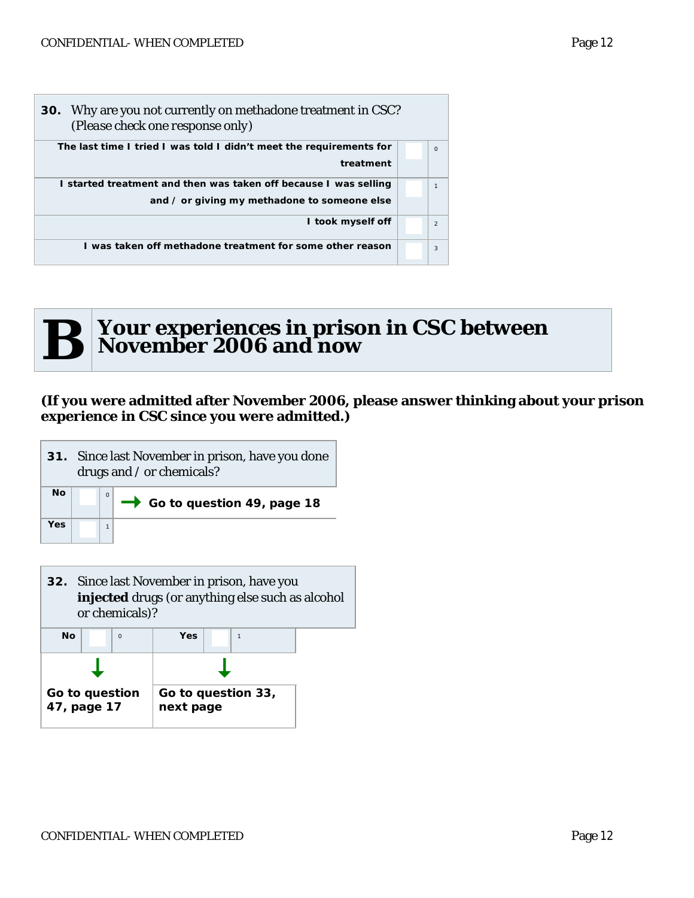**30.** Why are you not currently on methadone treatment in CSC? (Please check one response only)

| Response | | Code |
|---|---|---|
| The last time I tried I was told I didn't meet the requirements for treatment | ☐ | 0 |
| I started treatment and then was taken off because I was selling and / or giving my methadone to someone else | ☐ | 1 |
| I took myself off | ☐ | 2 |
| I was taken off methadone treatment for some other reason | ☐ | 3 |

# B Your experiences in prison in CSC between November 2006 and now

**(If you were admitted after November 2006, please answer thinking about your prison experience in CSC since you were admitted.)**

**31.** Since last November in prison, have you done drugs and / or chemicals?

| Response | | Code | |
|---|---|---|---|
| No | ☐ | 0 | → **Go to question 49, page 18** |
| Yes | ☐ | 1 | |

**32.** Since last November in prison, have you **injected** drugs (or anything else such as alcohol or chemicals)?

| No ☐ 0 | Yes ☐ 1 |
|---|---|
| ↓ **Go to question 47, page 17** | ↓ **Go to question 33, next page** |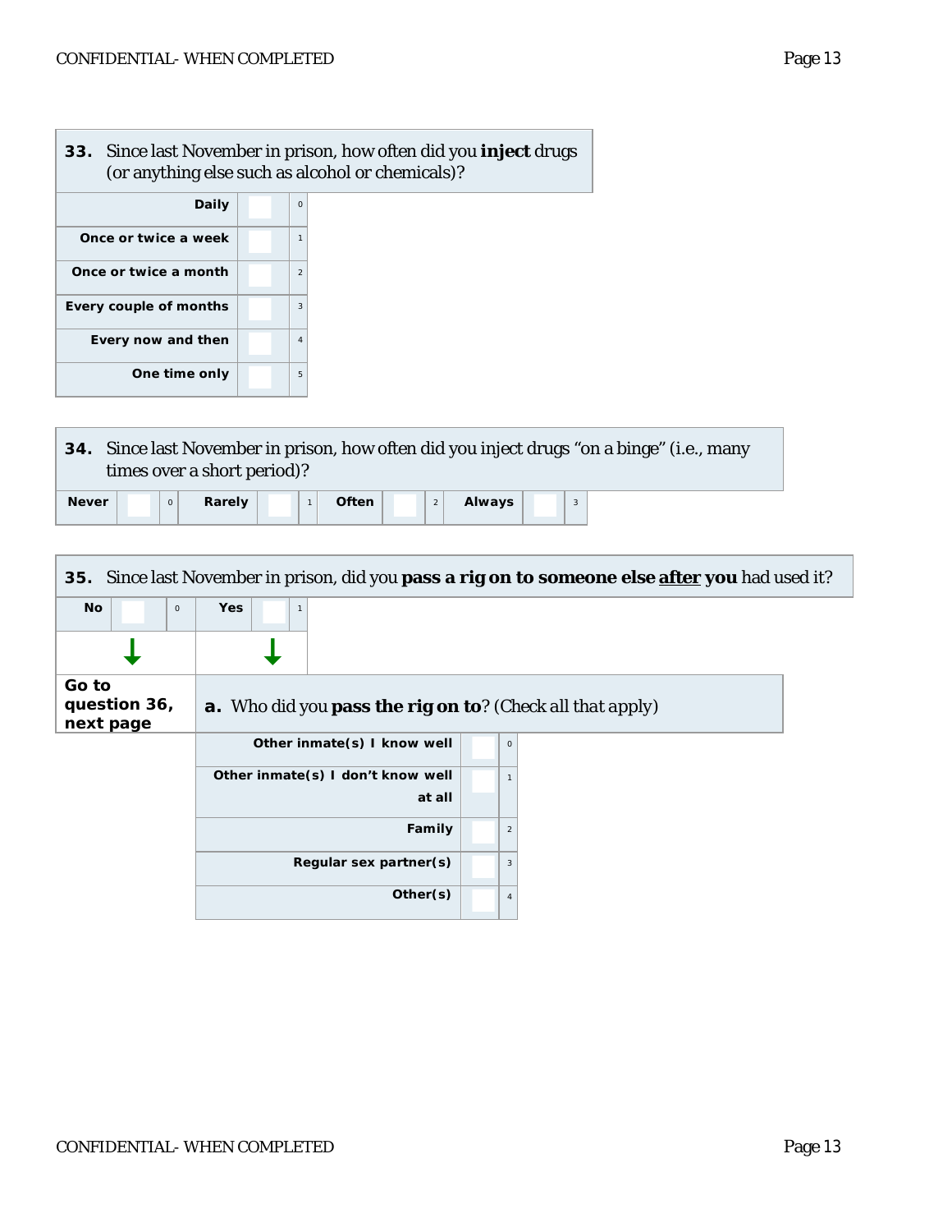**33.** Since last November in prison, how often did you **inject** drugs (or anything else such as alcohol or chemicals)?

| Response | | Code |
|---|---|---|
| Daily | ☐ | 0 |
| Once or twice a week | ☐ | 1 |
| Once or twice a month | ☐ | 2 |
| Every couple of months | ☐ | 3 |
| Every now and then | ☐ | 4 |
| One time only | ☐ | 5 |

**34.** Since last November in prison, how often did you inject drugs "on a binge" (i.e., many times over a short period)?

| Never | ☐ | 0 | Rarely | ☐ | 1 | Often | ☐ | 2 | Always | ☐ | 3 |
|---|---|---|---|---|---|---|---|---|---|---|---|

**35.** Since last November in prison, did you **pass a rig on to someone else <u>after</u> you** had used it?

| No | ☐ | 0 | Yes | ☐ | 1 |
|---|---|---|---|---|---|
| ↓ | | | ↓ | | |
| **Go to question 36, next page** | | | **a.** Who did you **pass the rig on to**? (Check all that apply) | | |

| Response | | Code |
|---|---|---|
| Other inmate(s) I know well | ☐ | 0 |
| Other inmate(s) I don't know well at all | ☐ | 1 |
| Family | ☐ | 2 |
| Regular sex partner(s) | ☐ | 3 |
| Other(s) | ☐ | 4 |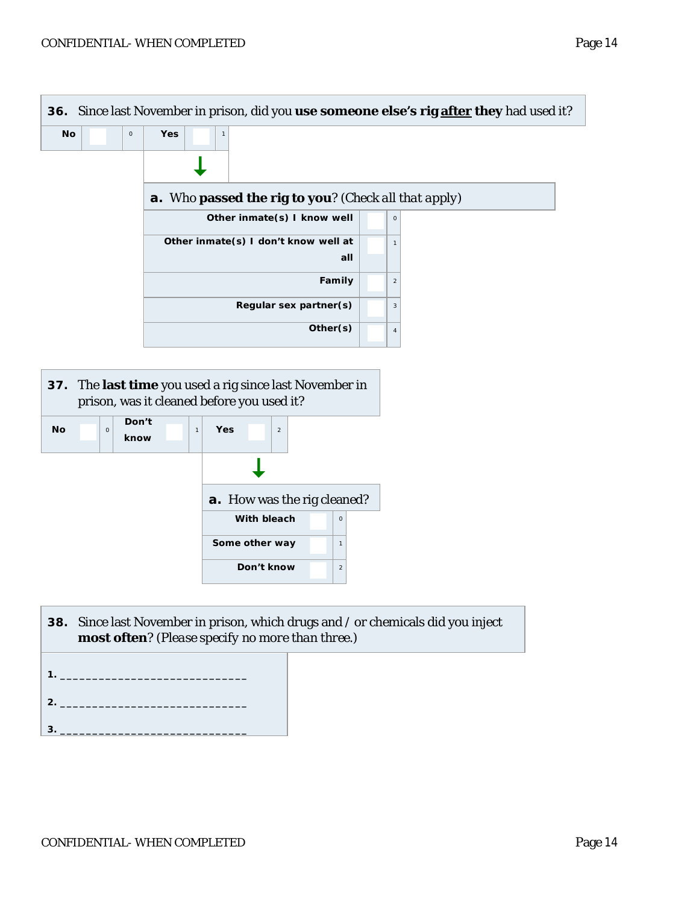**36.** Since last November in prison, did you **use someone else's rig after they** had used it?

| No | | 0 | Yes | | 1 |
|---|---|---|---|---|---|

↓

**a.** Who **passed the rig to you**? *(Check all that apply)*

| | | |
|---|---|---|
| Other inmate(s) I know well | | 0 |
| Other inmate(s) I don't know well at all | | 1 |
| Family | | 2 |
| Regular sex partner(s) | | 3 |
| Other(s) | | 4 |

**37.** The **last time** you used a rig since last November in prison, was it cleaned before you used it?

| No | | 0 | Don't know | | 1 | Yes | | 2 |
|---|---|---|---|---|---|---|---|---|

↓

**a.** How was the rig cleaned?

| | | |
|---|---|---|
| With bleach | | 0 |
| Some other way | | 1 |
| Don't know | | 2 |

**38.** Since last November in prison, which drugs and / or chemicals did you inject **most often**? *(Please specify no more than three.)*

1. ______________________________

2. ______________________________

3. ______________________________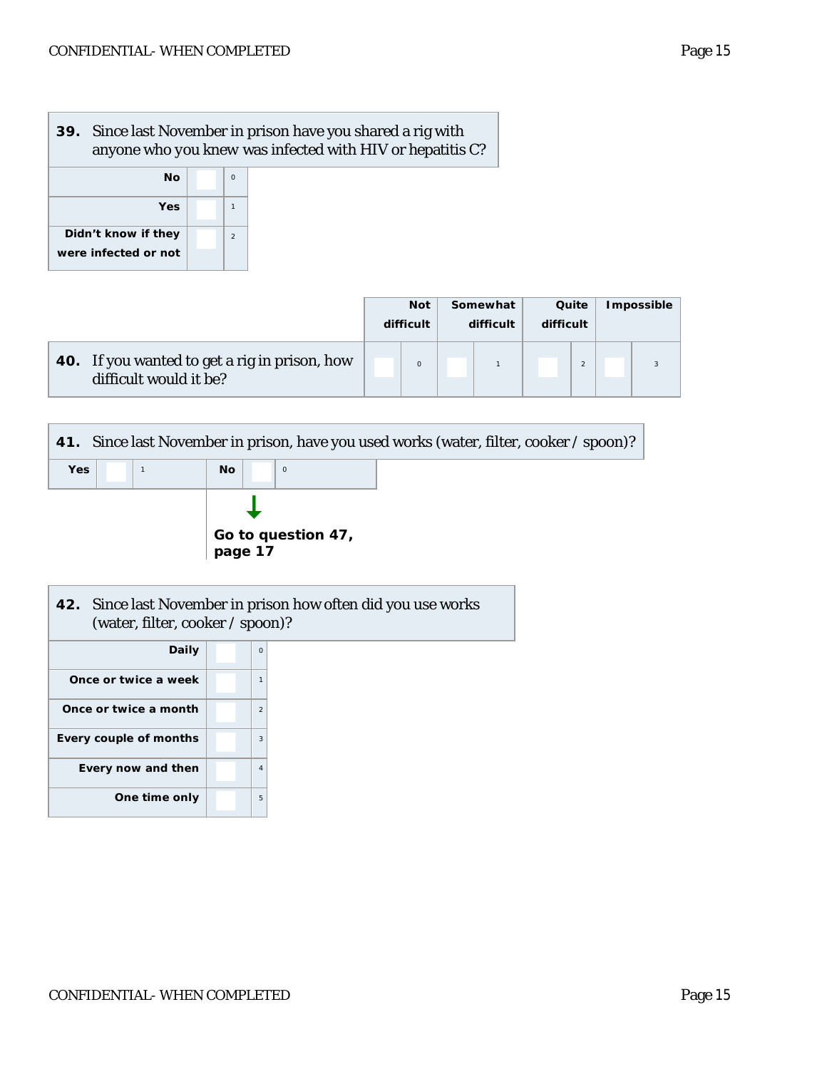**39.** Since last November in prison have you shared a rig with anyone who you knew was infected with HIV or hepatitis C?

| | | |
|---|---|---|
| **No** | ☐ | 0 |
| **Yes** | ☐ | 1 |
| **Didn't know if they were infected or not** | ☐ | 2 |

| | **Not difficult** | | **Somewhat difficult** | | **Quite difficult** | | **Impossible** | |
|---|---|---|---|---|---|---|---|---|
| **40.** If you wanted to get a rig in prison, how difficult would it be? | ☐ | 0 | ☐ | 1 | ☐ | 2 | ☐ | 3 |

**41.** Since last November in prison, have you used works (water, filter, cooker / spoon)?

| | | | | | |
|---|---|---|---|---|---|
| **Yes** | ☐ | 1 | **No** | ☐ | 0 |

No → **Go to question 47, page 17**

**42.** Since last November in prison how often did you use works (water, filter, cooker / spoon)?

| | | |
|---|---|---|
| **Daily** | ☐ | 0 |
| **Once or twice a week** | ☐ | 1 |
| **Once or twice a month** | ☐ | 2 |
| **Every couple of months** | ☐ | 3 |
| **Every now and then** | ☐ | 4 |
| **One time only** | ☐ | 5 |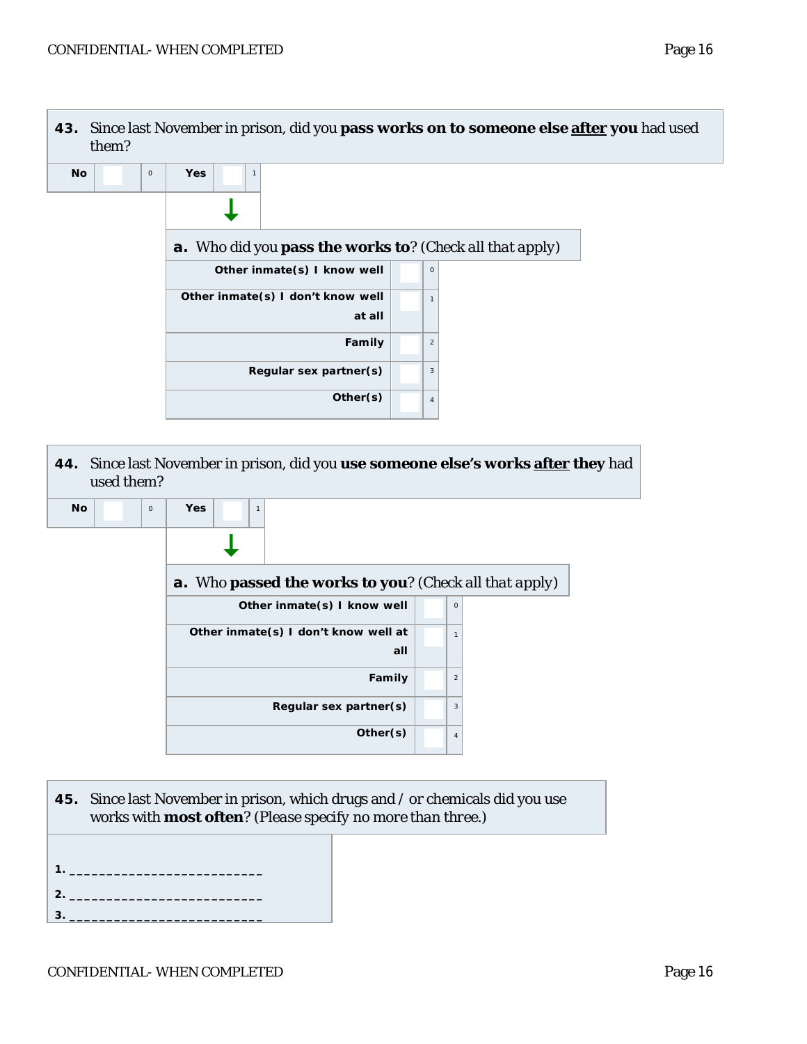**43.** Since last November in prison, did you **pass works on to someone else <u>after</u> you** had used them?

| No | | 0 | Yes | | 1 |
|---|---|---|---|---|---|

**a.** Who did you **pass the works to**? (Check all that apply)

| Option | | Code |
|---|---|---|
| Other inmate(s) I know well | | 0 |
| Other inmate(s) I don't know well at all | | 1 |
| Family | | 2 |
| Regular sex partner(s) | | 3 |
| Other(s) | | 4 |

**44.** Since last November in prison, did you **use someone else's works <u>after</u> they** had used them?

| No | | 0 | Yes | | 1 |
|---|---|---|---|---|---|

**a.** Who **passed the works to you**? (Check all that apply)

| Option | | Code |
|---|---|---|
| Other inmate(s) I know well | | 0 |
| Other inmate(s) I don't know well at all | | 1 |
| Family | | 2 |
| Regular sex partner(s) | | 3 |
| Other(s) | | 4 |

**45.** Since last November in prison, which drugs and / or chemicals did you use works with **most often**? (Please specify no more than three.)

1. ___________________________
2. ___________________________
3. ___________________________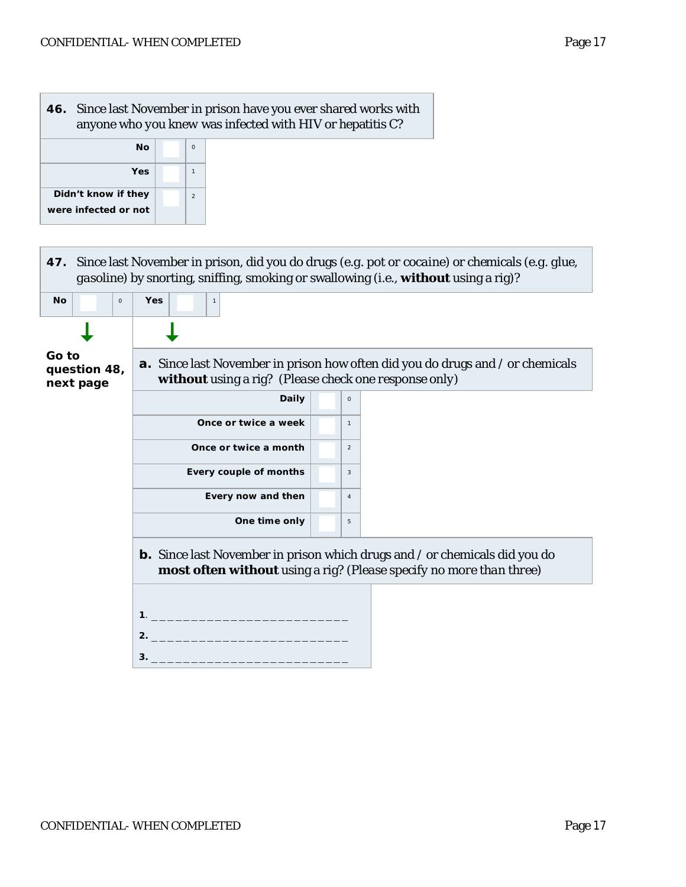**46.** Since last November in prison have you ever shared works with anyone who you knew was infected with HIV or hepatitis C?

| | | |
|---|---|---|
| **No** | ☐ | 0 |
| **Yes** | ☐ | 1 |
| **Didn't know if they were infected or not** | ☐ | 2 |

**47.** Since last November in prison, did you do drugs (e.g. pot or cocaine) or chemicals (e.g. glue, gasoline) by snorting, sniffing, smoking or swallowing (i.e., **without** using a rig)?

| | | | | | |
|---|---|---|---|---|---|
| **No** | ☐ | 0 | **Yes** | ☐ | 1 |

**No** → **Go to question 48, next page**

**Yes** ↓

**a.** Since last November in prison how often did you do drugs and / or chemicals **without** using a rig? (Please check one response only)

| | | |
|---|---|---|
| **Daily** | ☐ | 0 |
| **Once or twice a week** | ☐ | 1 |
| **Once or twice a month** | ☐ | 2 |
| **Every couple of months** | ☐ | 3 |
| **Every now and then** | ☐ | 4 |
| **One time only** | ☐ | 5 |

**b.** Since last November in prison which drugs and / or chemicals did you do **most often without** using a rig? (Please specify no more than three)

**1.** __________________________

**2.** __________________________

**3.** __________________________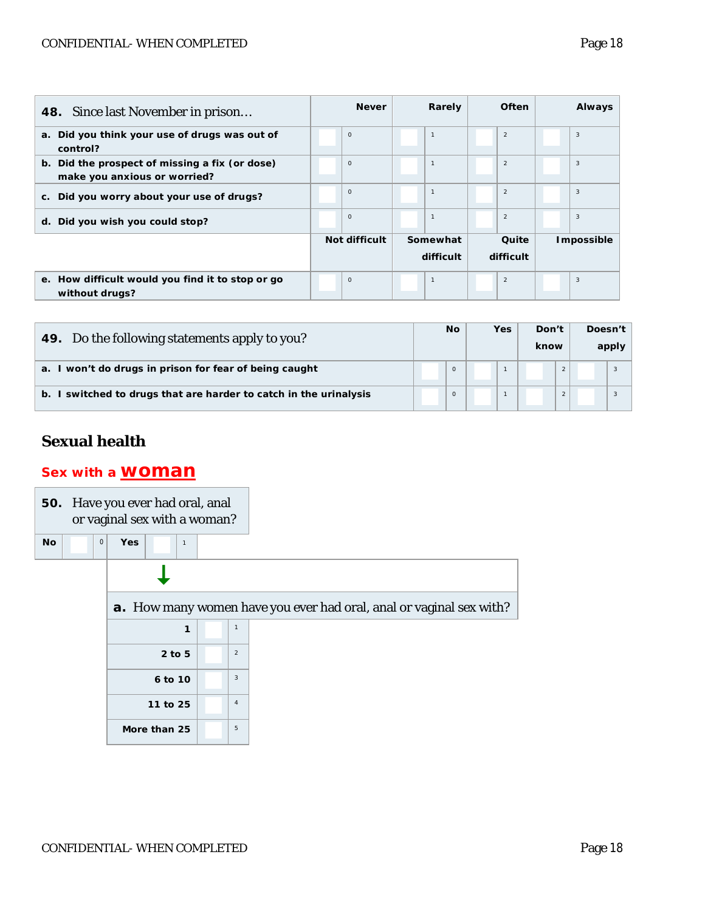| **48.** Since last November in prison… | Never | Rarely | Often | Always |
|---|---|---|---|---|
| **a. Did you think your use of drugs was out of control?** | 0 | 1 | 2 | 3 |
| **b. Did the prospect of missing a fix (or dose) make you anxious or worried?** | 0 | 1 | 2 | 3 |
| **c. Did you worry about your use of drugs?** | 0 | 1 | 2 | 3 |
| **d. Did you wish you could stop?** | 0 | 1 | 2 | 3 |
| | **Not difficult** | **Somewhat difficult** | **Quite difficult** | **Impossible** |
| **e. How difficult would you find it to stop or go without drugs?** | 0 | 1 | 2 | 3 |

| **49.** Do the following statements apply to you? | No | Yes | Don't know | Doesn't apply |
|---|---|---|---|---|
| **a. I won't do drugs in prison for fear of being caught** | 0 | 1 | 2 | 3 |
| **b. I switched to drugs that are harder to catch in the urinalysis** | 0 | 1 | 2 | 3 |

## Sexual health

### Sex with a woman

**50.** Have you ever had oral, anal or vaginal sex with a woman?

| No | 0 | Yes | 1 |
|---|---|---|---|

**a.** How many women have you ever had oral, anal or vaginal sex with?

| | |
|---|---|
| **1** | 1 |
| **2 to 5** | 2 |
| **6 to 10** | 3 |
| **11 to 25** | 4 |
| **More than 25** | 5 |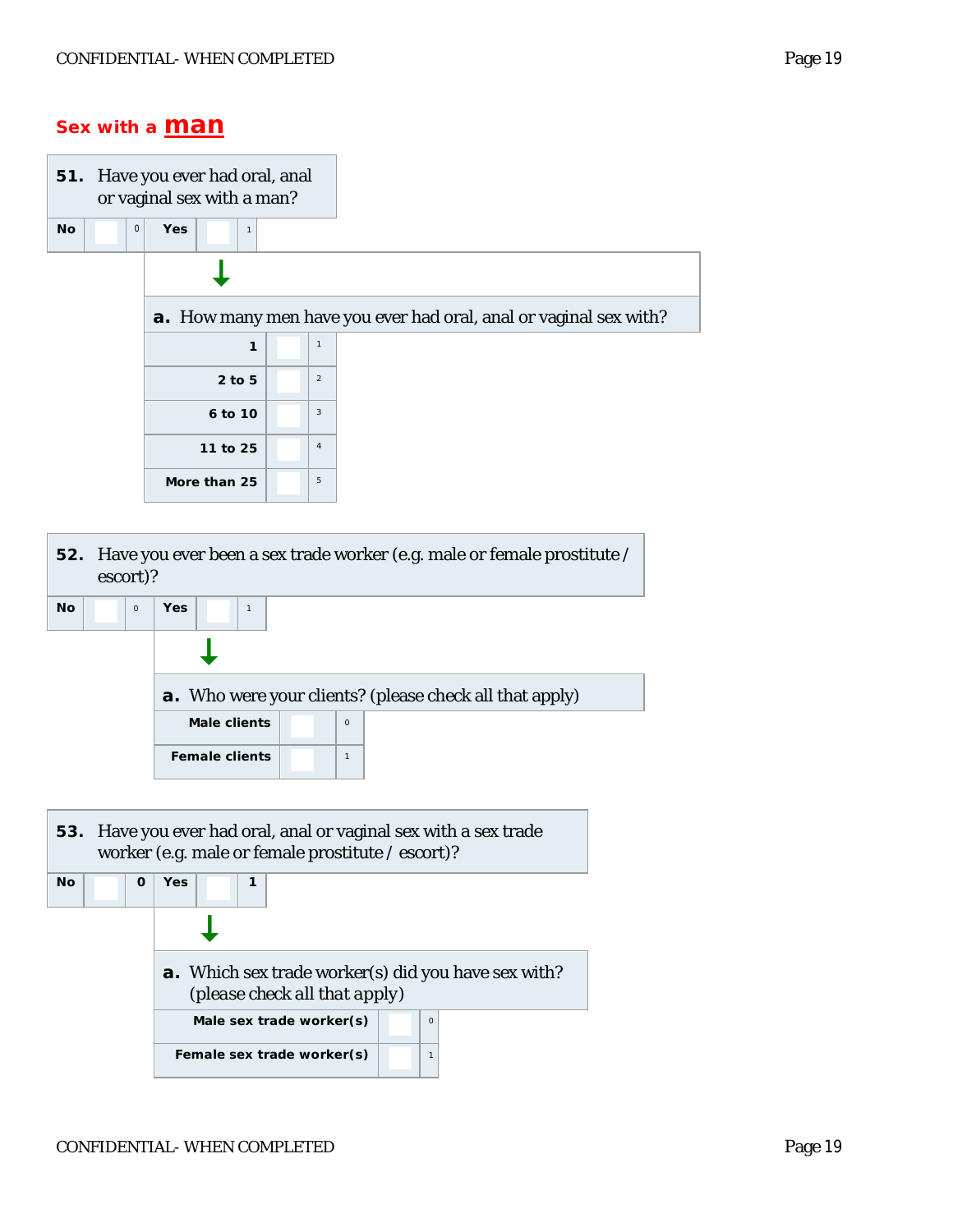## Sex with a **man**

**51.** Have you ever had oral, anal or vaginal sex with a man?

| No | | 0 | Yes | | 1 |
|---|---|---|---|---|---|

**a.** How many men have you ever had oral, anal or vaginal sex with?

| | | |
|---|---|---|
| 1 | | 1 |
| 2 to 5 | | 2 |
| 6 to 10 | | 3 |
| 11 to 25 | | 4 |
| More than 25 | | 5 |

**52.** Have you ever been a sex trade worker (e.g. male or female prostitute / escort)?

| No | | 0 | Yes | | 1 |
|---|---|---|---|---|---|

**a.** Who were your clients? (please check all that apply)

| | | |
|---|---|---|
| Male clients | | 0 |
| Female clients | | 1 |

**53.** Have you ever had oral, anal or vaginal sex with a sex trade worker (e.g. male or female prostitute / escort)?

| No | | 0 | Yes | | 1 |
|---|---|---|---|---|---|

**a.** Which sex trade worker(s) did you have sex with? (please check all that apply)

| | | |
|---|---|---|
| Male sex trade worker(s) | | 0 |
| Female sex trade worker(s) | | 1 |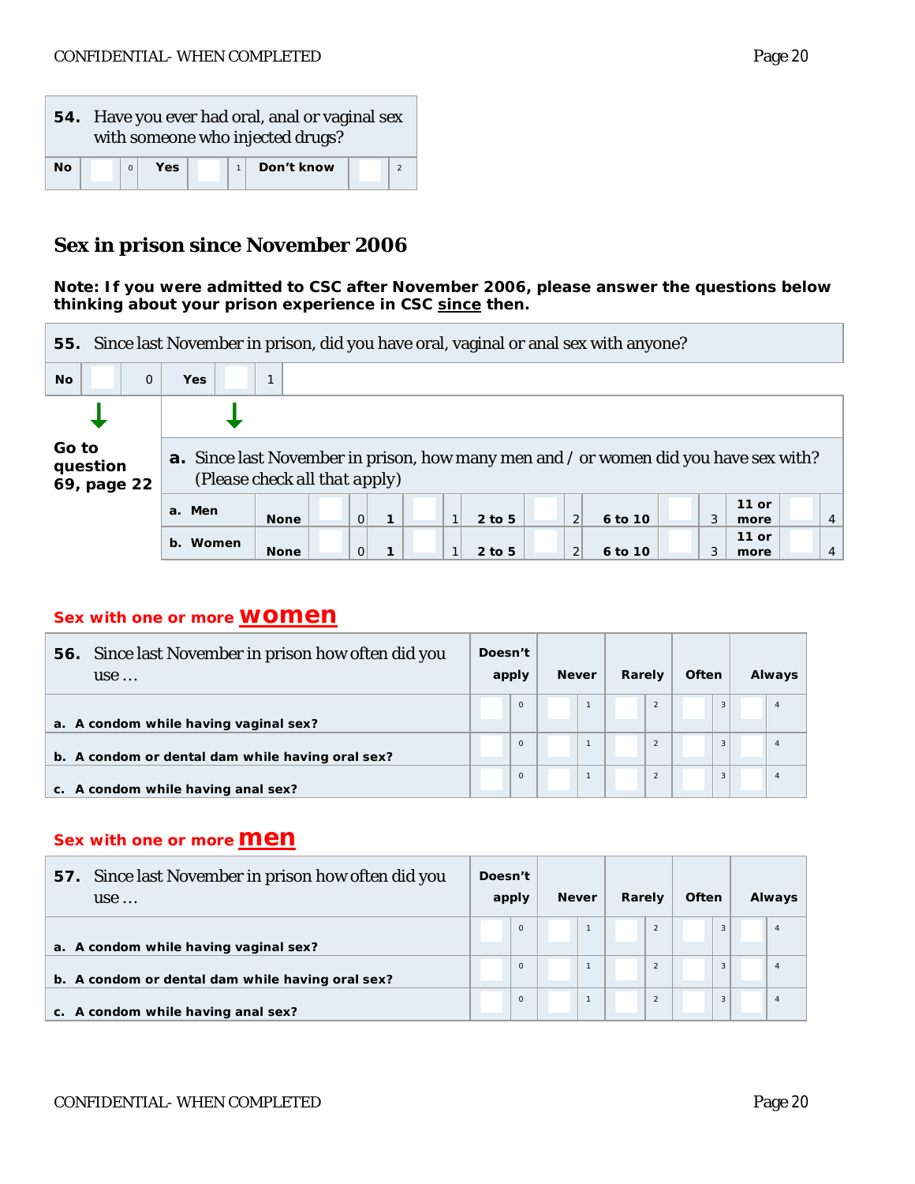**54.** Have you ever had oral, anal or vaginal sex with someone who injected drugs?

| No | | 0 | Yes | | 1 | Don't know | | 2 |
|---|---|---|---|---|---|---|---|---|

## Sex in prison since November 2006

**Note: If you were admitted to CSC after November 2006, please answer the questions below thinking about your prison experience in CSC since then.**

**55.** Since last November in prison, did you have oral, vaginal or anal sex with anyone?

| No | | 0 | Yes | | 1 |
|---|---|---|---|---|---|

No → **Go to question 69, page 22**

Yes →

**a.** Since last November in prison, how many men and / or women did you have sex with? (Please check all that apply)

| | None | | 0 | 1 | | 1 | 2 to 5 | | 2 | 6 to 10 | | 3 | 11 or more | | 4 |
|---|---|---|---|---|---|---|---|---|---|---|---|---|---|---|---|
| a. Men | None | | 0 | 1 | | 1 | 2 to 5 | | 2 | 6 to 10 | | 3 | 11 or more | | 4 |
| b. Women | None | | 0 | 1 | | 1 | 2 to 5 | | 2 | 6 to 10 | | 3 | 11 or more | | 4 |

### Sex with one or more women

| **56.** Since last November in prison how often did you use … | Doesn't apply | | Never | | Rarely | | Often | | Always | |
|---|---|---|---|---|---|---|---|---|---|---|
| a. A condom while having vaginal sex? | | 0 | | 1 | | 2 | | 3 | | 4 |
| b. A condom or dental dam while having oral sex? | | 0 | | 1 | | 2 | | 3 | | 4 |
| c. A condom while having anal sex? | | 0 | | 1 | | 2 | | 3 | | 4 |

### Sex with one or more men

| **57.** Since last November in prison how often did you use … | Doesn't apply | | Never | | Rarely | | Often | | Always | |
|---|---|---|---|---|---|---|---|---|---|---|
| a. A condom while having vaginal sex? | | 0 | | 1 | | 2 | | 3 | | 4 |
| b. A condom or dental dam while having oral sex? | | 0 | | 1 | | 2 | | 3 | | 4 |
| c. A condom while having anal sex? | | 0 | | 1 | | 2 | | 3 | | 4 |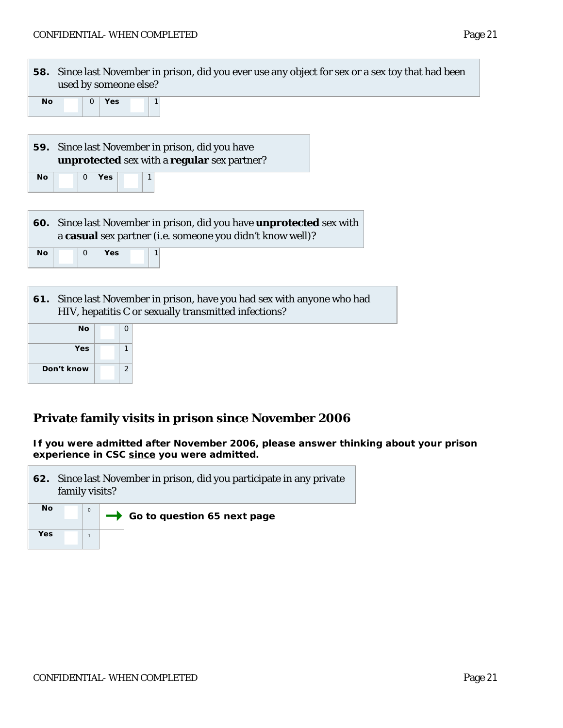**58.** Since last November in prison, did you ever use any object for sex or a sex toy that had been used by someone else?

| No | | 0 | Yes | | 1 |
|---|---|---|---|---|---|

**59.** Since last November in prison, did you have **unprotected** sex with a **regular** sex partner?

| No | | 0 | Yes | | 1 |
|---|---|---|---|---|---|

**60.** Since last November in prison, did you have **unprotected** sex with a **casual** sex partner (i.e. someone you didn't know well)?

| No | | 0 | Yes | | 1 |
|---|---|---|---|---|---|

**61.** Since last November in prison, have you had sex with anyone who had HIV, hepatitis C or sexually transmitted infections?

| | | |
|---|---|---|
| No | | 0 |
| Yes | | 1 |
| Don't know | | 2 |

## Private family visits in prison since November 2006

**If you were admitted after November 2006, please answer thinking about your prison experience in CSC since you were admitted.**

**62.** Since last November in prison, did you participate in any private family visits?

| | | | |
|---|---|---|---|
| No | | 0 | → **Go to question 65 next page** |
| Yes | | 1 | |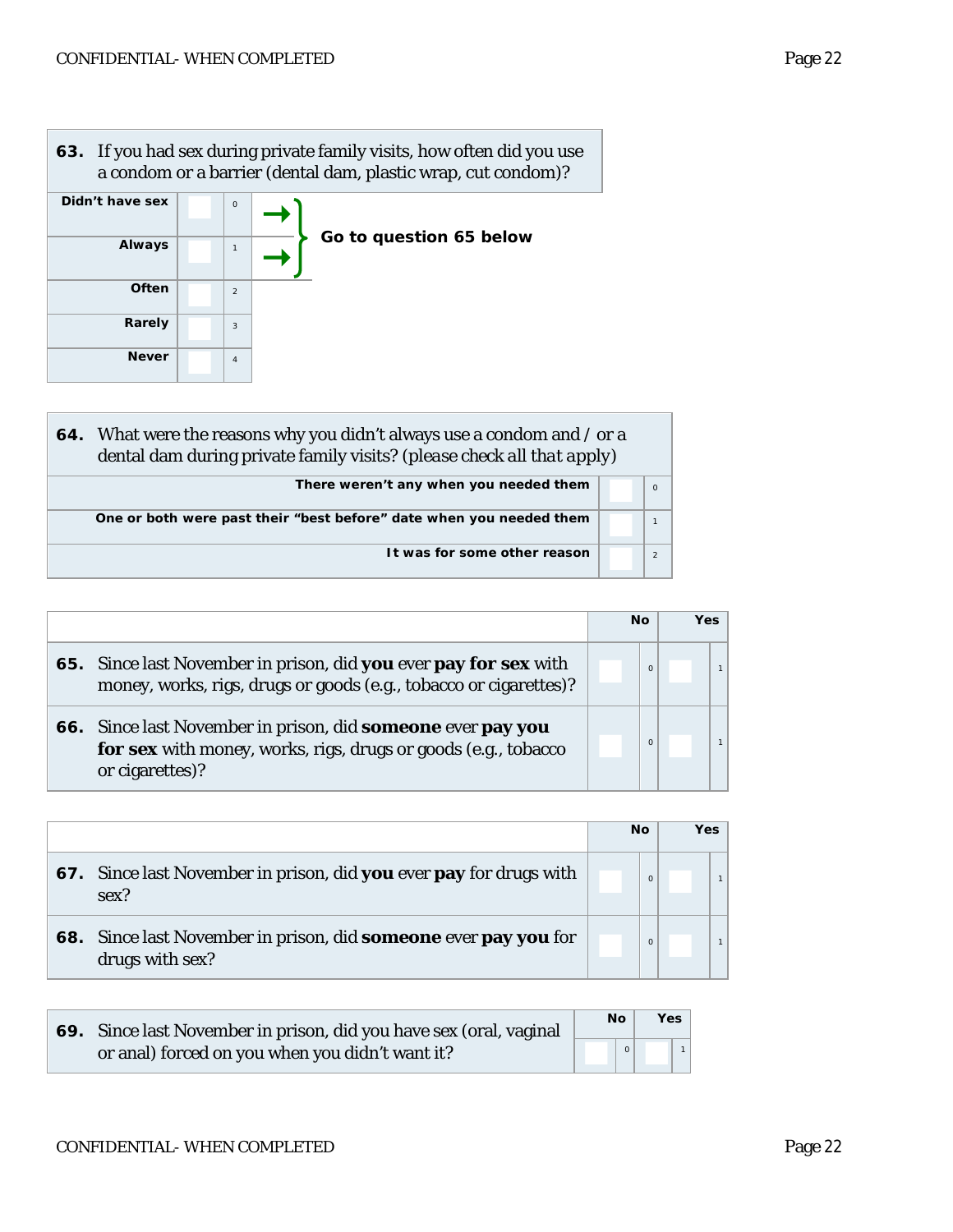**63.** If you had sex during private family visits, how often did you use a condom or a barrier (dental dam, plastic wrap, cut condom)?

| Response | | Code | |
|---|---|---|---|
| Didn't have sex | ☐ | 0 | → Go to question 65 below |
| Always | ☐ | 1 | → Go to question 65 below |
| Often | ☐ | 2 | |
| Rarely | ☐ | 3 | |
| Never | ☐ | 4 | |

**64.** What were the reasons why you didn't always use a condom and / or a dental dam during private family visits? (please check all that apply)

| Reason | | Code |
|---|---|---|
| There weren't any when you needed them | ☐ | 0 |
| One or both were past their "best before" date when you needed them | ☐ | 1 |
| It was for some other reason | ☐ | 2 |

| | No | | Yes | |
|---|---|---|---|---|
| **65.** Since last November in prison, did **you** ever **pay for sex** with money, works, rigs, drugs or goods (e.g., tobacco or cigarettes)? | ☐ | 0 | ☐ | 1 |
| **66.** Since last November in prison, did **someone** ever **pay you for sex** with money, works, rigs, drugs or goods (e.g., tobacco or cigarettes)? | ☐ | 0 | ☐ | 1 |

| | No | | Yes | |
|---|---|---|---|---|
| **67.** Since last November in prison, did **you** ever **pay** for drugs with sex? | ☐ | 0 | ☐ | 1 |
| **68.** Since last November in prison, did **someone** ever **pay you** for drugs with sex? | ☐ | 0 | ☐ | 1 |

| | No | | Yes | |
|---|---|---|---|---|
| **69.** Since last November in prison, did you have sex (oral, vaginal or anal) forced on you when you didn't want it? | ☐ | 0 | ☐ | 1 |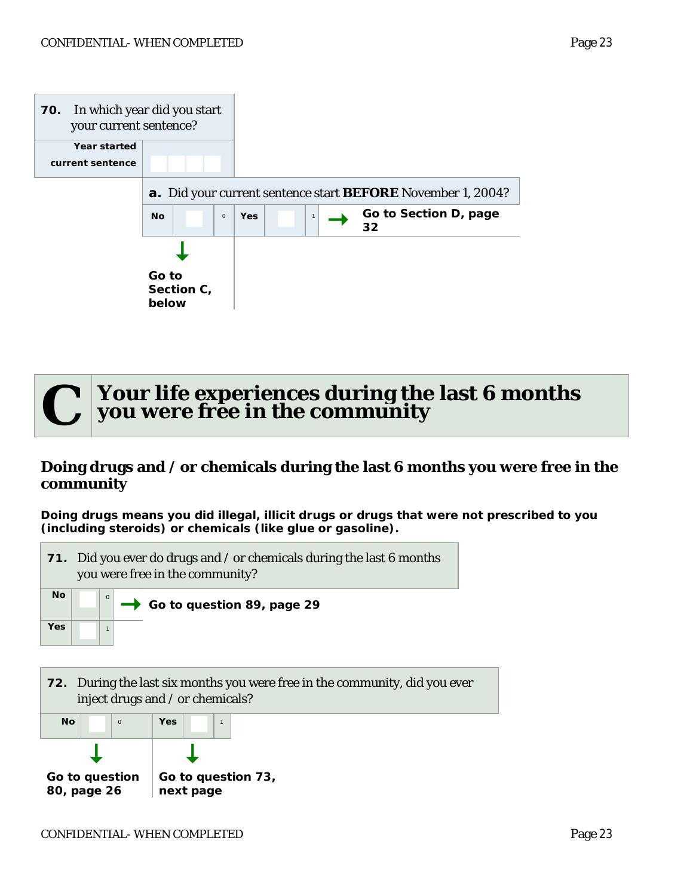**70.** In which year did you start your current sentence?

| Year started current sentence | ☐☐☐☐ |
|---|---|

**a.** Did your current sentence start **BEFORE** November 1, 2004?

| No | ☐ | 0 | Yes | ☐ | 1 | → Go to Section D, page 32 |
|---|---|---|---|---|---|---|

↓ **Go to Section C, below**

# C Your life experiences during the last 6 months you were free in the community

## Doing drugs and / or chemicals during the last 6 months you were free in the community

**Doing drugs means you did illegal, illicit drugs or drugs that were not prescribed to you (including steroids) or chemicals (like glue or gasoline).**

**71.** Did you ever do drugs and / or chemicals during the last 6 months you were free in the community?

| | | | |
|---|---|---|---|
| No | ☐ | 0 | → **Go to question 89, page 29** |
| Yes | ☐ | 1 | |

**72.** During the last six months you were free in the community, did you ever inject drugs and / or chemicals?

| No | ☐ | 0 | Yes | ☐ | 1 |
|---|---|---|---|---|---|
| ↓ **Go to question 80, page 26** | | | ↓ **Go to question 73, next page** | | |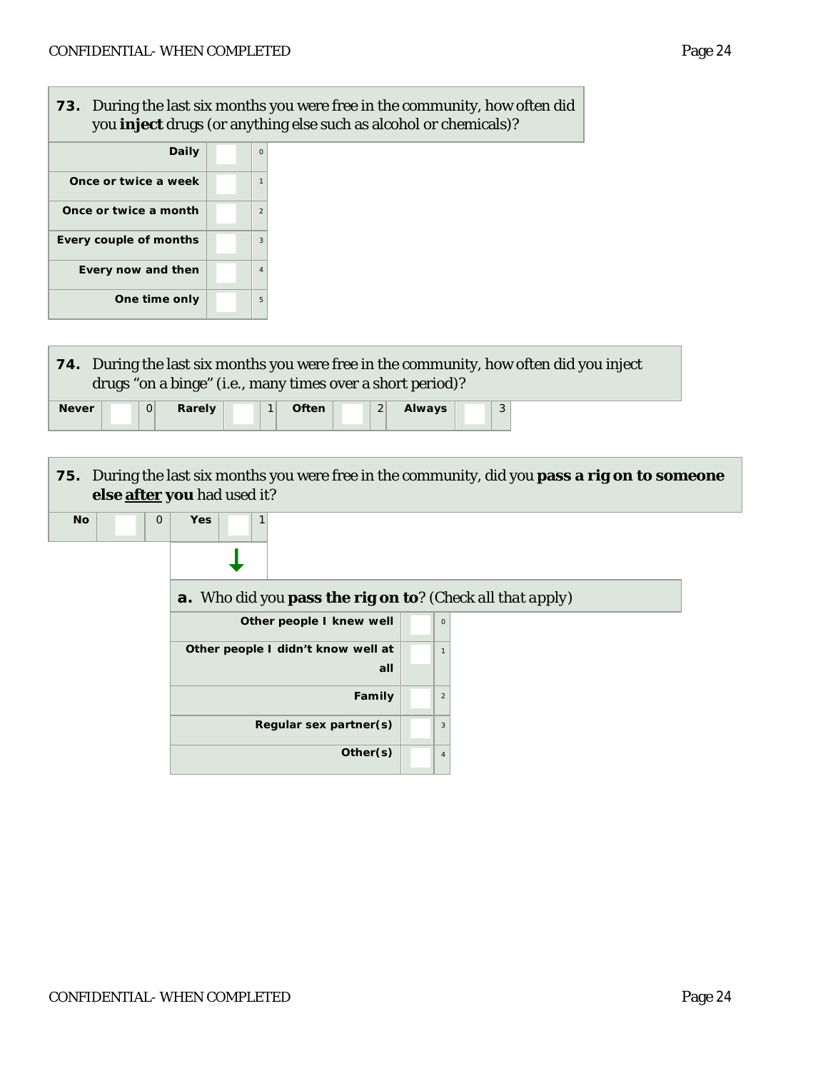**73.** During the last six months you were free in the community, how often did you **inject** drugs (or anything else such as alcohol or chemicals)?

| Response | | Code |
|---|---|---|
| Daily | ☐ | 0 |
| Once or twice a week | ☐ | 1 |
| Once or twice a month | ☐ | 2 |
| Every couple of months | ☐ | 3 |
| Every now and then | ☐ | 4 |
| One time only | ☐ | 5 |

**74.** During the last six months you were free in the community, how often did you inject drugs "on a binge" (i.e., many times over a short period)?

| Never | ☐ | 0 | Rarely | ☐ | 1 | Often | ☐ | 2 | Always | ☐ | 3 |
|---|---|---|---|---|---|---|---|---|---|---|---|

**75.** During the last six months you were free in the community, did you **pass a rig on to someone else after you** had used it?

| No | ☐ | 0 | Yes | ☐ | 1 |
|---|---|---|---|---|---|

↓

**a.** Who did you **pass the rig on to**? (Check all that apply)

| Response | | Code |
|---|---|---|
| Other people I knew well | ☐ | 0 |
| Other people I didn't know well at all | ☐ | 1 |
| Family | ☐ | 2 |
| Regular sex partner(s) | ☐ | 3 |
| Other(s) | ☐ | 4 |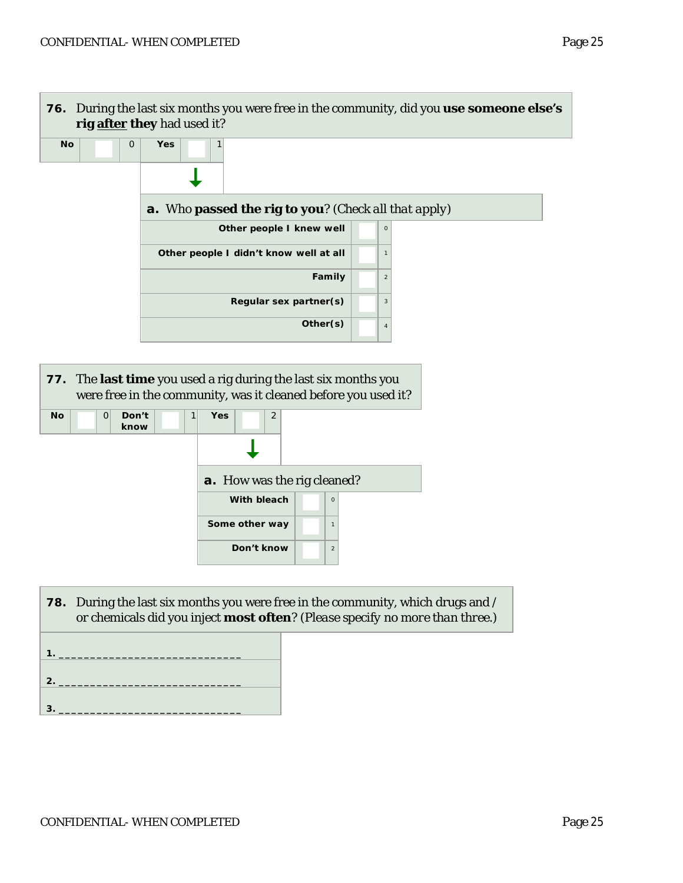**76.** During the last six months you were free in the community, did you **use someone else's rig after they** had used it?

| No | ☐ | 0 | Yes | ☐ | 1 |
|---|---|---|---|---|---|

**a.** Who **passed the rig to you**? (*Check all that apply*)

| Response | | Code |
|---|---|---|
| Other people I knew well | ☐ | 0 |
| Other people I didn't know well at all | ☐ | 1 |
| Family | ☐ | 2 |
| Regular sex partner(s) | ☐ | 3 |
| Other(s) | ☐ | 4 |

**77.** The **last time** you used a rig during the last six months you were free in the community, was it cleaned before you used it?

| No | ☐ | 0 | Don't know | ☐ | 1 | Yes | ☐ | 2 |
|---|---|---|---|---|---|---|---|---|

**a.** How was the rig cleaned?

| Response | | Code |
|---|---|---|
| With bleach | ☐ | 0 |
| Some other way | ☐ | 1 |
| Don't know | ☐ | 2 |

**78.** During the last six months you were free in the community, which drugs and / or chemicals did you inject **most often**? (*Please specify no more than three.*)

1. _____________________________

2. _____________________________

3. _____________________________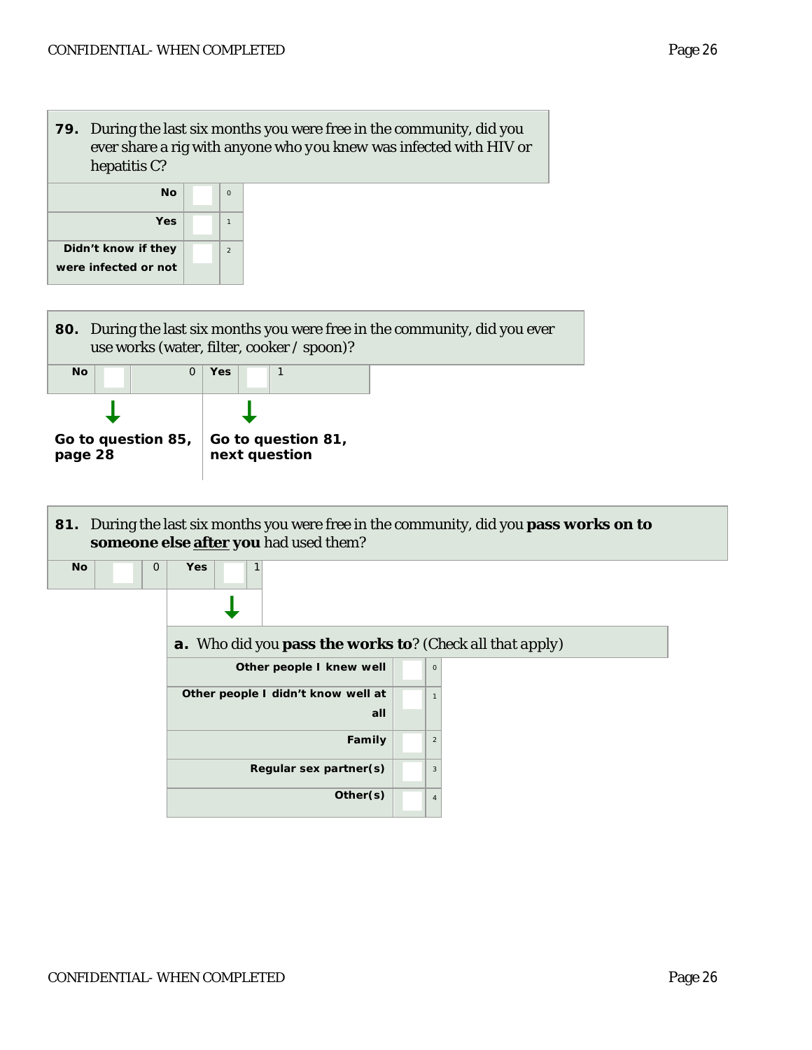**79.** During the last six months you were free in the community, did you ever share a rig with anyone who you knew was infected with HIV or hepatitis C?

| | | |
|---|---|---|
| **No** | ☐ | 0 |
| **Yes** | ☐ | 1 |
| **Didn't know if they were infected or not** | ☐ | 2 |

**80.** During the last six months you were free in the community, did you ever use works (water, filter, cooker / spoon)?

| | | | | | |
|---|---|---|---|---|---|
| **No** | ☐ | 0 | **Yes** | ☐ | 1 |

- **No** → **Go to question 85, page 28**
- **Yes** → **Go to question 81, next question**

**81.** During the last six months you were free in the community, did you **pass works on to someone else <u>after</u> you** had used them?

| | | | | | |
|---|---|---|---|---|---|
| **No** | ☐ | 0 | **Yes** | ☐ | 1 |

**a.** Who did you **pass the works to**? (Check all that apply)

| | | |
|---|---|---|
| **Other people I knew well** | ☐ | 0 |
| **Other people I didn't know well at all** | ☐ | 1 |
| **Family** | ☐ | 2 |
| **Regular sex partner(s)** | ☐ | 3 |
| **Other(s)** | ☐ | 4 |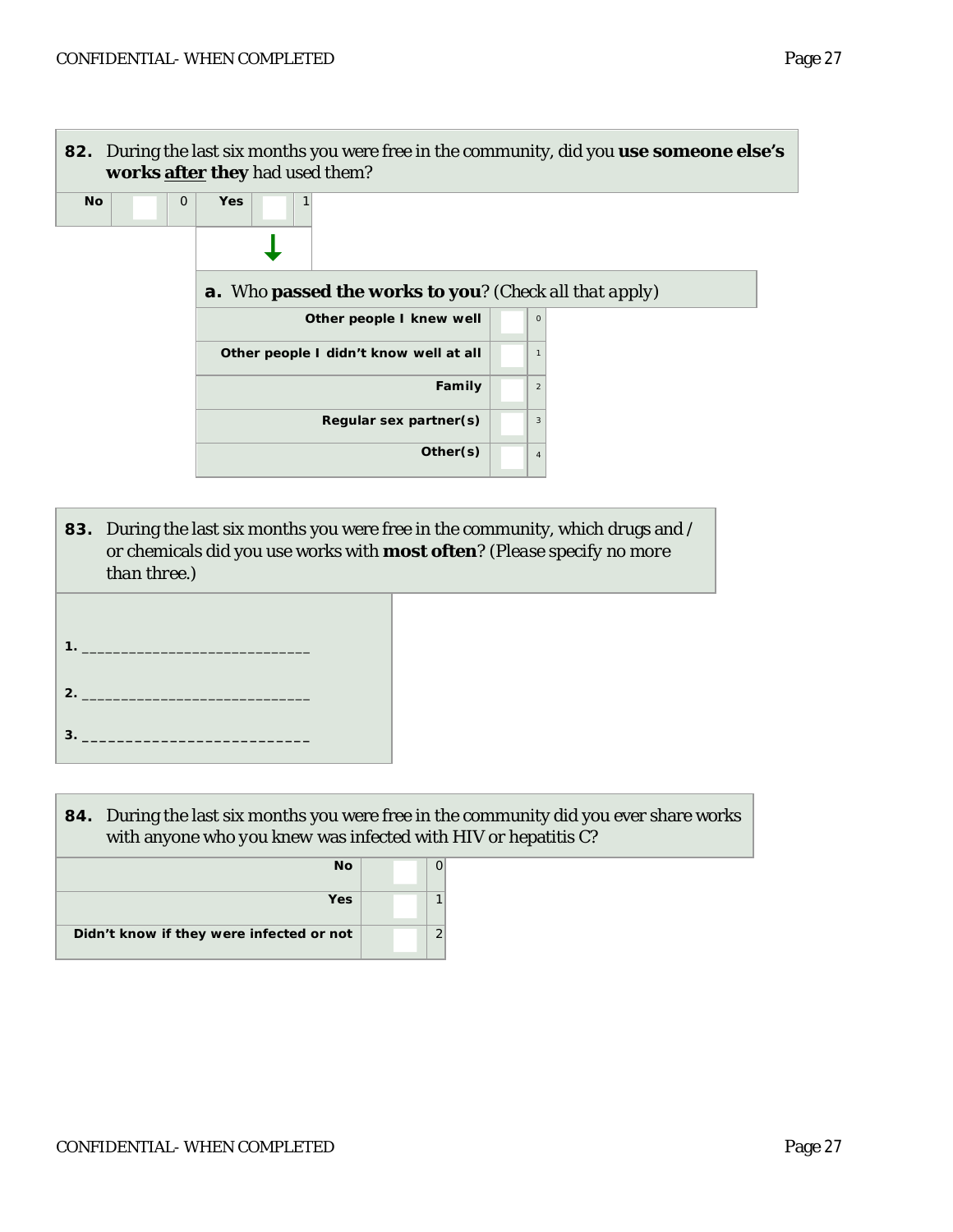**82.** During the last six months you were free in the community, did you **use someone else's works after they** had used them?

| No | | 0 | Yes | | 1 |
|---|---|---|---|---|---|

**a.** Who **passed the works to you**? (*Check all that apply*)

| | | |
|---|---|---|
| Other people I knew well | | 0 |
| Other people I didn't know well at all | | 1 |
| Family | | 2 |
| Regular sex partner(s) | | 3 |
| Other(s) | | 4 |

**83.** During the last six months you were free in the community, which drugs and / or chemicals did you use works with **most often**? (*Please specify no more than three.*)

1. ____________________________

2. ____________________________

3. ____________________________

**84.** During the last six months you were free in the community did you ever share works with anyone who you knew was infected with HIV or hepatitis C?

| | | |
|---|---|---|
| No | | 0 |
| Yes | | 1 |
| Didn't know if they were infected or not | | 2 |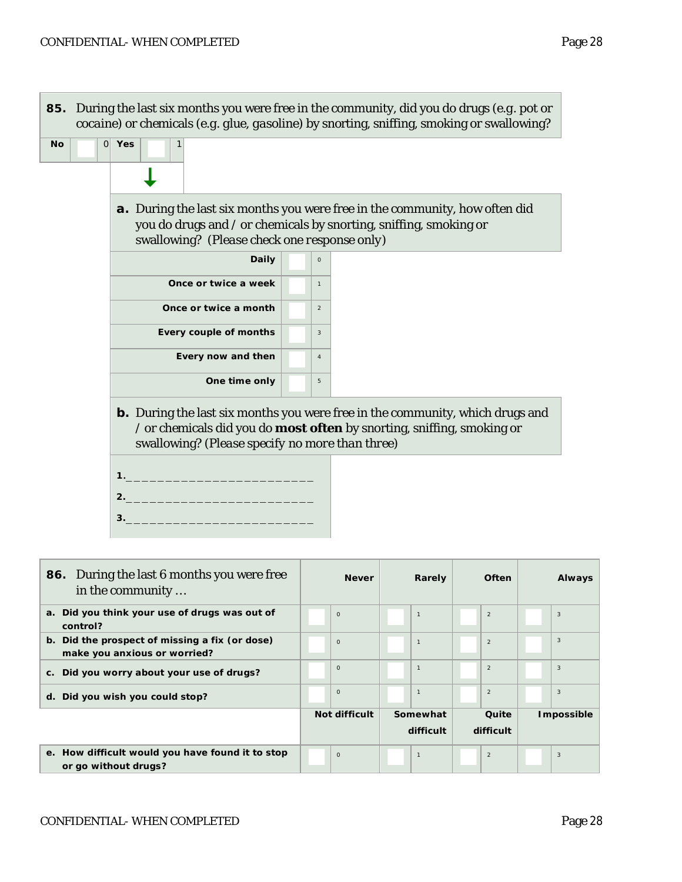**85.** During the last six months you were free in the community, did you do drugs (e.g. pot or cocaine) or chemicals (e.g. glue, gasoline) by snorting, sniffing, smoking or swallowing?

| No | | 0 | Yes | | 1 |
|---|---|---|---|---|---|

**a.** During the last six months you were free in the community, how often did you do drugs and / or chemicals by snorting, sniffing, smoking or swallowing? *(Please check one response only)*

| Response | | Code |
|---|---|---|
| **Daily** | | 0 |
| **Once or twice a week** | | 1 |
| **Once or twice a month** | | 2 |
| **Every couple of months** | | 3 |
| **Every now and then** | | 4 |
| **One time only** | | 5 |

**b.** During the last six months you were free in the community, which drugs and / or chemicals did you do **most often** by snorting, sniffing, smoking or swallowing? (Please specify no more than three)

1.________________________

2.________________________

3.________________________

| **86.** During the last 6 months you were free in the community … | Never | | Rarely | | Often | | Always | |
|---|---|---|---|---|---|---|---|---|
| **a. Did you think your use of drugs was out of control?** | | 0 | | 1 | | 2 | | 3 |
| **b. Did the prospect of missing a fix (or dose) make you anxious or worried?** | | 0 | | 1 | | 2 | | 3 |
| **c. Did you worry about your use of drugs?** | | 0 | | 1 | | 2 | | 3 |
| **d. Did you wish you could stop?** | | 0 | | 1 | | 2 | | 3 |
| | **Not difficult** | | **Somewhat difficult** | | **Quite difficult** | | **Impossible** | |
| **e. How difficult would you have found it to stop or go without drugs?** | | 0 | | 1 | | 2 | | 3 |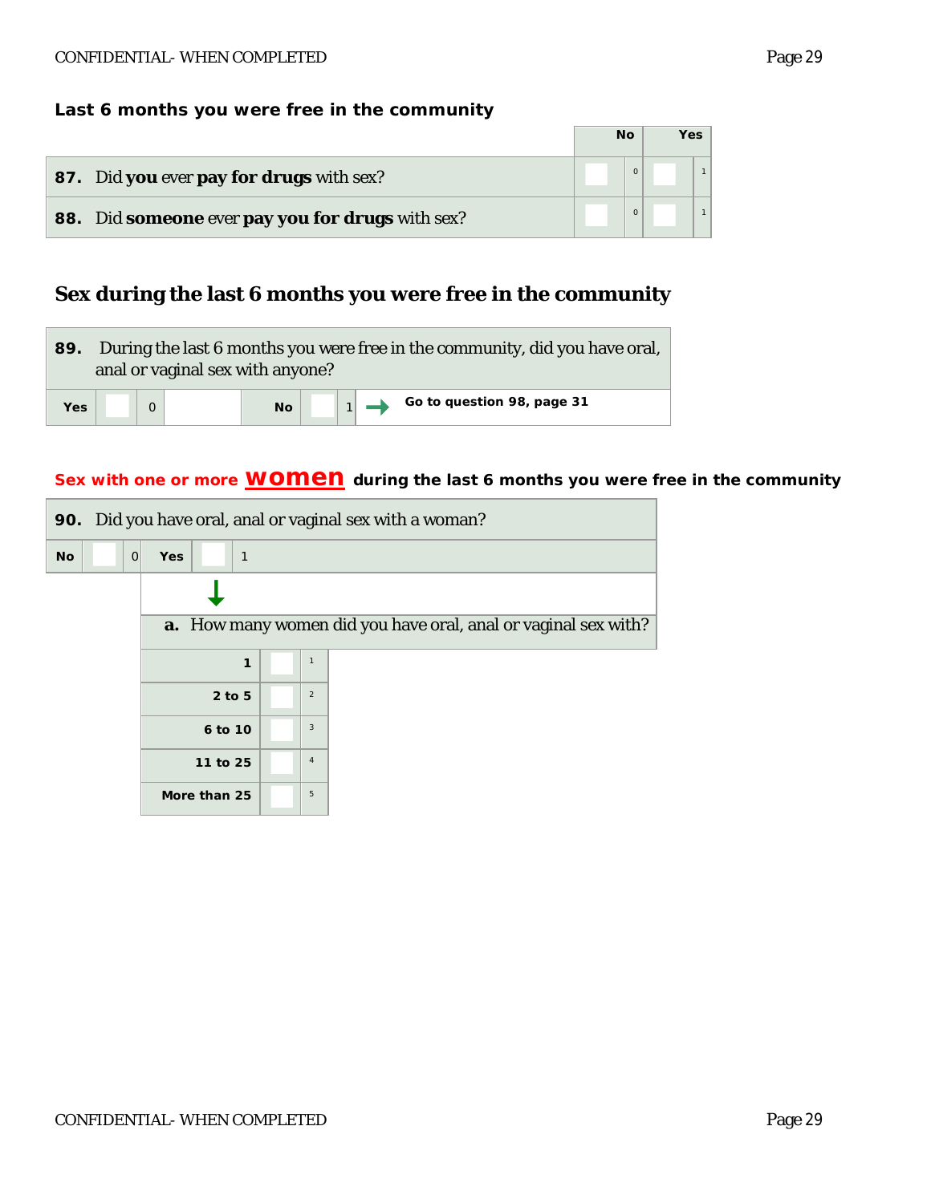### Last 6 months you were free in the community

| | No | | Yes | |
|---|---|---|---|---|
| **87.** Did **you** ever **pay for drugs** with sex? | | 0 | | 1 |
| **88.** Did **someone** ever **pay you for drugs** with sex? | | 0 | | 1 |

## Sex during the last 6 months you were free in the community

**89.** During the last 6 months you were free in the community, did you have oral, anal or vaginal sex with anyone?

| Yes | | 0 | | No | | 1 | → Go to question 98, page 31 |
|---|---|---|---|---|---|---|---|

### Sex with one or more **women** during the last 6 months you were free in the community

**90.** Did you have oral, anal or vaginal sex with a woman?

| No | | 0 | Yes | | 1 |
|---|---|---|---|---|---|

↓

**a.** How many women did you have oral, anal or vaginal sex with?

| | | |
|---|---|---|
| 1 | | 1 |
| 2 to 5 | | 2 |
| 6 to 10 | | 3 |
| 11 to 25 | | 4 |
| More than 25 | | 5 |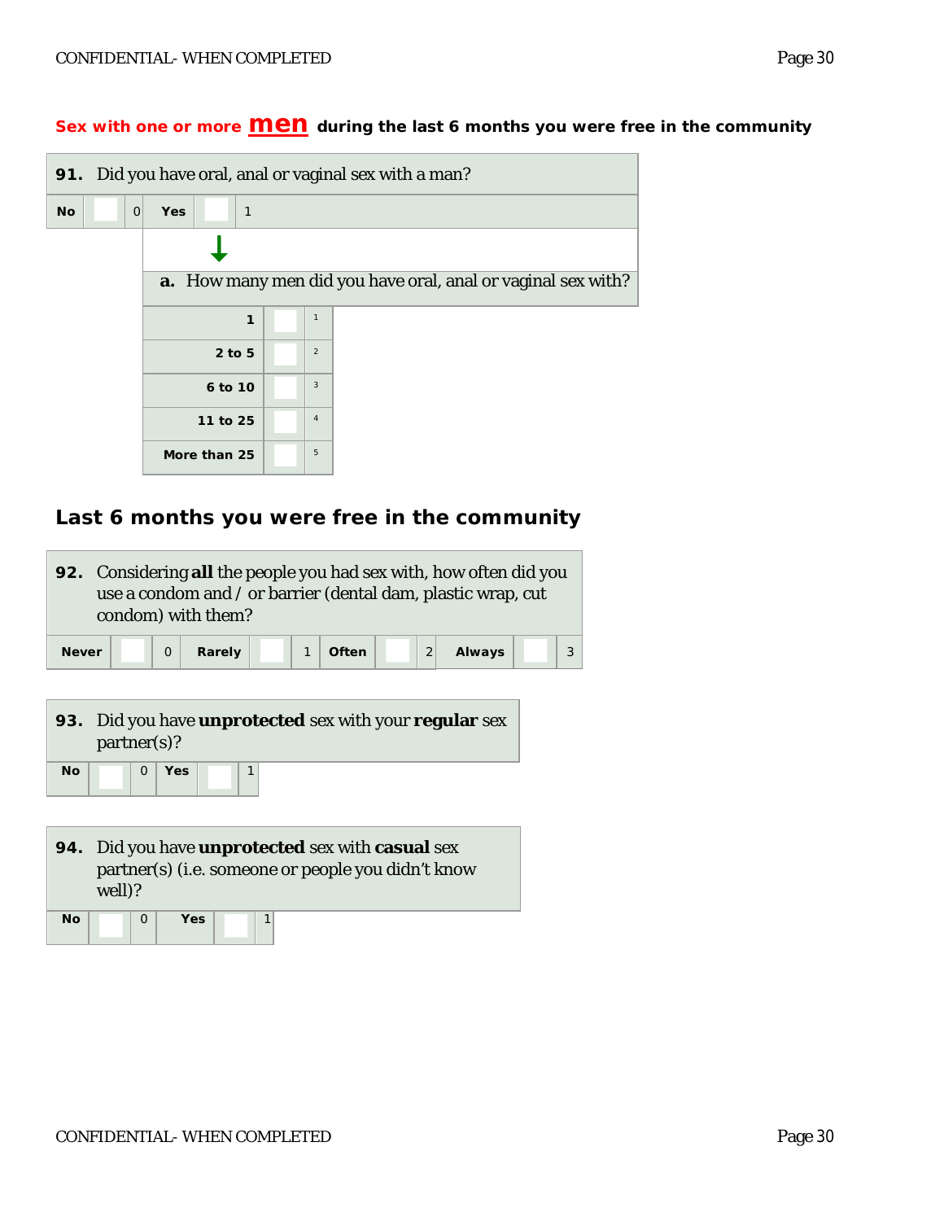## Sex with one or more **men** during the last 6 months you were free in the community

**91.** Did you have oral, anal or vaginal sex with a man?

| No | | 0 | Yes | | 1 |
|---|---|---|---|---|---|

**a.** How many men did you have oral, anal or vaginal sex with?

| | | |
|---|---|---|
| 1 | | 1 |
| 2 to 5 | | 2 |
| 6 to 10 | | 3 |
| 11 to 25 | | 4 |
| More than 25 | | 5 |

## Last 6 months you were free in the community

**92.** Considering **all** the people you had sex with, how often did you use a condom and / or barrier (dental dam, plastic wrap, cut condom) with them?

| Never | | 0 | Rarely | | 1 | Often | | 2 | Always | | 3 |
|---|---|---|---|---|---|---|---|---|---|---|---|

**93.** Did you have **unprotected** sex with your **regular** sex partner(s)?

| No | | 0 | Yes | | 1 |
|---|---|---|---|---|---|

**94.** Did you have **unprotected** sex with **casual** sex partner(s) (i.e. someone or people you didn't know well)?

| No | | 0 | Yes | | 1 |
|---|---|---|---|---|---|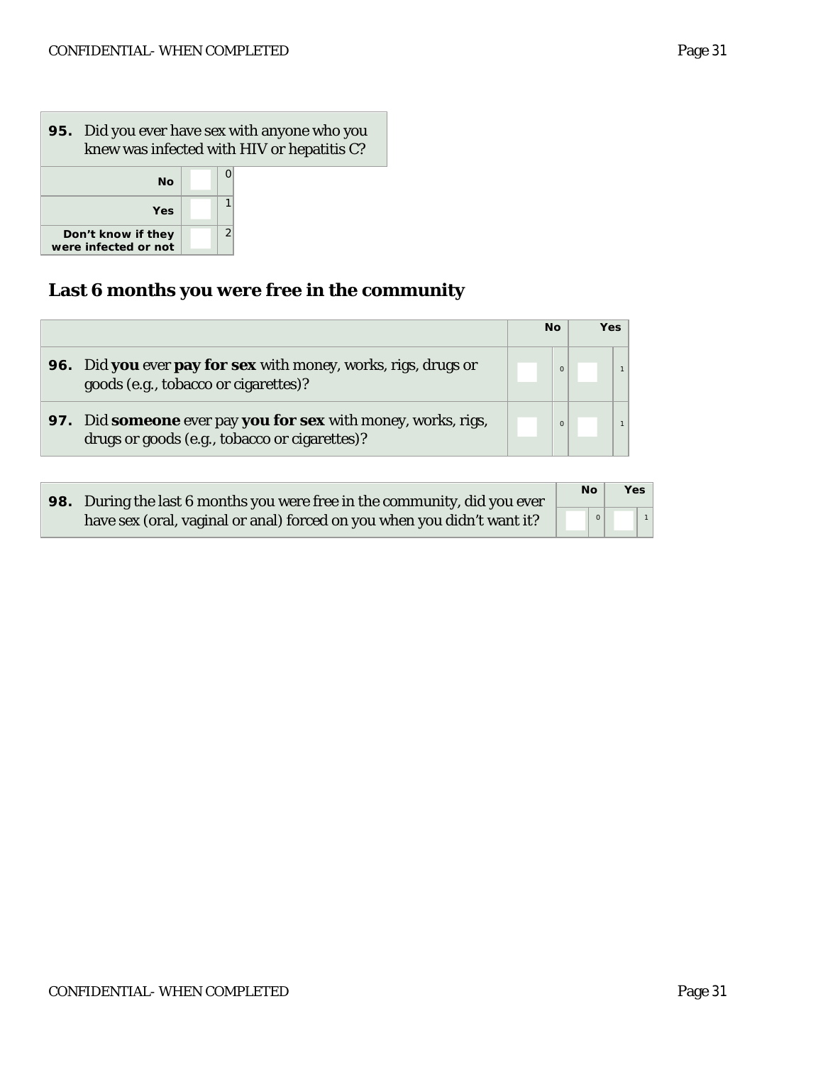| **95.** Did you ever have sex with anyone who you knew was infected with HIV or hepatitis C? | | |
|---|---|---|
| **No** | | 0 |
| **Yes** | | 1 |
| **Don't know if they were infected or not** | | 2 |

## Last 6 months you were free in the community

| | **No** | | **Yes** | |
|---|---|---|---|---|
| **96.** Did **you** ever **pay for sex** with money, works, rigs, drugs or goods (e.g., tobacco or cigarettes)? | | 0 | | 1 |
| **97.** Did **someone** ever pay **you for sex** with money, works, rigs, drugs or goods (e.g., tobacco or cigarettes)? | | 0 | | 1 |

| | **No** | | **Yes** | |
|---|---|---|---|---|
| **98.** During the last 6 months you were free in the community, did you ever have sex (oral, vaginal or anal) forced on you when you didn't want it? | | 0 | | 1 |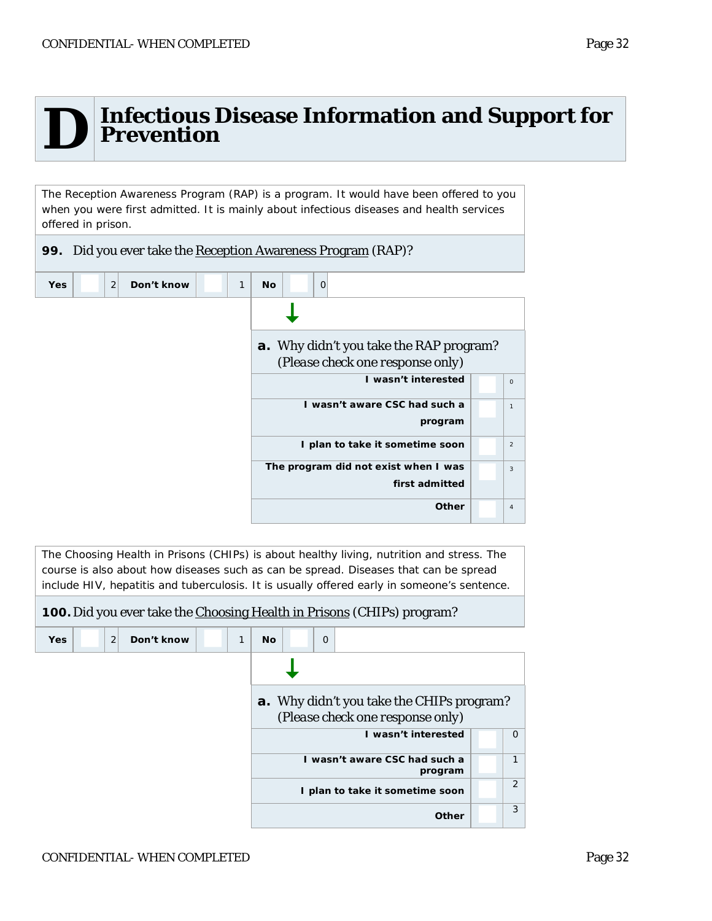# D Infectious Disease Information and Support for Prevention

The Reception Awareness Program (RAP) is a program. It would have been offered to you when you were first admitted. It is mainly about infectious diseases and health services offered in prison.

**99.** Did you ever take the Reception Awareness Program (RAP)?

| Yes | | 2 | Don't know | | 1 | No | | 0 |
|---|---|---|---|---|---|---|---|---|

**a.** Why didn't you take the RAP program? *(Please check one response only)*

| Response | | Code |
|---|---|---|
| I wasn't interested | | 0 |
| I wasn't aware CSC had such a program | | 1 |
| I plan to take it sometime soon | | 2 |
| The program did not exist when I was first admitted | | 3 |
| Other | | 4 |

The Choosing Health in Prisons (CHIPs) is about healthy living, nutrition and stress. The course is also about how diseases such as can be spread. Diseases that can be spread include HIV, hepatitis and tuberculosis. It is usually offered early in someone's sentence.

**100.** Did you ever take the Choosing Health in Prisons (CHIPs) program?

| Yes | | 2 | Don't know | | 1 | No | | 0 |
|---|---|---|---|---|---|---|---|---|

**a.** Why didn't you take the CHIPs program? *(Please check one response only)*

| Response | | Code |
|---|---|---|
| I wasn't interested | | 0 |
| I wasn't aware CSC had such a program | | 1 |
| I plan to take it sometime soon | | 2 |
| Other | | 3 |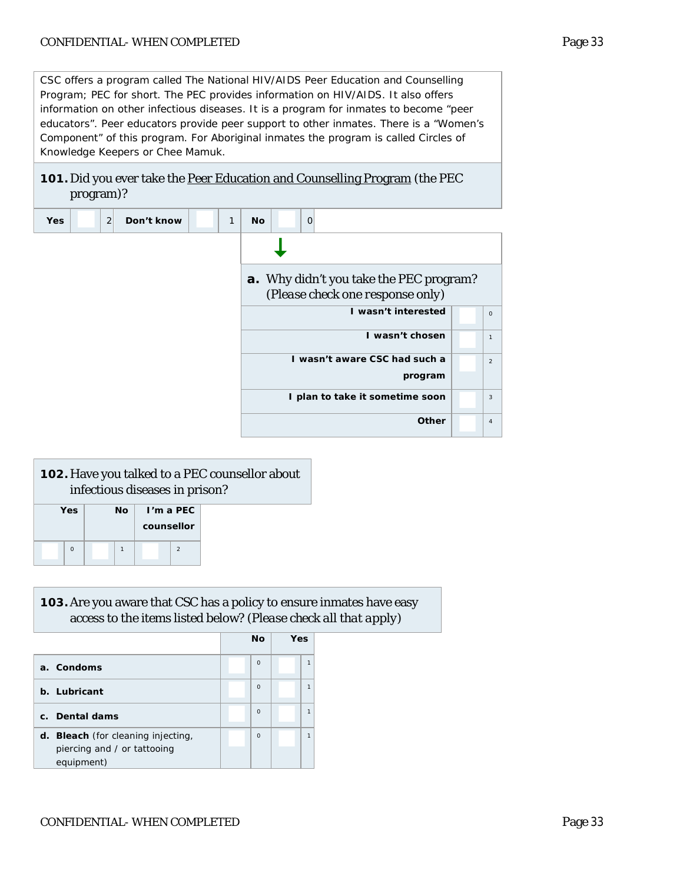CSC offers a program called The National HIV/AIDS Peer Education and Counselling Program; PEC for short. The PEC provides information on HIV/AIDS. It also offers information on other infectious diseases. It is a program for inmates to become "peer educators". Peer educators provide peer support to other inmates. There is a "Women's Component" of this program. For Aboriginal inmates the program is called Circles of Knowledge Keepers or Chee Mamuk.

**101.** Did you ever take the Peer Education and Counselling Program (the PEC program)?

| Yes | | 2 | Don't know | | 1 | No | | 0 |
|---|---|---|---|---|---|---|---|---|

↓ (No)

**a.** Why didn't you take the PEC program? (Please check one response only)

| Response | | Code |
|---|---|---|
| I wasn't interested | | 0 |
| I wasn't chosen | | 1 |
| I wasn't aware CSC had such a program | | 2 |
| I plan to take it sometime soon | | 3 |
| Other | | 4 |

**102.** Have you talked to a PEC counsellor about infectious diseases in prison?

| Yes | | No | | I'm a PEC counsellor | |
|---|---|---|---|---|---|
| | 0 | | 1 | | 2 |

**103.** Are you aware that CSC has a policy to ensure inmates have easy access to the items listed below? (Please check all that apply)

| | No | | Yes | |
|---|---|---|---|---|
| **a. Condoms** | | 0 | | 1 |
| **b. Lubricant** | | 0 | | 1 |
| **c. Dental dams** | | 0 | | 1 |
| **d. Bleach** (for cleaning injecting, piercing and / or tattooing equipment) | | 0 | | 1 |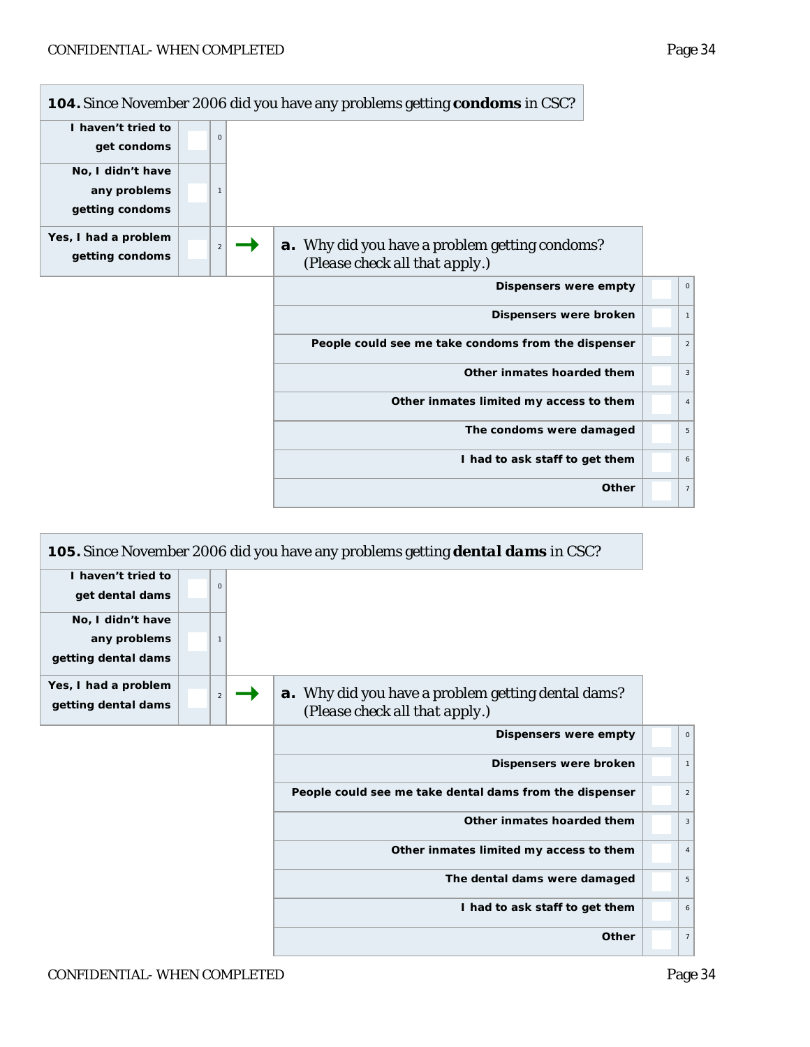**104.** Since November 2006 did you have any problems getting **condoms** in CSC?

| Response | | Code |
|---|---|---|
| I haven't tried to get condoms | ☐ | 0 |
| No, I didn't have any problems getting condoms | ☐ | 1 |
| Yes, I had a problem getting condoms | ☐ | 2 |

→ **a.** Why did you have a problem getting condoms? (Please check all that apply.)

| Reason | | Code |
|---|---|---|
| Dispensers were empty | ☐ | 0 |
| Dispensers were broken | ☐ | 1 |
| People could see me take condoms from the dispenser | ☐ | 2 |
| Other inmates hoarded them | ☐ | 3 |
| Other inmates limited my access to them | ☐ | 4 |
| The condoms were damaged | ☐ | 5 |
| I had to ask staff to get them | ☐ | 6 |
| Other | ☐ | 7 |

**105.** Since November 2006 did you have any problems getting ***dental dams*** in CSC?

| Response | | Code |
|---|---|---|
| I haven't tried to get dental dams | ☐ | 0 |
| No, I didn't have any problems getting dental dams | ☐ | 1 |
| Yes, I had a problem getting dental dams | ☐ | 2 |

→ **a.** Why did you have a problem getting dental dams? (Please check all that apply.)

| Reason | | Code |
|---|---|---|
| Dispensers were empty | ☐ | 0 |
| Dispensers were broken | ☐ | 1 |
| People could see me take dental dams from the dispenser | ☐ | 2 |
| Other inmates hoarded them | ☐ | 3 |
| Other inmates limited my access to them | ☐ | 4 |
| The dental dams were damaged | ☐ | 5 |
| I had to ask staff to get them | ☐ | 6 |
| Other | ☐ | 7 |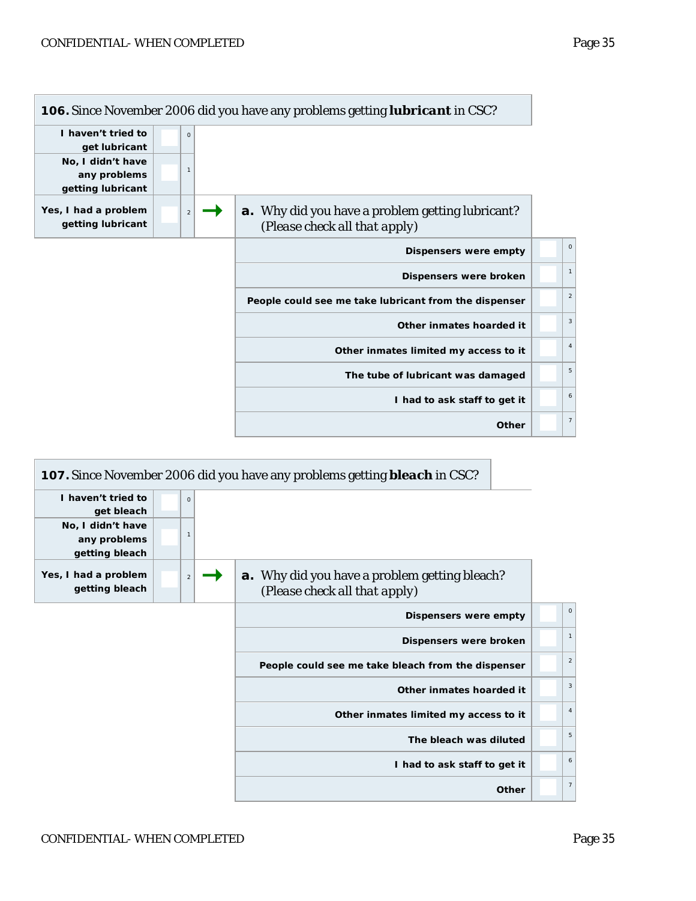**106.** Since November 2006 did you have any problems getting ***lubricant*** in CSC?

| Response | | Code |
|---|---|---|
| I haven't tried to get lubricant | ☐ | 0 |
| No, I didn't have any problems getting lubricant | ☐ | 1 |
| Yes, I had a problem getting lubricant | ☐ | 2 → |

**a.** Why did you have a problem getting lubricant? (Please check all that apply)

| Reason | | Code |
|---|---|---|
| Dispensers were empty | ☐ | 0 |
| Dispensers were broken | ☐ | 1 |
| People could see me take lubricant from the dispenser | ☐ | 2 |
| Other inmates hoarded it | ☐ | 3 |
| Other inmates limited my access to it | ☐ | 4 |
| The tube of lubricant was damaged | ☐ | 5 |
| I had to ask staff to get it | ☐ | 6 |
| Other | ☐ | 7 |

**107.** Since November 2006 did you have any problems getting ***bleach*** in CSC?

| Response | | Code |
|---|---|---|
| I haven't tried to get bleach | ☐ | 0 |
| No, I didn't have any problems getting bleach | ☐ | 1 |
| Yes, I had a problem getting bleach | ☐ | 2 → |

**a.** Why did you have a problem getting bleach? (Please check all that apply)

| Reason | | Code |
|---|---|---|
| Dispensers were empty | ☐ | 0 |
| Dispensers were broken | ☐ | 1 |
| People could see me take bleach from the dispenser | ☐ | 2 |
| Other inmates hoarded it | ☐ | 3 |
| Other inmates limited my access to it | ☐ | 4 |
| The bleach was diluted | ☐ | 5 |
| I had to ask staff to get it | ☐ | 6 |
| Other | ☐ | 7 |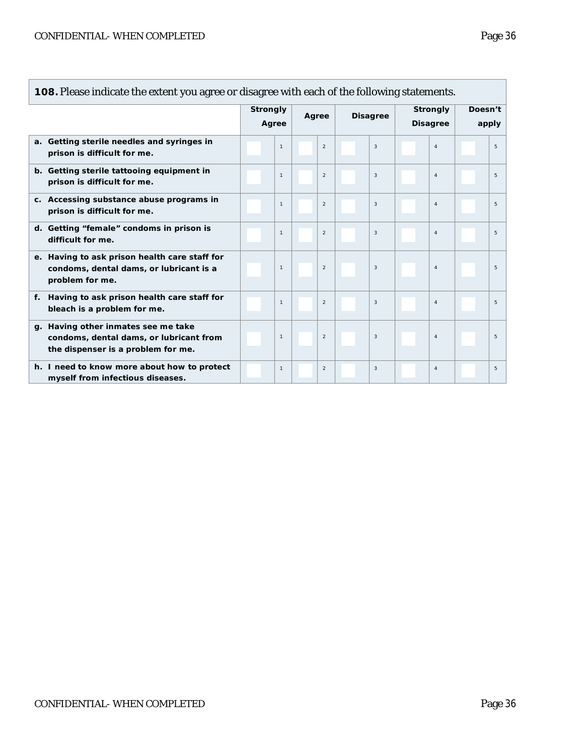**108.** Please indicate the extent you agree or disagree with each of the following statements.

| | Strongly Agree | Agree | Disagree | Strongly Disagree | Doesn't apply |
|---|---|---|---|---|---|
| **a. Getting sterile needles and syringes in prison is difficult for me.** | 1 | 2 | 3 | 4 | 5 |
| **b. Getting sterile tattooing equipment in prison is difficult for me.** | 1 | 2 | 3 | 4 | 5 |
| **c. Accessing substance abuse programs in prison is difficult for me.** | 1 | 2 | 3 | 4 | 5 |
| **d. Getting "female" condoms in prison is difficult for me.** | 1 | 2 | 3 | 4 | 5 |
| **e. Having to ask prison health care staff for condoms, dental dams, or lubricant is a problem for me.** | 1 | 2 | 3 | 4 | 5 |
| **f. Having to ask prison health care staff for bleach is a problem for me.** | 1 | 2 | 3 | 4 | 5 |
| **g. Having other inmates see me take condoms, dental dams, or lubricant from the dispenser is a problem for me.** | 1 | 2 | 3 | 4 | 5 |
| **h. I need to know more about how to protect myself from infectious diseases.** | 1 | 2 | 3 | 4 | 5 |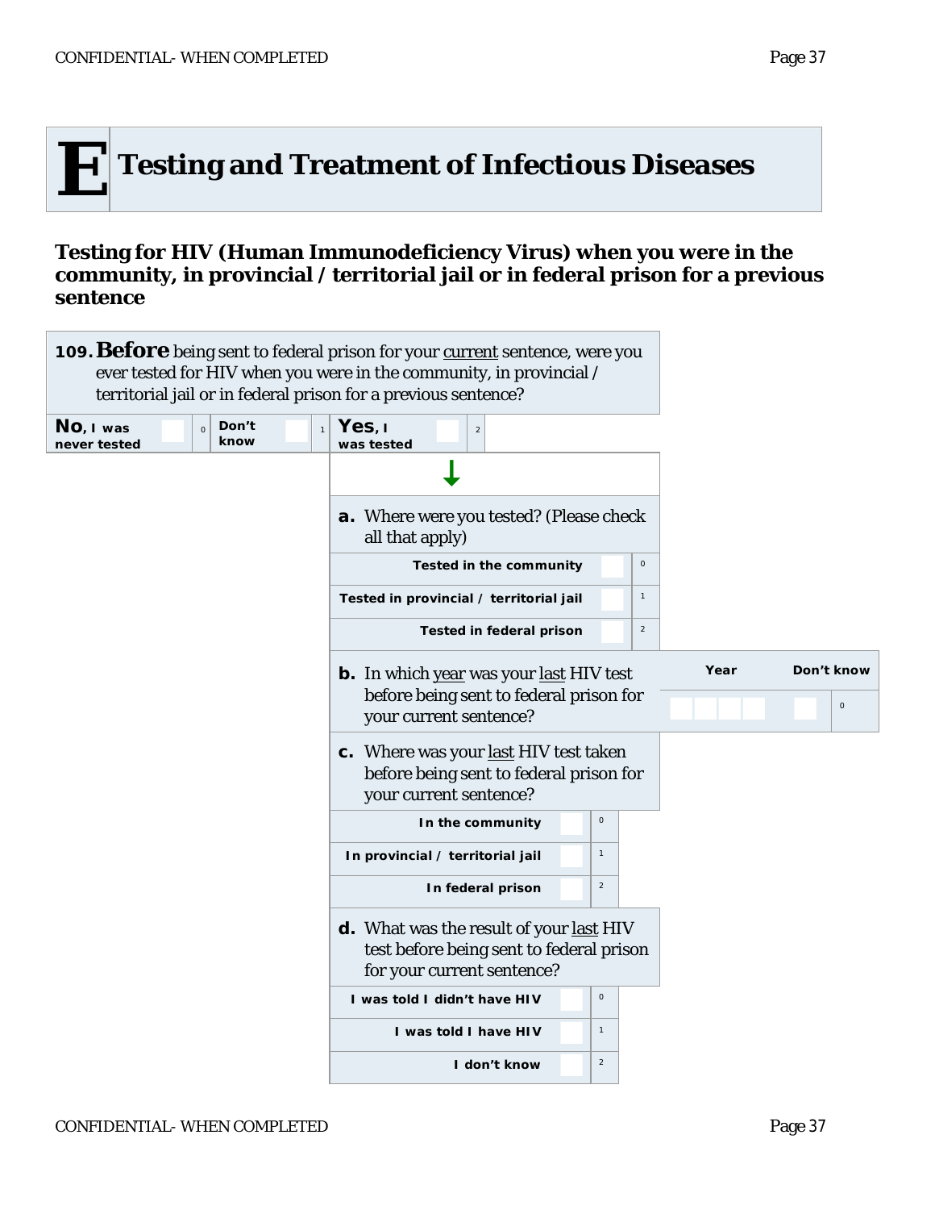# E Testing and Treatment of Infectious Diseases

## Testing for HIV (Human Immunodeficiency Virus) when you were in the community, in provincial / territorial jail or in federal prison for a previous sentence

**109. Before** being sent to federal prison for your current sentence, were you ever tested for HIV when you were in the community, in provincial / territorial jail or in federal prison for a previous sentence?

| **No**, I was never tested | 0 | Don't know | 1 | **Yes**, I was tested | 2 |
|---|---|---|---|---|---|

**a.** Where were you tested? (Please check all that apply)

| | |
|---|---|
| Tested in the community | 0 |
| Tested in provincial / territorial jail | 1 |
| Tested in federal prison | 2 |

**b.** In which year was your last HIV test before being sent to federal prison for your current sentence?

| Year | Don't know |
|---|---|
| _ _ _ _ | 0 |

**c.** Where was your last HIV test taken before being sent to federal prison for your current sentence?

| | |
|---|---|
| In the community | 0 |
| In provincial / territorial jail | 1 |
| In federal prison | 2 |

**d.** What was the result of your last HIV test before being sent to federal prison for your current sentence?

| | |
|---|---|
| I was told I didn't have HIV | 0 |
| I was told I have HIV | 1 |
| I don't know | 2 |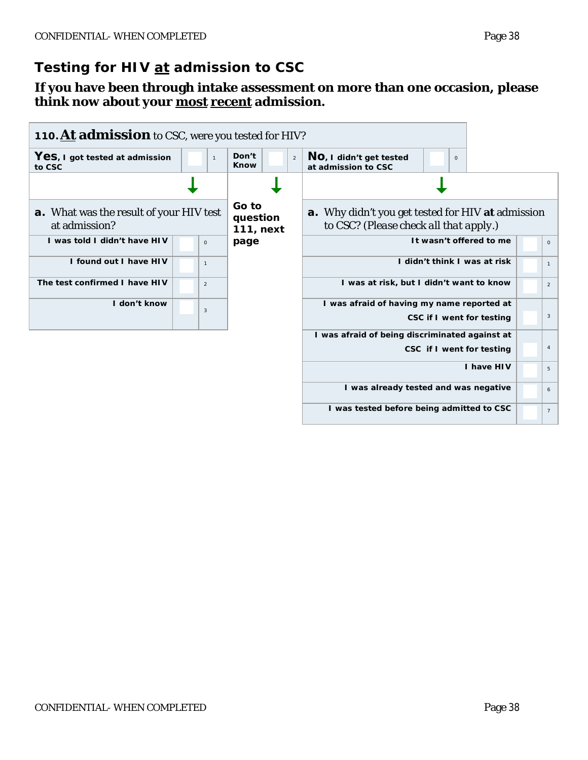## Testing for HIV at admission to CSC

**If you have been through intake assessment on more than one occasion, please think now about your most recent admission.**

**110. At admission** to CSC, were you tested for HIV?

| Yes, I got tested at admission to CSC | ☐ | 1 | Don't Know | ☐ | 2 | No, I didn't get tested at admission to CSC | ☐ | 0 |
|---|---|---|---|---|---|---|---|---|

**If Yes:**

**a.** What was the result of your HIV test at admission?

| Response | | Code |
|---|---|---|
| I was told I didn't have HIV | ☐ | 0 |
| I found out I have HIV | ☐ | 1 |
| The test confirmed I have HIV | ☐ | 2 |
| I don't know | ☐ | 3 |

**If Don't Know:** Go to question 111, next page

**If No:**

**a.** Why didn't you get tested for HIV **at** admission to CSC? *(Please check all that apply.)*

| Response | | Code |
|---|---|---|
| It wasn't offered to me | ☐ | 0 |
| I didn't think I was at risk | ☐ | 1 |
| I was at risk, but I didn't want to know | ☐ | 2 |
| I was afraid of having my name reported at CSC if I went for testing | ☐ | 3 |
| I was afraid of being discriminated against at CSC if I went for testing | ☐ | 4 |
| I have HIV | ☐ | 5 |
| I was already tested and was negative | ☐ | 6 |
| I was tested before being admitted to CSC | ☐ | 7 |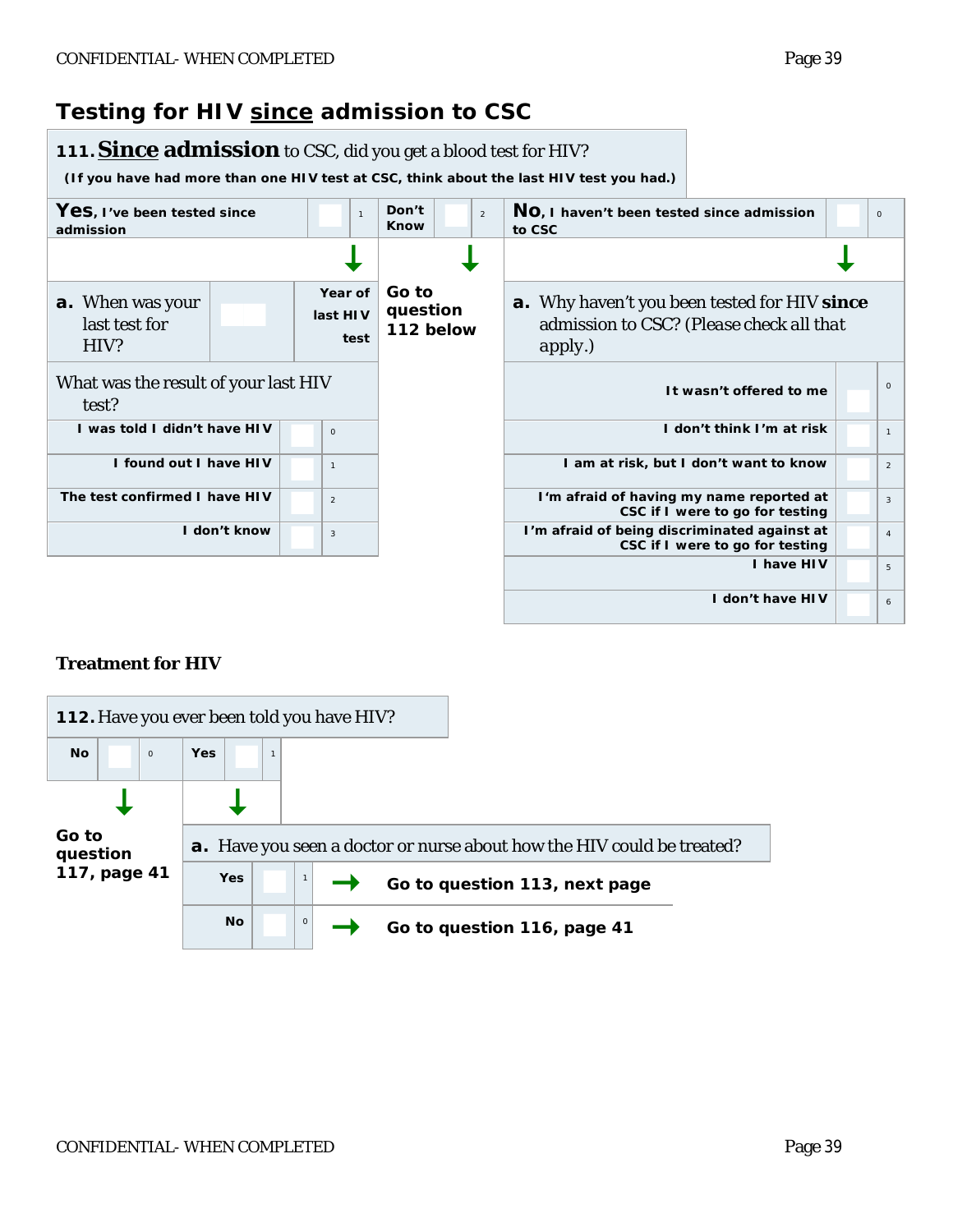## Testing for HIV since admission to CSC

**111. Since admission** to CSC, did you get a blood test for HIV?

**(If you have had more than one HIV test at CSC, think about the last HIV test you had.)**

| **Yes**, I've been tested since admission | ☐ | 1 |
|---|---|---|
| **Don't Know** | ☐ | 2 |
| **No**, I haven't been tested since admission to CSC | ☐ | 0 |

**If Yes:**

**a.** When was your last test for HIV? ______ Year of last HIV test

What was the result of your last HIV test?

| Response | | Code |
|---|---|---|
| I was told I didn't have HIV | ☐ | 0 |
| I found out I have HIV | ☐ | 1 |
| The test confirmed I have HIV | ☐ | 2 |
| I don't know | ☐ | 3 |

**If Don't Know:** Go to question 112 below

**If No:**

**a.** Why haven't you been tested for HIV **since** admission to CSC? (Please check all that apply.)

| Response | | Code |
|---|---|---|
| It wasn't offered to me | ☐ | 0 |
| I don't think I'm at risk | ☐ | 1 |
| I am at risk, but I don't want to know | ☐ | 2 |
| I'm afraid of having my name reported at CSC if I were to go for testing | ☐ | 3 |
| I'm afraid of being discriminated against at CSC if I were to go for testing | ☐ | 4 |
| I have HIV | ☐ | 5 |
| I don't have HIV | ☐ | 6 |

### Treatment for HIV

**112.** Have you ever been told you have HIV?

| **No** | ☐ | 0 | → Go to question 117, page 41 |
|---|---|---|---|
| **Yes** | ☐ | 1 | |

**If Yes:**

**a.** Have you seen a doctor or nurse about how the HIV could be treated?

| Response | | Code | |
|---|---|---|---|
| Yes | ☐ | 1 | → **Go to question 113, next page** |
| No | ☐ | 0 | → **Go to question 116, page 41** |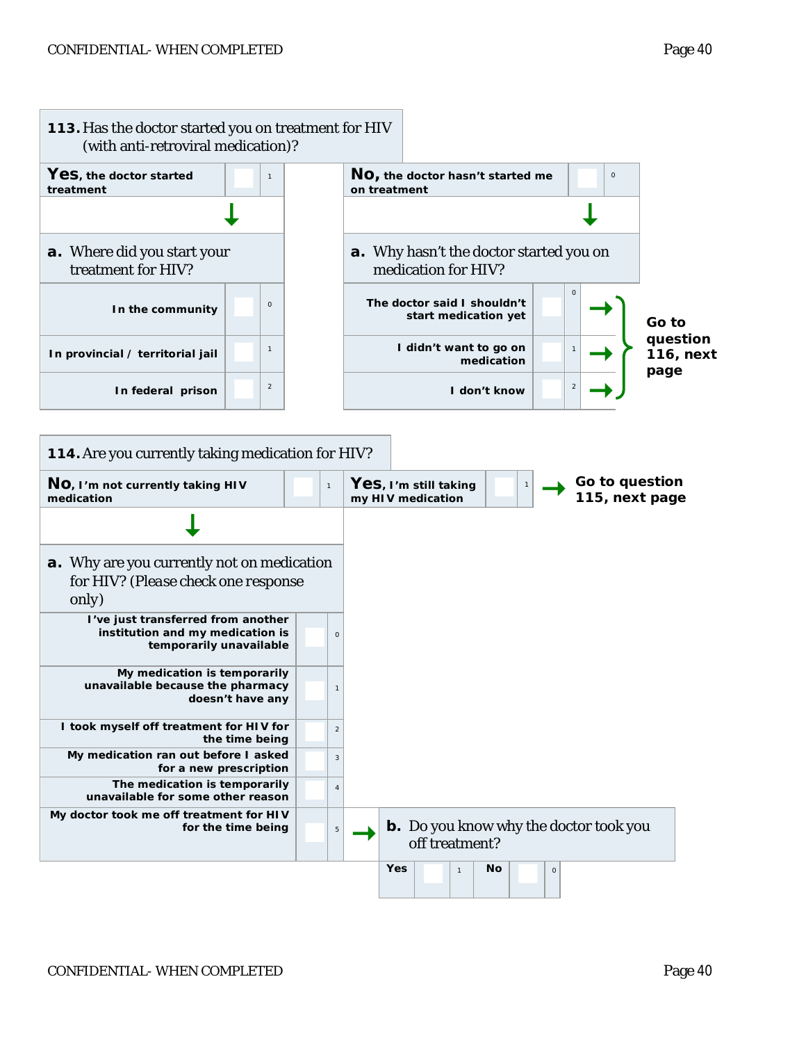**113.** Has the doctor started you on treatment for HIV (with anti-retroviral medication)?

| Response | | Code |
|---|---|---|
| **Yes**, the doctor started treatment | ☐ | 1 |
| **No**, the doctor hasn't started me on treatment | ☐ | 0 |

**If Yes:**

**a.** Where did you start your treatment for HIV?

| Response | | Code |
|---|---|---|
| In the community | ☐ | 0 |
| In provincial / territorial jail | ☐ | 1 |
| In federal prison | ☐ | 2 |

**If No:**

**a.** Why hasn't the doctor started you on medication for HIV?

| Response | | Code | |
|---|---|---|---|
| The doctor said I shouldn't start medication yet | ☐ | 0 | → Go to question 116, next page |
| I didn't want to go on medication | ☐ | 1 | → Go to question 116, next page |
| I don't know | ☐ | 2 | → Go to question 116, next page |

**114.** Are you currently taking medication for HIV?

| Response | | Code | |
|---|---|---|---|
| **No**, I'm not currently taking HIV medication | ☐ | 1 | |
| **Yes**, I'm still taking my HIV medication | ☐ | 1 | → Go to question 115, next page |

**If No:**

**a.** Why are you currently not on medication for HIV? (Please check one response only)

| Response | | Code |
|---|---|---|
| I've just transferred from another institution and my medication is temporarily unavailable | ☐ | 0 |
| My medication is temporarily unavailable because the pharmacy doesn't have any | ☐ | 1 |
| I took myself off treatment for HIV for the time being | ☐ | 2 |
| My medication ran out before I asked for a new prescription | ☐ | 3 |
| The medication is temporarily unavailable for some other reason | ☐ | 4 |
| My doctor took me off treatment for HIV for the time being | ☐ | 5 |

→ **b.** Do you know why the doctor took you off treatment?

| Yes | ☐ | 1 | No | ☐ | 0 |
|---|---|---|---|---|---|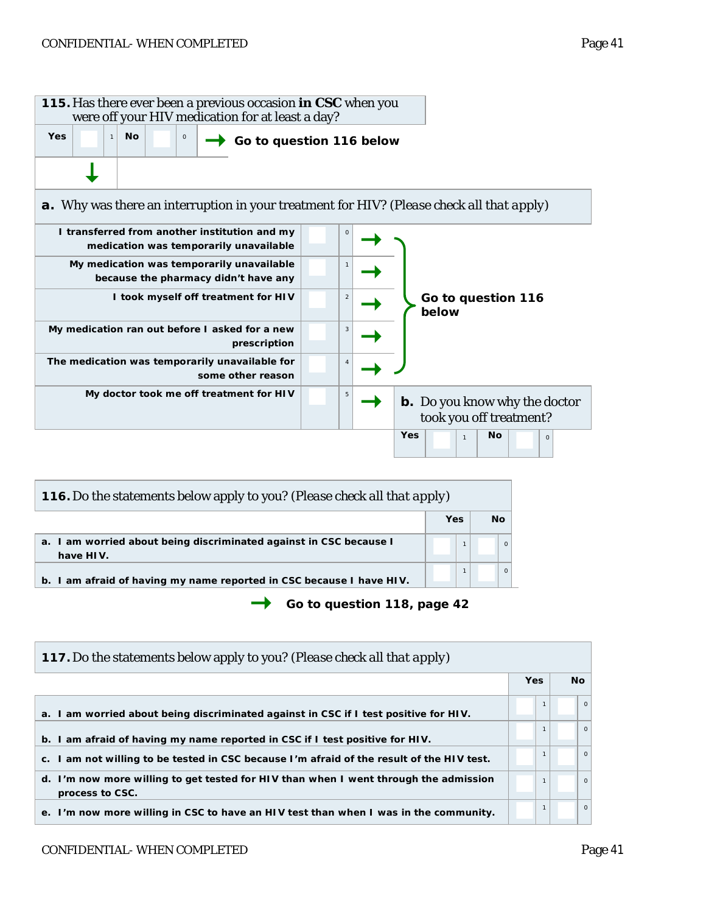**115.** Has there ever been a previous occasion **in CSC** when you were off your HIV medication for at least a day?

| Yes | 1 | No | 0 |
|---|---|---|---|

No → **Go to question 116 below**

Yes ↓

**a.** Why was there an interruption in your treatment for HIV? (Please check all that apply)

| Reason | Code | |
|---|---|---|
| I transferred from another institution and my medication was temporarily unavailable | 0 | → **Go to question 116 below** |
| My medication was temporarily unavailable because the pharmacy didn't have any | 1 | → **Go to question 116 below** |
| I took myself off treatment for HIV | 2 | → **Go to question 116 below** |
| My medication ran out before I asked for a new prescription | 3 | → **Go to question 116 below** |
| The medication was temporarily unavailable for some other reason | 4 | → **Go to question 116 below** |
| My doctor took me off treatment for HIV | 5 | → **b.** Do you know why the doctor took you off treatment? |

**b.** Do you know why the doctor took you off treatment?

| Yes | 1 | No | 0 |
|---|---|---|---|

**116.** Do the statements below apply to you? (Please check all that apply)

| | Yes | No |
|---|---|---|
| a. I am worried about being discriminated against in CSC because I have HIV. | 1 | 0 |
| b. I am afraid of having my name reported in CSC because I have HIV. | 1 | 0 |

→ **Go to question 118, page 42**

**117.** Do the statements below apply to you? (Please check all that apply)

| | Yes | No |
|---|---|---|
| a. I am worried about being discriminated against in CSC if I test positive for HIV. | 1 | 0 |
| b. I am afraid of having my name reported in CSC if I test positive for HIV. | 1 | 0 |
| c. I am not willing to be tested in CSC because I'm afraid of the result of the HIV test. | 1 | 0 |
| d. I'm now more willing to get tested for HIV than when I went through the admission process to CSC. | 1 | 0 |
| e. I'm now more willing in CSC to have an HIV test than when I was in the community. | 1 | 0 |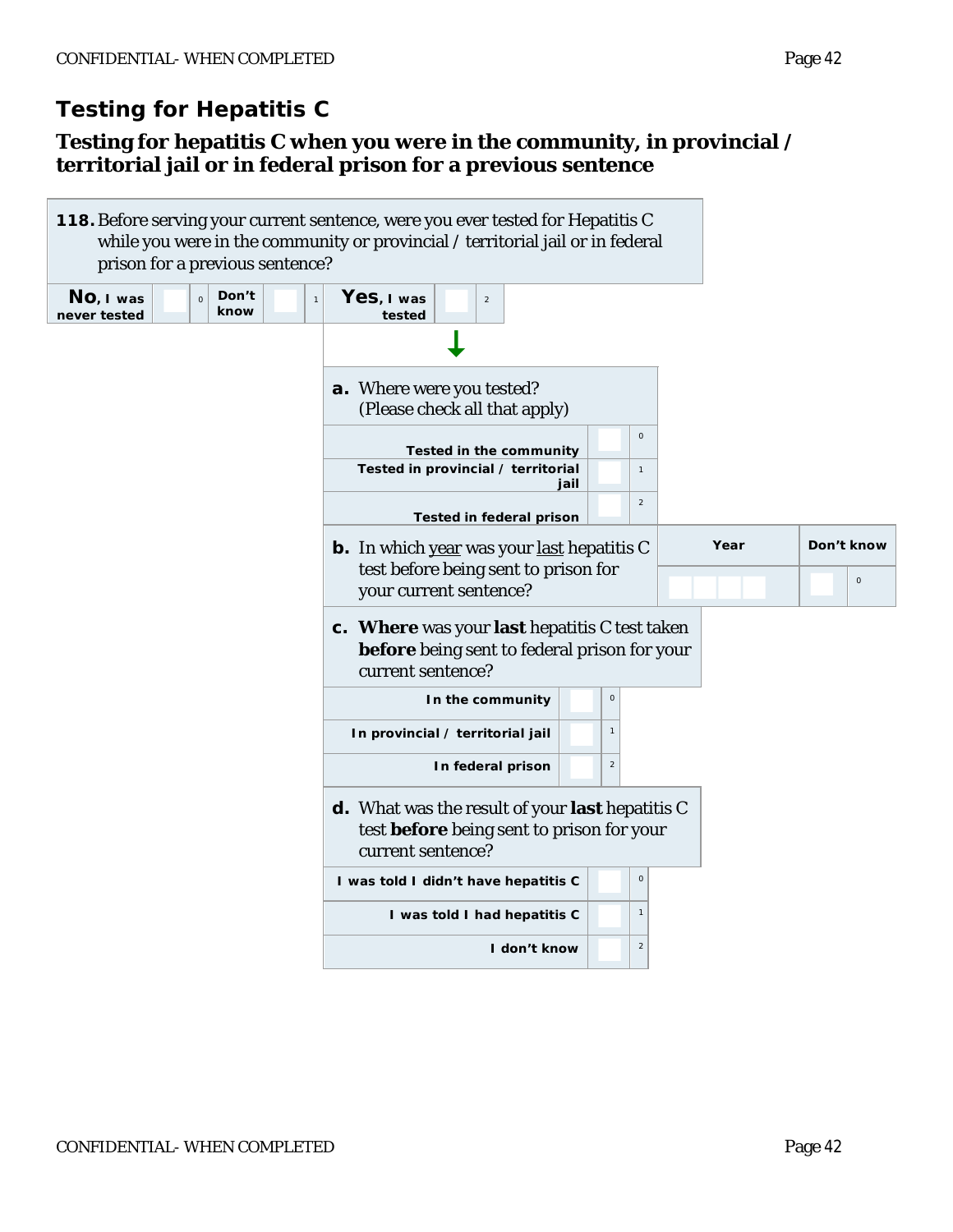# Testing for Hepatitis C

## Testing for hepatitis C when you were in the community, in provincial / territorial jail or in federal prison for a previous sentence

**118.** Before serving your current sentence, were you ever tested for Hepatitis C while you were in the community or provincial / territorial jail or in federal prison for a previous sentence?

| **No**, I was never tested | ☐ 0 | Don't know | ☐ 1 | **Yes**, I was tested | ☐ 2 |
|---|---|---|---|---|---|

↓

**a.** Where were you tested? (Please check all that apply)

| | | |
|---|---|---|
| Tested in the community | ☐ | 0 |
| Tested in provincial / territorial jail | ☐ | 1 |
| Tested in federal prison | ☐ | 2 |

**b.** In which year was your last hepatitis C test before being sent to prison for your current sentence?

| Year | Don't know | |
|---|---|---|
| ☐☐☐☐ | ☐ | 0 |

**c.** **Where** was your **last** hepatitis C test taken **before** being sent to federal prison for your current sentence?

| | | |
|---|---|---|
| In the community | ☐ | 0 |
| In provincial / territorial jail | ☐ | 1 |
| In federal prison | ☐ | 2 |

**d.** What was the result of your **last** hepatitis C test **before** being sent to prison for your current sentence?

| | | |
|---|---|---|
| I was told I didn't have hepatitis C | ☐ | 0 |
| I was told I had hepatitis C | ☐ | 1 |
| I don't know | ☐ | 2 |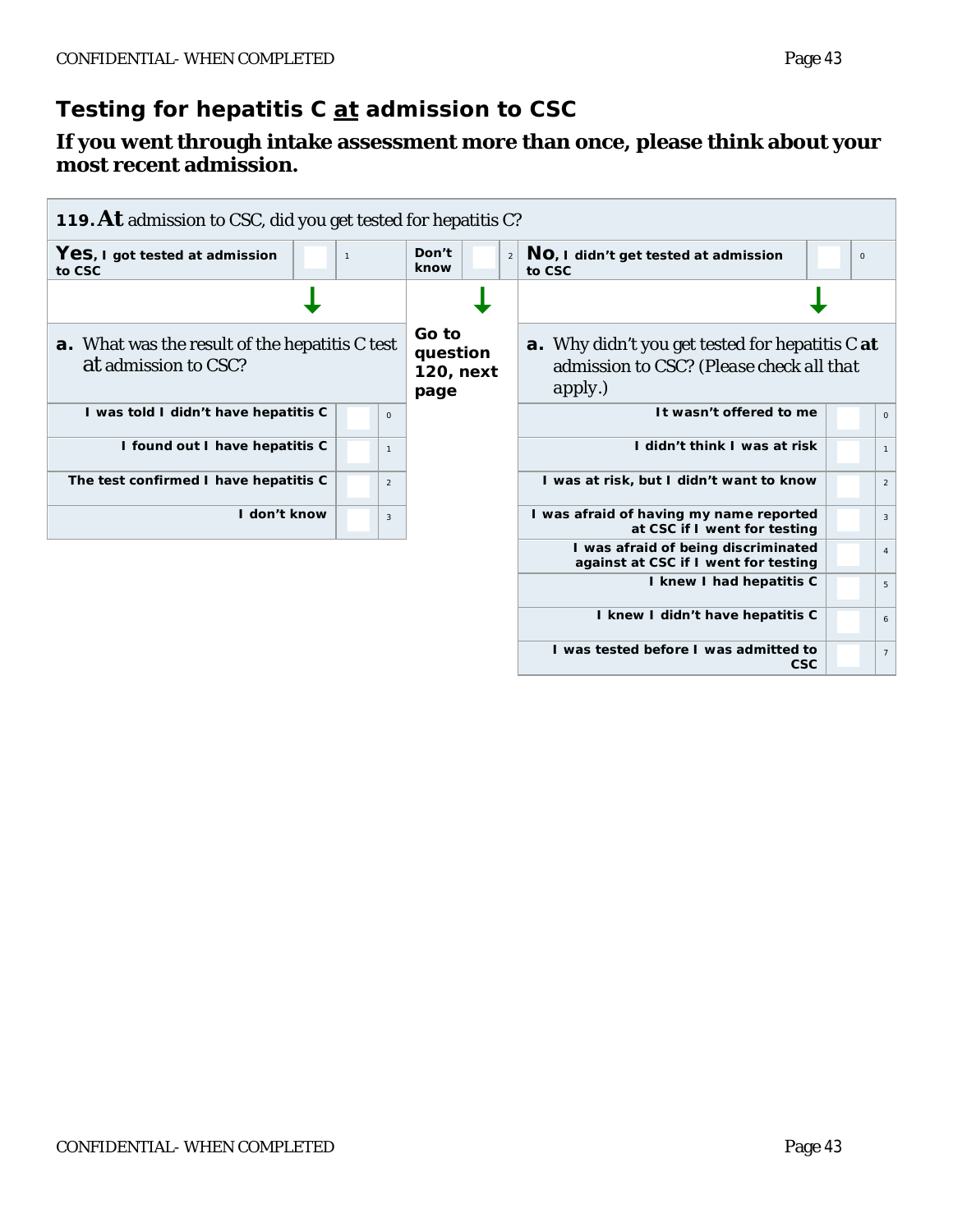## Testing for hepatitis C <u>at</u> admission to CSC

**If you went through intake assessment more than once, please think about your most recent admission.**

**119. At** admission to CSC, did you get tested for hepatitis C?

| Response | | Code |
|---|---|---|
| **Yes**, I got tested at admission to CSC | ☐ | 1 |
| Don't know | ☐ | 2 |
| **No**, I didn't get tested at admission to CSC | ☐ | 0 |

**If Yes:**

**a.** What was the result of the hepatitis C test at admission to CSC?

| Response | | Code |
|---|---|---|
| I was told I didn't have hepatitis C | ☐ | 0 |
| I found out I have hepatitis C | ☐ | 1 |
| The test confirmed I have hepatitis C | ☐ | 2 |
| I don't know | ☐ | 3 |

**If Don't know:** Go to question 120, next page

**If No:**

**a.** Why didn't you get tested for hepatitis C **at** admission to CSC? (Please check all that apply.)

| Response | | Code |
|---|---|---|
| It wasn't offered to me | ☐ | 0 |
| I didn't think I was at risk | ☐ | 1 |
| I was at risk, but I didn't want to know | ☐ | 2 |
| I was afraid of having my name reported at CSC if I went for testing | ☐ | 3 |
| I was afraid of being discriminated against at CSC if I went for testing | ☐ | 4 |
| I knew I had hepatitis C | ☐ | 5 |
| I knew I didn't have hepatitis C | ☐ | 6 |
| I was tested before I was admitted to CSC | ☐ | 7 |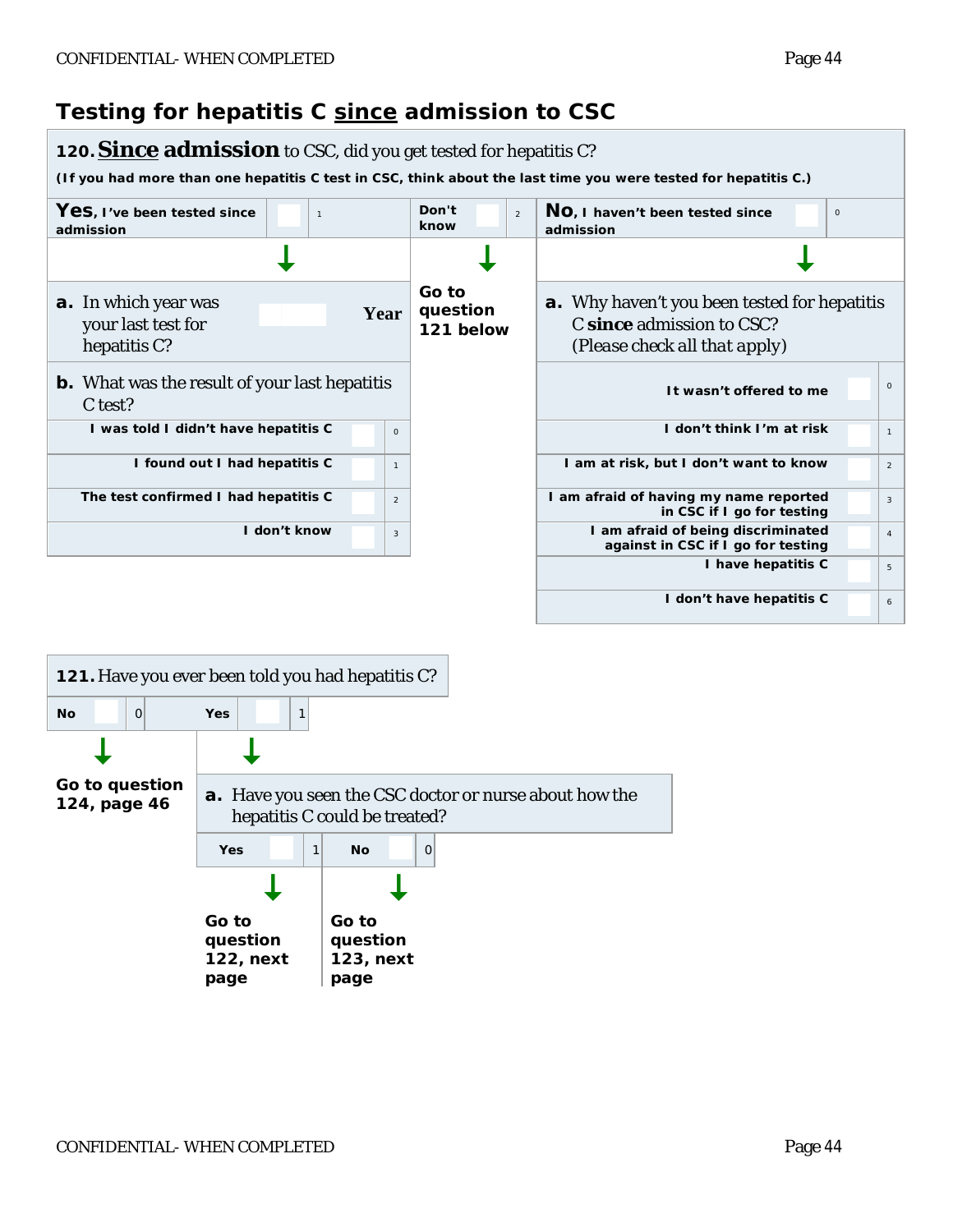## Testing for hepatitis C **since** admission to CSC

**120. Since admission** to CSC, did you get tested for hepatitis C?

*(If you had more than one hepatitis C test in CSC, think about the last time you were tested for hepatitis C.)*

| **Yes**, I've been tested since admission | 1 | Don't know | 2 | **No**, I haven't been tested since admission | 0 |
|---|---|---|---|---|---|

**If Yes:**

**a.** In which year was your last test for hepatitis C? Year ____

**b.** What was the result of your last hepatitis C test?

| Response | Code |
|---|---|
| I was told I didn't have hepatitis C | 0 |
| I found out I had hepatitis C | 1 |
| The test confirmed I had hepatitis C | 2 |
| I don't know | 3 |

**If Don't know:** Go to question 121 below

**If No:**

**a.** Why haven't you been tested for hepatitis C **since** admission to CSC? (Please check all that apply)

| Response | Code |
|---|---|
| It wasn't offered to me | 0 |
| I don't think I'm at risk | 1 |
| I am at risk, but I don't want to know | 2 |
| I am afraid of having my name reported in CSC if I go for testing | 3 |
| I am afraid of being discriminated against in CSC if I go for testing | 4 |
| I have hepatitis C | 5 |
| I don't have hepatitis C | 6 |

**121.** Have you ever been told you had hepatitis C?

| No | 0 | Yes | 1 |
|---|---|---|---|

**If No:** Go to question 124, page 46

**If Yes:**

**a.** Have you seen the CSC doctor or nurse about how the hepatitis C could be treated?

| Yes | 1 | No | 0 |
|---|---|---|---|

- **Yes:** Go to question 122, next page
- **No:** Go to question 123, next page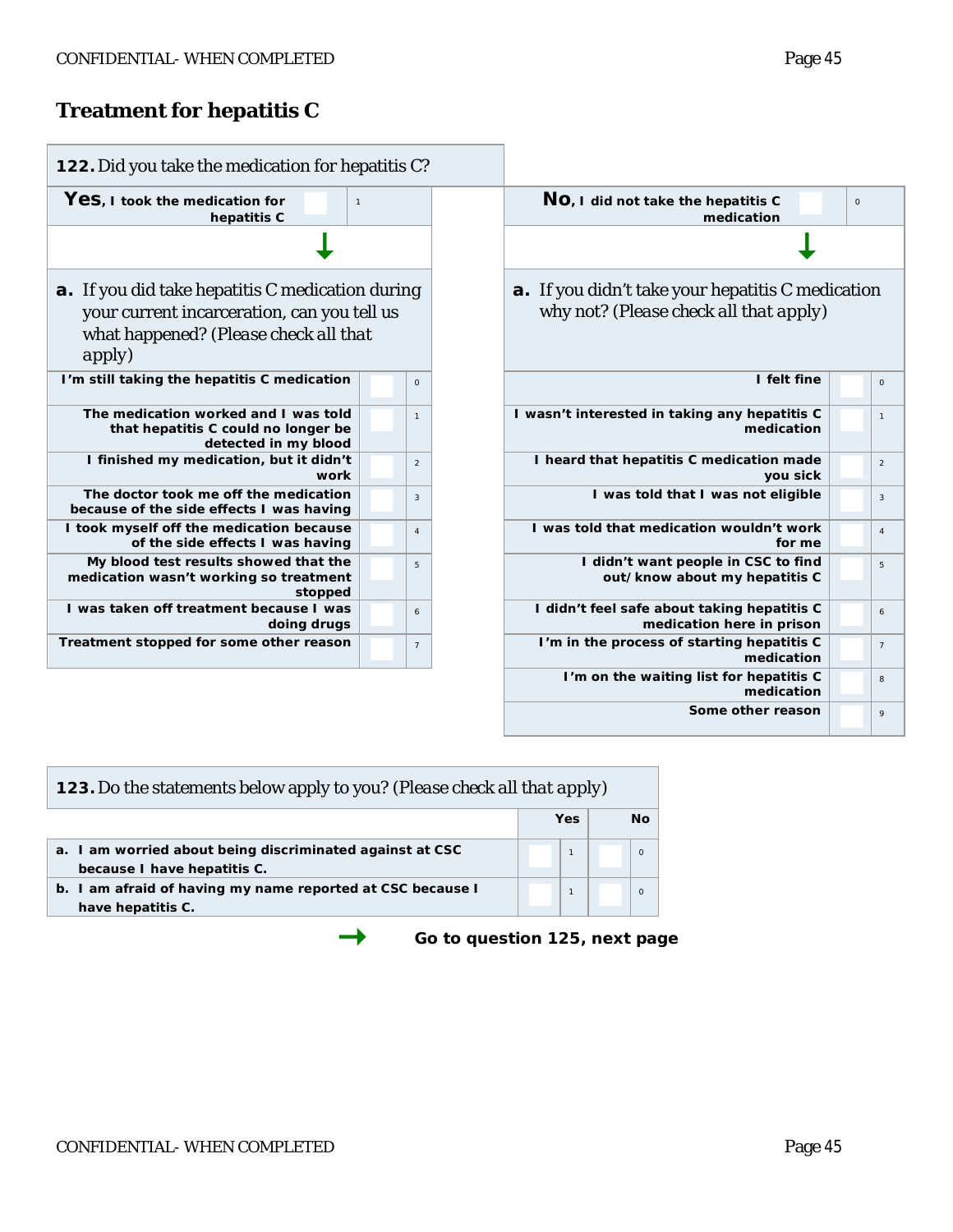## Treatment for hepatitis C

**122.** Did you take the medication for hepatitis C?

| **Yes**, I took the medication for hepatitis C | | 1 |
|---|---|---|

**a.** If you did take hepatitis C medication during your current incarceration, can you tell us what happened? *(Please check all that apply)*

| | | |
|---|---|---|
| I'm still taking the hepatitis C medication | | 0 |
| The medication worked and I was told that hepatitis C could no longer be detected in my blood | | 1 |
| I finished my medication, but it didn't work | | 2 |
| The doctor took me off the medication because of the side effects I was having | | 3 |
| I took myself off the medication because of the side effects I was having | | 4 |
| My blood test results showed that the medication wasn't working so treatment stopped | | 5 |
| I was taken off treatment because I was doing drugs | | 6 |
| Treatment stopped for some other reason | | 7 |

| **No**, I did not take the hepatitis C medication | | 0 |
|---|---|---|

**a.** If you didn't take your hepatitis C medication why not? *(Please check all that apply)*

| | | |
|---|---|---|
| I felt fine | | 0 |
| I wasn't interested in taking any hepatitis C medication | | 1 |
| I heard that hepatitis C medication made you sick | | 2 |
| I was told that I was not eligible | | 3 |
| I was told that medication wouldn't work for me | | 4 |
| I didn't want people in CSC to find out/know about my hepatitis C | | 5 |
| I didn't feel safe about taking hepatitis C medication here in prison | | 6 |
| I'm in the process of starting hepatitis C medication | | 7 |
| I'm on the waiting list for hepatitis C medication | | 8 |
| Some other reason | | 9 |

**123.** Do the statements below apply to you? *(Please check all that apply)*

| | Yes | | No | |
|---|---|---|---|---|
| a. I am worried about being discriminated against at CSC because I have hepatitis C. | | 1 | | 0 |
| b. I am afraid of having my name reported at CSC because I have hepatitis C. | | 1 | | 0 |

→ **Go to question 125, next page**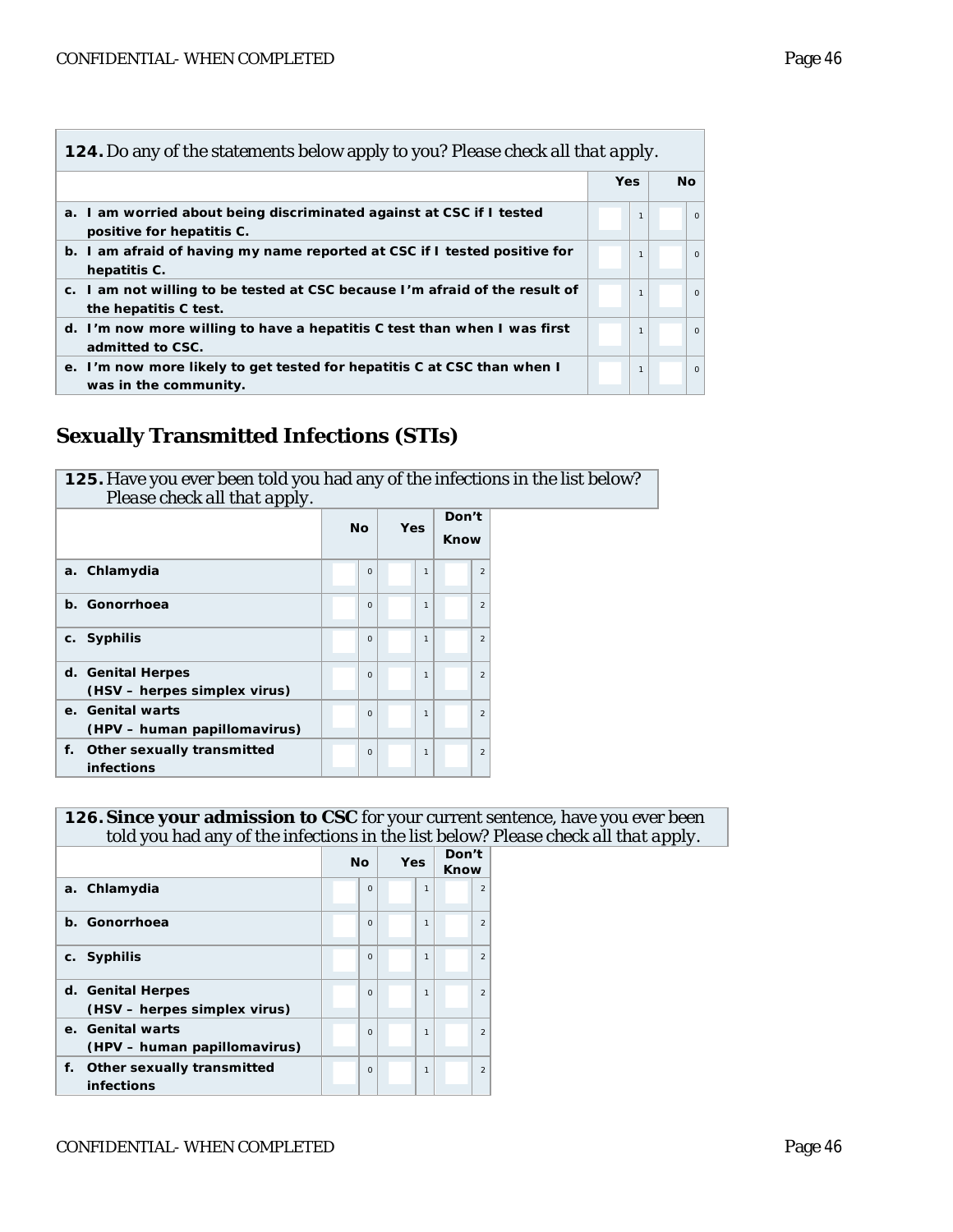| **124.** Do any of the statements below apply to you? *Please check all that apply.* | Yes | No |
|---|---|---|
| **a. I am worried about being discriminated against at CSC if I tested positive for hepatitis C.** | 1 | 0 |
| **b. I am afraid of having my name reported at CSC if I tested positive for hepatitis C.** | 1 | 0 |
| **c. I am not willing to be tested at CSC because I'm afraid of the result of the hepatitis C test.** | 1 | 0 |
| **d. I'm now more willing to have a hepatitis C test than when I was first admitted to CSC.** | 1 | 0 |
| **e. I'm now more likely to get tested for hepatitis C at CSC than when I was in the community.** | 1 | 0 |

## Sexually Transmitted Infections (STIs)

| **125.** Have you ever been told you had any of the infections in the list below? *Please check all that apply.* | No | Yes | Don't Know |
|---|---|---|---|
| **a. Chlamydia** | 0 | 1 | 2 |
| **b. Gonorrhoea** | 0 | 1 | 2 |
| **c. Syphilis** | 0 | 1 | 2 |
| **d. Genital Herpes (HSV – herpes simplex virus)** | 0 | 1 | 2 |
| **e. Genital warts (HPV – human papillomavirus)** | 0 | 1 | 2 |
| **f. Other sexually transmitted infections** | 0 | 1 | 2 |

| **126. Since your admission to CSC** for your current sentence, have you ever been told you had any of the infections in the list below? *Please check all that apply.* | No | Yes | Don't Know |
|---|---|---|---|
| **a. Chlamydia** | 0 | 1 | 2 |
| **b. Gonorrhoea** | 0 | 1 | 2 |
| **c. Syphilis** | 0 | 1 | 2 |
| **d. Genital Herpes (HSV – herpes simplex virus)** | 0 | 1 | 2 |
| **e. Genital warts (HPV – human papillomavirus)** | 0 | 1 | 2 |
| **f. Other sexually transmitted infections** | 0 | 1 | 2 |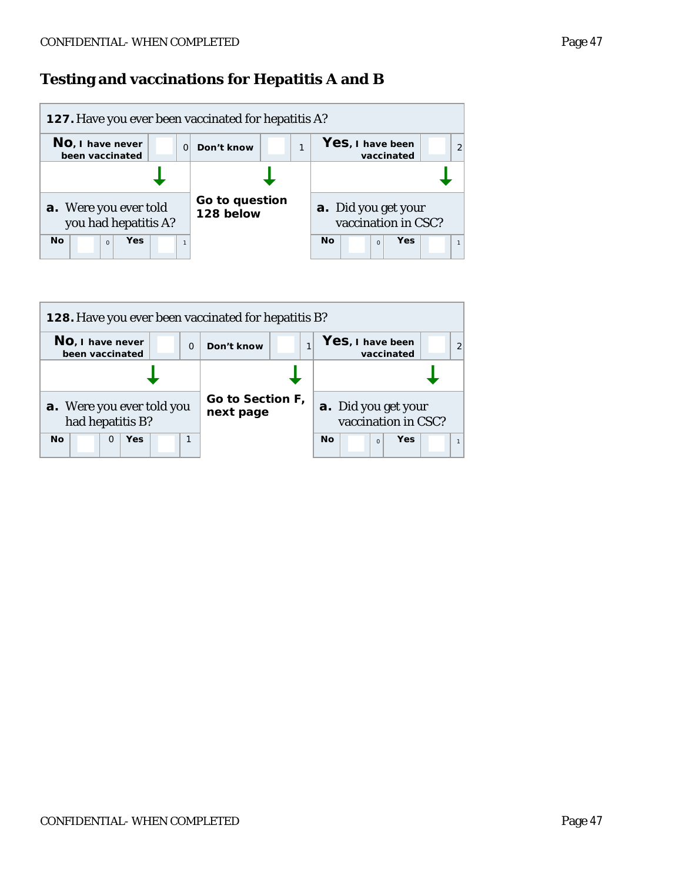## Testing and vaccinations for Hepatitis A and B

**127.** Have you ever been vaccinated for hepatitis A?

| **No**, I have never been vaccinated | ☐ 0 | Don't know | ☐ 1 | **Yes**, I have been vaccinated | ☐ 2 |
|---|---|---|---|---|---|
| ↓ | | ↓ | | ↓ | |
| **a.** Were you ever told you had hepatitis A? | | **Go to question 128 below** | | **a.** Did you get your vaccination in CSC? | |
| No ☐ 0 | Yes ☐ 1 | | | No ☐ 0 | Yes ☐ 1 |

**128.** Have you ever been vaccinated for hepatitis B?

| **No**, I have never been vaccinated | ☐ 0 | Don't know | ☐ 1 | **Yes**, I have been vaccinated | ☐ 2 |
|---|---|---|---|---|---|
| ↓ | | ↓ | | ↓ | |
| **a.** Were you ever told you had hepatitis B? | | **Go to Section F, next page** | | **a.** Did you get your vaccination in CSC? | |
| No ☐ 0 | Yes ☐ 1 | | | No ☐ 0 | Yes ☐ 1 |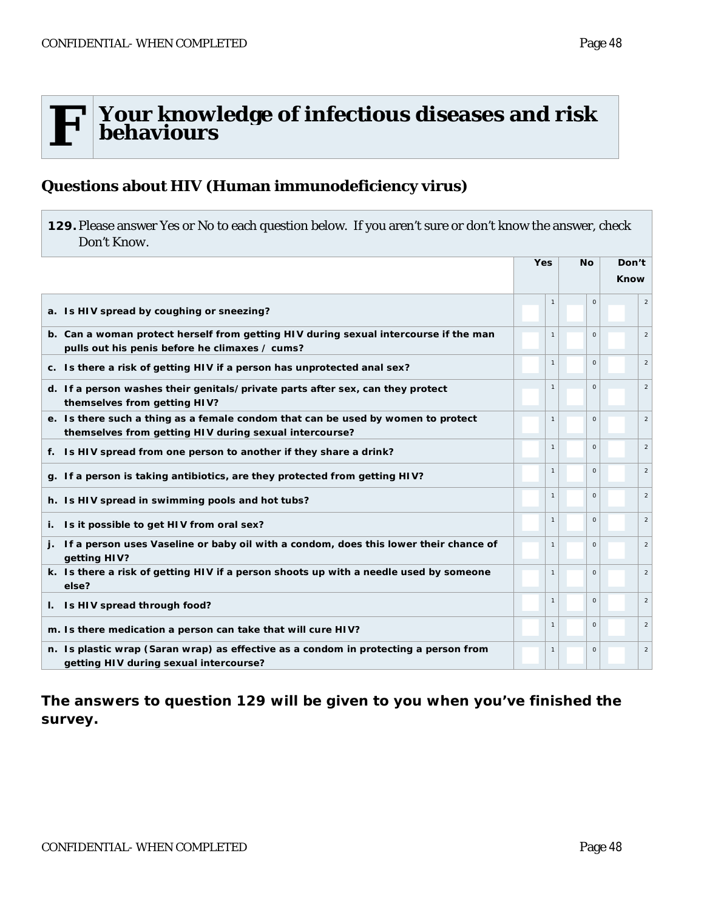# F Your knowledge of infectious diseases and risk behaviours

## Questions about HIV (Human immunodeficiency virus)

**129.** Please answer Yes or No to each question below. If you aren't sure or don't know the answer, check Don't Know.

| | Yes | No | Don't Know |
|---|---|---|---|
| **a. Is HIV spread by coughing or sneezing?** | 1 | 0 | 2 |
| **b. Can a woman protect herself from getting HIV during sexual intercourse if the man pulls out his penis before he climaxes / cums?** | 1 | 0 | 2 |
| **c. Is there a risk of getting HIV if a person has unprotected anal sex?** | 1 | 0 | 2 |
| **d. If a person washes their genitals/private parts after sex, can they protect themselves from getting HIV?** | 1 | 0 | 2 |
| **e. Is there such a thing as a female condom that can be used by women to protect themselves from getting HIV during sexual intercourse?** | 1 | 0 | 2 |
| **f. Is HIV spread from one person to another if they share a drink?** | 1 | 0 | 2 |
| **g. If a person is taking antibiotics, are they protected from getting HIV?** | 1 | 0 | 2 |
| **h. Is HIV spread in swimming pools and hot tubs?** | 1 | 0 | 2 |
| **i. Is it possible to get HIV from oral sex?** | 1 | 0 | 2 |
| **j. If a person uses Vaseline or baby oil with a condom, does this lower their chance of getting HIV?** | 1 | 0 | 2 |
| **k. Is there a risk of getting HIV if a person shoots up with a needle used by someone else?** | 1 | 0 | 2 |
| **l. Is HIV spread through food?** | 1 | 0 | 2 |
| **m. Is there medication a person can take that will cure HIV?** | 1 | 0 | 2 |
| **n. Is plastic wrap (Saran wrap) as effective as a condom in protecting a person from getting HIV during sexual intercourse?** | 1 | 0 | 2 |

**The answers to question 129 will be given to you when you've finished the survey.**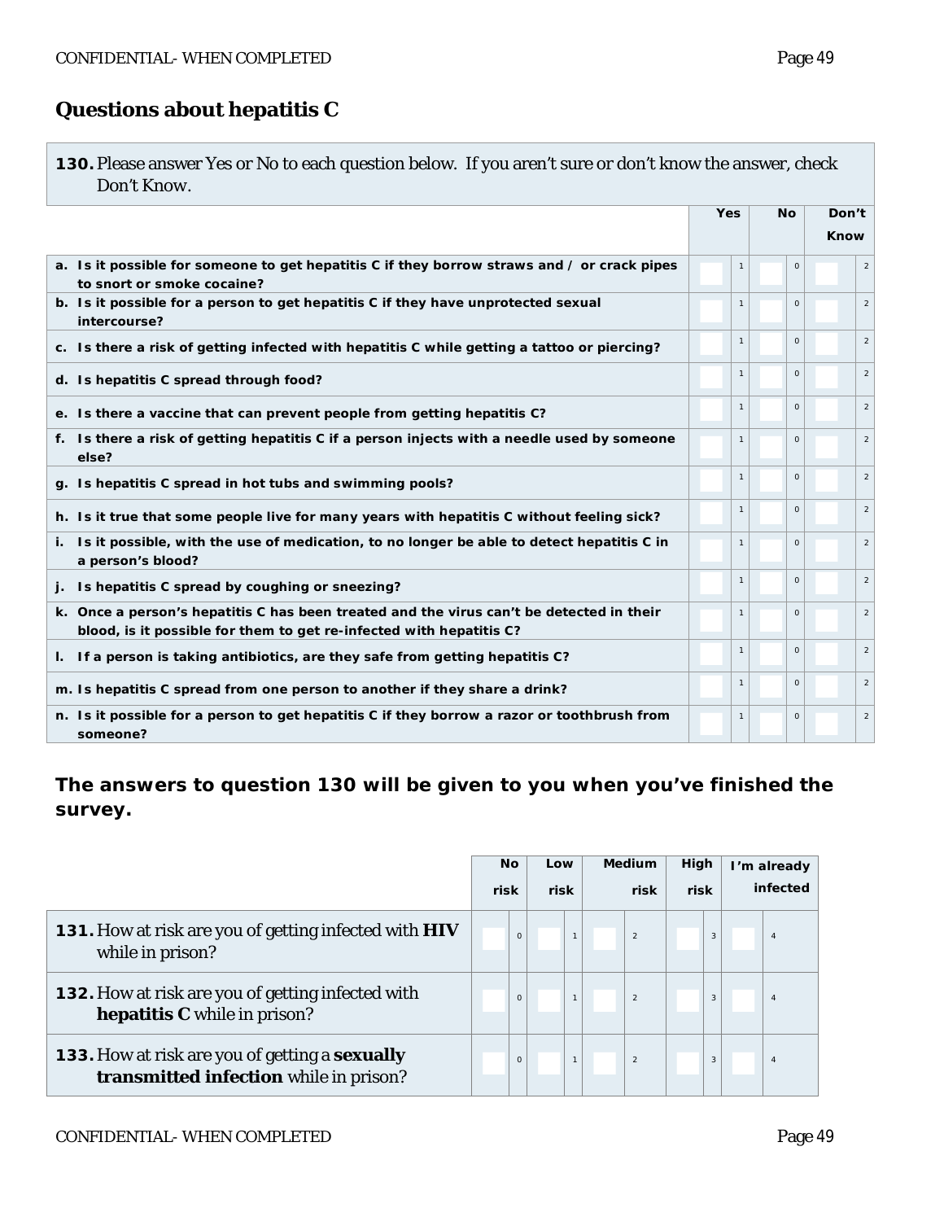## Questions about hepatitis C

**130.** Please answer Yes or No to each question below. If you aren't sure or don't know the answer, check Don't Know.

| | Yes | No | Don't Know |
|---|---|---|---|
| **a. Is it possible for someone to get hepatitis C if they borrow straws and / or crack pipes to snort or smoke cocaine?** | 1 | 0 | 2 |
| **b. Is it possible for a person to get hepatitis C if they have unprotected sexual intercourse?** | 1 | 0 | 2 |
| **c. Is there a risk of getting infected with hepatitis C while getting a tattoo or piercing?** | 1 | 0 | 2 |
| **d. Is hepatitis C spread through food?** | 1 | 0 | 2 |
| **e. Is there a vaccine that can prevent people from getting hepatitis C?** | 1 | 0 | 2 |
| **f. Is there a risk of getting hepatitis C if a person injects with a needle used by someone else?** | 1 | 0 | 2 |
| **g. Is hepatitis C spread in hot tubs and swimming pools?** | 1 | 0 | 2 |
| **h. Is it true that some people live for many years with hepatitis C without feeling sick?** | 1 | 0 | 2 |
| **i. Is it possible, with the use of medication, to no longer be able to detect hepatitis C in a person's blood?** | 1 | 0 | 2 |
| **j. Is hepatitis C spread by coughing or sneezing?** | 1 | 0 | 2 |
| **k. Once a person's hepatitis C has been treated and the virus can't be detected in their blood, is it possible for them to get re-infected with hepatitis C?** | 1 | 0 | 2 |
| **l. If a person is taking antibiotics, are they safe from getting hepatitis C?** | 1 | 0 | 2 |
| **m. Is hepatitis C spread from one person to another if they share a drink?** | 1 | 0 | 2 |
| **n. Is it possible for a person to get hepatitis C if they borrow a razor or toothbrush from someone?** | 1 | 0 | 2 |

**The answers to question 130 will be given to you when you've finished the survey.**

| | No risk | Low risk | Medium risk | High risk | I'm already infected |
|---|---|---|---|---|---|
| **131.** How at risk are you of getting infected with **HIV** while in prison? | 0 | 1 | 2 | 3 | 4 |
| **132.** How at risk are you of getting infected with **hepatitis C** while in prison? | 0 | 1 | 2 | 3 | 4 |
| **133.** How at risk are you of getting a **sexually transmitted infection** while in prison? | 0 | 1 | 2 | 3 | 4 |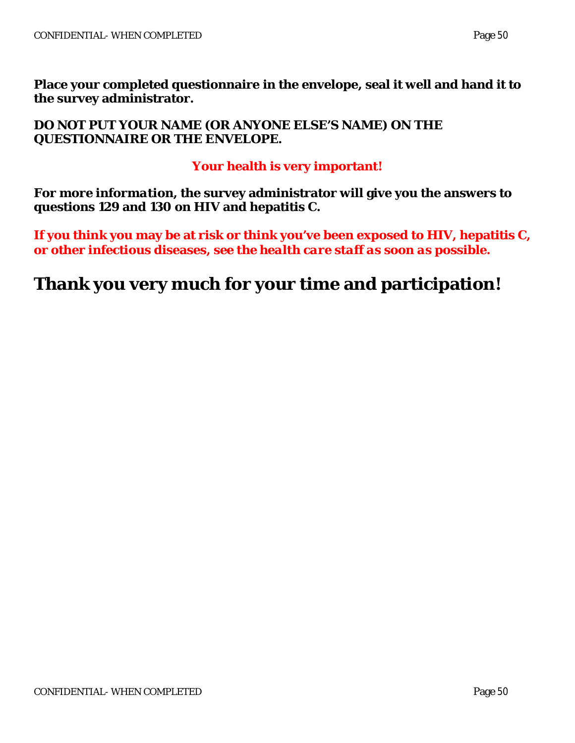**Place your completed questionnaire in the envelope, seal it well and hand it to the survey administrator.**

**DO NOT PUT YOUR NAME (OR ANYONE ELSE'S NAME) ON THE QUESTIONNAIRE OR THE ENVELOPE.**

***Your health is very important!***

**For more information, the survey administrator will give you the answers to questions 129 and 130 on HIV and hepatitis C.**

***If you think you may be at risk or think you've been exposed to HIV, hepatitis C, or other infectious diseases, see the health care staff as soon as possible.***

## Thank you very much for your time and participation!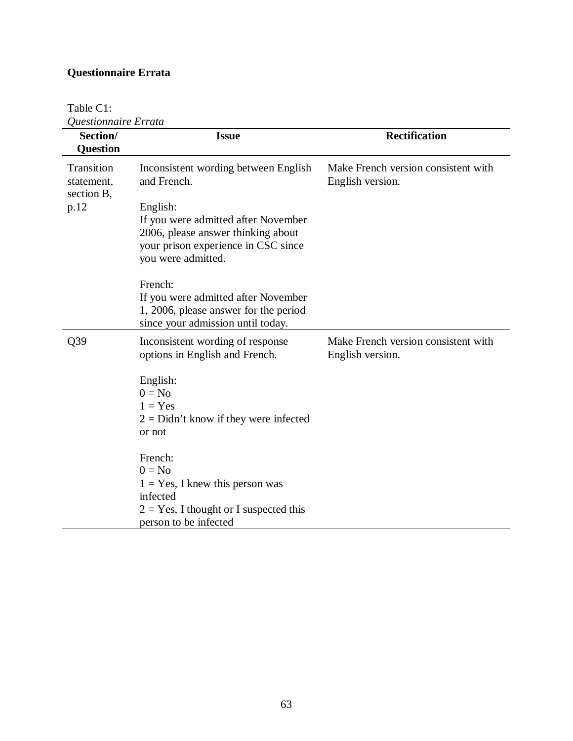**Questionnaire Errata**

Table C1:
*Questionnaire Errata*

| Section/ Question | Issue | Rectification |
|---|---|---|
| Transition statement, section B, p.12 | Inconsistent wording between English and French.<br><br>English:<br>If you were admitted after November 2006, please answer thinking about your prison experience in CSC since you were admitted.<br><br>French:<br>If you were admitted after November 1, 2006, please answer for the period since your admission until today. | Make French version consistent with English version. |
| Q39 | Inconsistent wording of response options in English and French.<br><br>English:<br>0 = No<br>1 = Yes<br>2 = Didn't know if they were infected or not<br><br>French:<br>0 = No<br>1 = Yes, I knew this person was infected<br>2 = Yes, I thought or I suspected this person to be infected | Make French version consistent with English version. |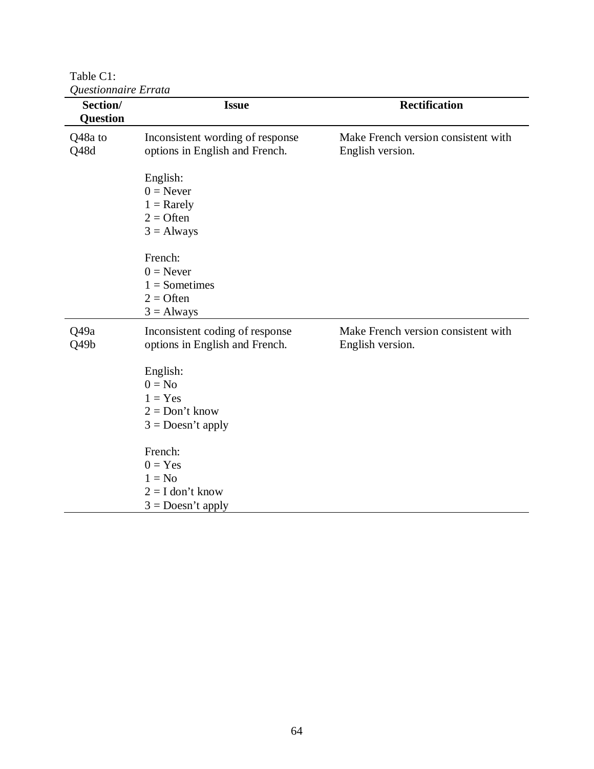Table C1:
*Questionnaire Errata*

| Section/ Question | Issue | Rectification |
|---|---|---|
| Q48a to Q48d | Inconsistent wording of response options in English and French.<br><br>English:<br>0 = Never<br>1 = Rarely<br>2 = Often<br>3 = Always<br><br>French:<br>0 = Never<br>1 = Sometimes<br>2 = Often<br>3 = Always | Make French version consistent with English version. |
| Q49a Q49b | Inconsistent coding of response options in English and French.<br><br>English:<br>0 = No<br>1 = Yes<br>2 = Don't know<br>3 = Doesn't apply<br><br>French:<br>0 = Yes<br>1 = No<br>2 = I don't know<br>3 = Doesn't apply | Make French version consistent with English version. |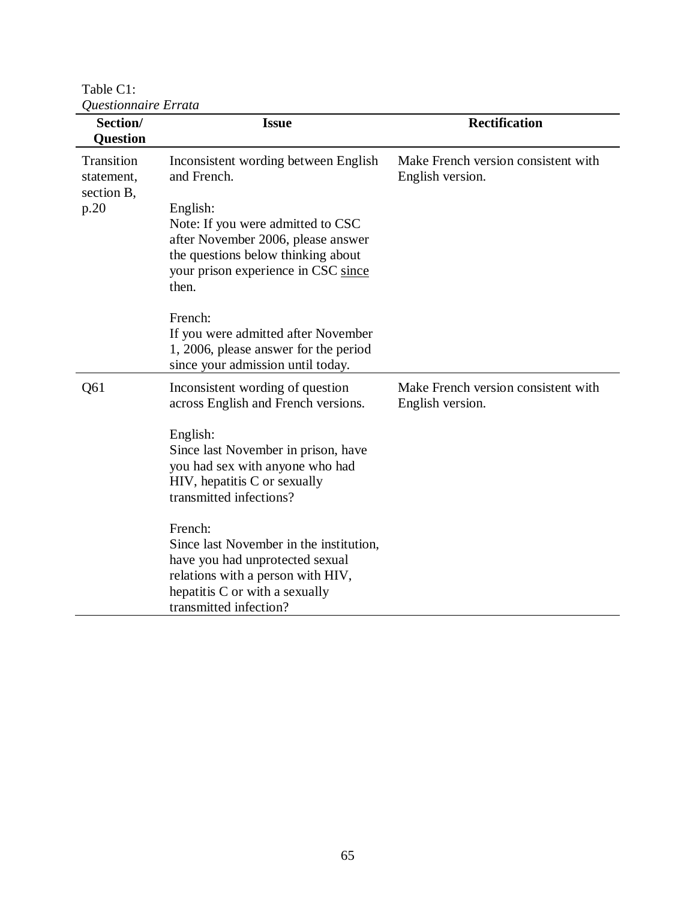Table C1:
*Questionnaire Errata*

| Section/ Question | Issue | Rectification |
|---|---|---|
| Transition statement, section B, p.20 | Inconsistent wording between English and French.<br><br>English:<br>Note: If you were admitted to CSC after November 2006, please answer the questions below thinking about your prison experience in CSC <u>since</u> then.<br><br>French:<br>If you were admitted after November 1, 2006, please answer for the period since your admission until today. | Make French version consistent with English version. |
| Q61 | Inconsistent wording of question across English and French versions.<br><br>English:<br>Since last November in prison, have you had sex with anyone who had HIV, hepatitis C or sexually transmitted infections?<br><br>French:<br>Since last November in the institution, have you had unprotected sexual relations with a person with HIV, hepatitis C or with a sexually transmitted infection? | Make French version consistent with English version. |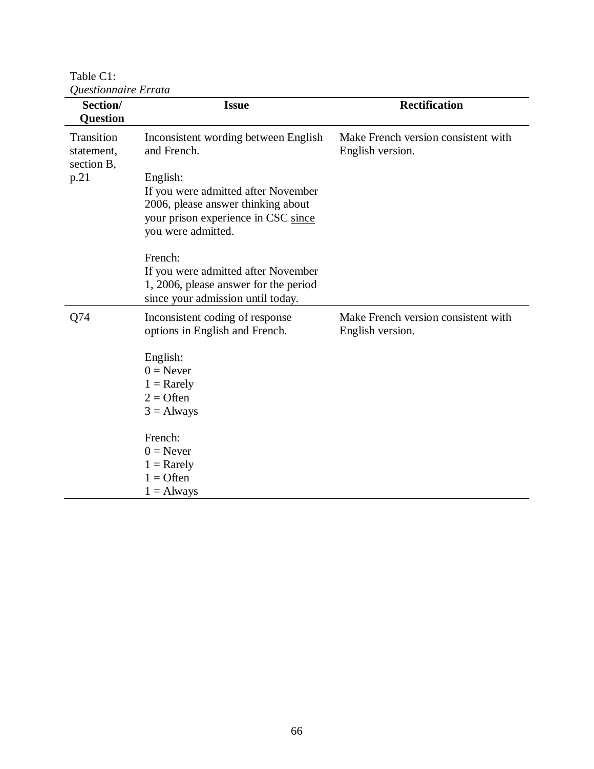Table C1:
*Questionnaire Errata*

| Section/ Question | Issue | Rectification |
|---|---|---|
| Transition statement, section B, p.21 | Inconsistent wording between English and French.<br><br>English:<br>If you were admitted after November 2006, please answer thinking about your prison experience in CSC <u>since</u> you were admitted.<br><br>French:<br>If you were admitted after November 1, 2006, please answer for the period since your admission until today. | Make French version consistent with English version. |
| Q74 | Inconsistent coding of response options in English and French.<br><br>English:<br>0 = Never<br>1 = Rarely<br>2 = Often<br>3 = Always<br><br>French:<br>0 = Never<br>1 = Rarely<br>1 = Often<br>1 = Always | Make French version consistent with English version. |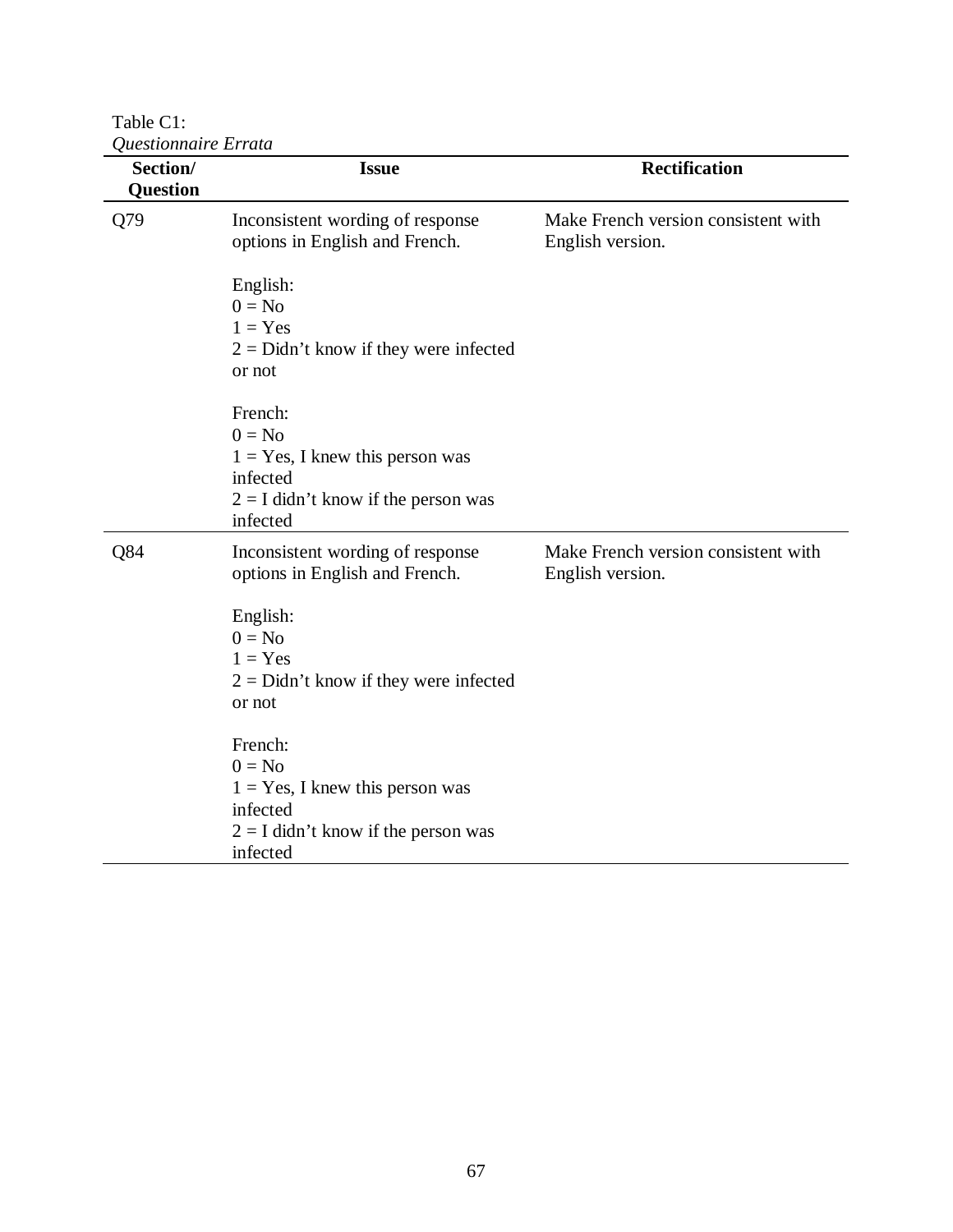Table C1:
*Questionnaire Errata*

| Section/ Question | Issue | Rectification |
|---|---|---|
| Q79 | Inconsistent wording of response options in English and French.<br><br>English:<br>0 = No<br>1 = Yes<br>2 = Didn't know if they were infected or not<br><br>French:<br>0 = No<br>1 = Yes, I knew this person was infected<br>2 = I didn't know if the person was infected | Make French version consistent with English version. |
| Q84 | Inconsistent wording of response options in English and French.<br><br>English:<br>0 = No<br>1 = Yes<br>2 = Didn't know if they were infected or not<br><br>French:<br>0 = No<br>1 = Yes, I knew this person was infected<br>2 = I didn't know if the person was infected | Make French version consistent with English version. |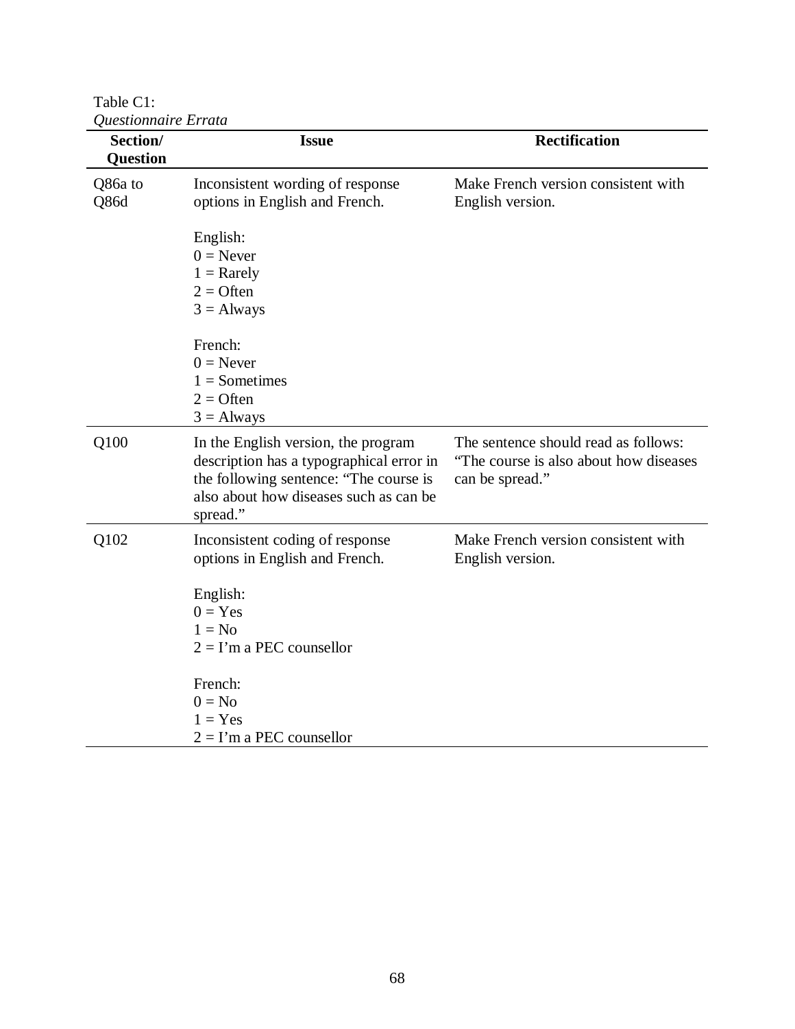Table C1:
*Questionnaire Errata*

| Section/ Question | Issue | Rectification |
|---|---|---|
| Q86a to Q86d | Inconsistent wording of response options in English and French.<br><br>English:<br>0 = Never<br>1 = Rarely<br>2 = Often<br>3 = Always<br><br>French:<br>0 = Never<br>1 = Sometimes<br>2 = Often<br>3 = Always | Make French version consistent with English version. |
| Q100 | In the English version, the program description has a typographical error in the following sentence: "The course is also about how diseases such as can be spread." | The sentence should read as follows: "The course is also about how diseases can be spread." |
| Q102 | Inconsistent coding of response options in English and French.<br><br>English:<br>0 = Yes<br>1 = No<br>2 = I'm a PEC counsellor<br><br>French:<br>0 = No<br>1 = Yes<br>2 = I'm a PEC counsellor | Make French version consistent with English version. |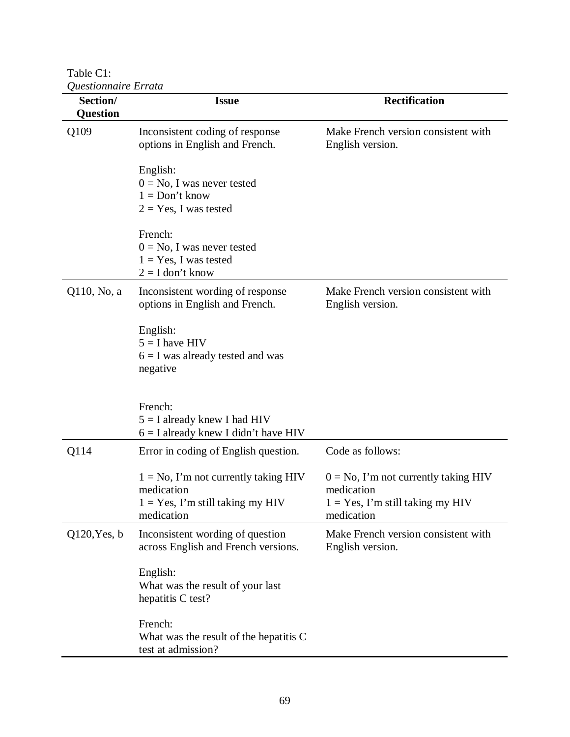Table C1:
*Questionnaire Errata*

| Section/ Question | Issue | Rectification |
|---|---|---|
| Q109 | Inconsistent coding of response options in English and French.<br><br>English:<br>0 = No, I was never tested<br>1 = Don't know<br>2 = Yes, I was tested<br><br>French:<br>0 = No, I was never tested<br>1 = Yes, I was tested<br>2 = I don't know | Make French version consistent with English version. |
| Q110, No, a | Inconsistent wording of response options in English and French.<br><br>English:<br>5 = I have HIV<br>6 = I was already tested and was negative<br><br>French:<br>5 = I already knew I had HIV<br>6 = I already knew I didn't have HIV | Make French version consistent with English version. |
| Q114 | Error in coding of English question.<br><br>1 = No, I'm not currently taking HIV medication<br>1 = Yes, I'm still taking my HIV medication | Code as follows:<br><br>0 = No, I'm not currently taking HIV medication<br>1 = Yes, I'm still taking my HIV medication |
| Q120, Yes, b | Inconsistent wording of question across English and French versions.<br><br>English:<br>What was the result of your last hepatitis C test?<br><br>French:<br>What was the result of the hepatitis C test at admission? | Make French version consistent with English version. |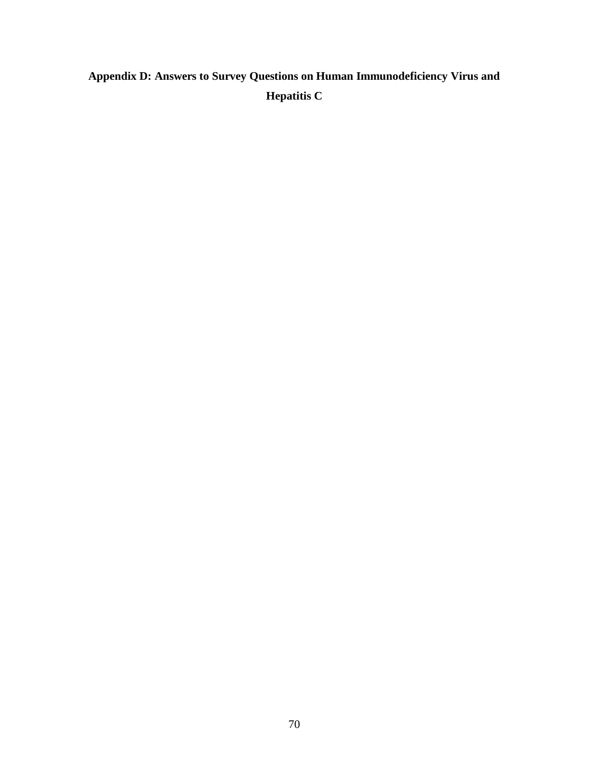# Appendix D: Answers to Survey Questions on Human Immunodeficiency Virus and Hepatitis C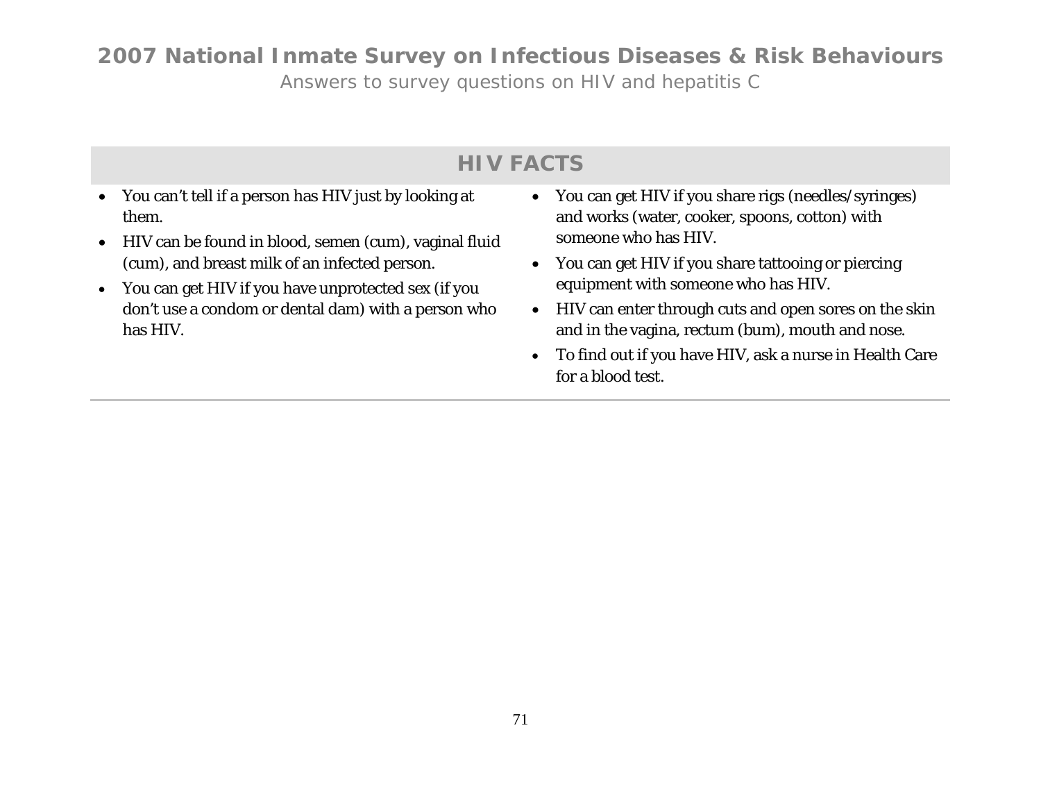# 2007 National Inmate Survey on Infectious Diseases & Risk Behaviours

Answers to survey questions on HIV and hepatitis C

## HIV FACTS

- You can't tell if a person has HIV just by looking at them.
- HIV can be found in blood, semen (cum), vaginal fluid (cum), and breast milk of an infected person.
- You can get HIV if you have unprotected sex (if you don't use a condom or dental dam) with a person who has HIV.
- You can get HIV if you share rigs (needles/syringes) and works (water, cooker, spoons, cotton) with someone who has HIV.
- You can get HIV if you share tattooing or piercing equipment with someone who has HIV.
- HIV can enter through cuts and open sores on the skin and in the vagina, rectum (bum), mouth and nose.
- To find out if you have HIV, ask a nurse in Health Care for a blood test.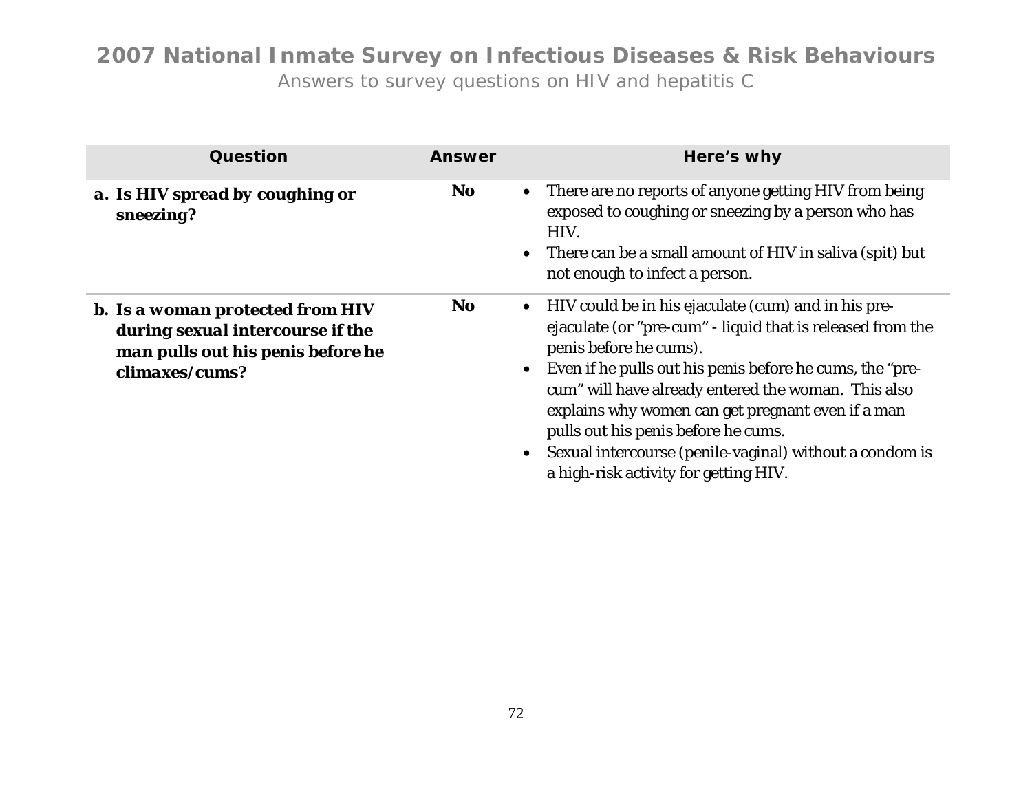## 2007 National Inmate Survey on Infectious Diseases & Risk Behaviours

Answers to survey questions on HIV and hepatitis C

| Question | Answer | Here's why |
|---|---|---|
| **a. Is HIV spread by coughing or sneezing?** | **No** | • There are no reports of anyone getting HIV from being exposed to coughing or sneezing by a person who has HIV.<br>• There can be a small amount of HIV in saliva (spit) but not enough to infect a person. |
| **b. Is a woman protected from HIV during sexual intercourse if the man pulls out his penis before he climaxes/cums?** | **No** | • HIV could be in his ejaculate (cum) and in his pre-ejaculate (or "pre-cum" - liquid that is released from the penis before he cums).<br>• Even if he pulls out his penis before he cums, the "pre-cum" will have already entered the woman. This also explains why women can get pregnant even if a man pulls out his penis before he cums.<br>• Sexual intercourse (penile-vaginal) without a condom is a high-risk activity for getting HIV. |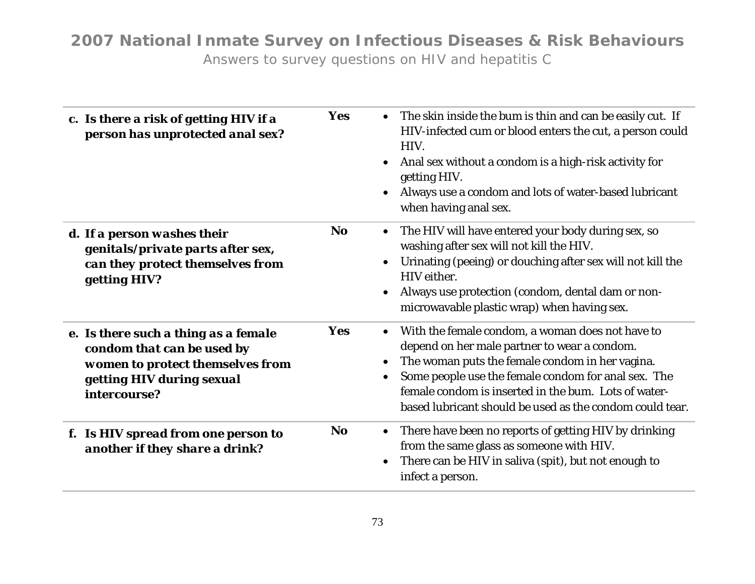| Question | Answer | Explanation |
|---|---|---|
| **c. Is there a risk of getting HIV if a person has unprotected anal sex?** | **Yes** | • The skin inside the bum is thin and can be easily cut. If HIV-infected cum or blood enters the cut, a person could HIV.<br>• Anal sex without a condom is a high-risk activity for getting HIV.<br>• Always use a condom and lots of water-based lubricant when having anal sex. |
| **d. If a person washes their genitals/private parts after sex, can they protect themselves from getting HIV?** | **No** | • The HIV will have entered your body during sex, so washing after sex will not kill the HIV.<br>• Urinating (peeing) or douching after sex will not kill the HIV either.<br>• Always use protection (condom, dental dam or non-microwavable plastic wrap) when having sex. |
| **e. Is there such a thing as a female condom that can be used by women to protect themselves from getting HIV during sexual intercourse?** | **Yes** | • With the female condom, a woman does not have to depend on her male partner to wear a condom.<br>• The woman puts the female condom in her vagina.<br>• Some people use the female condom for anal sex. The female condom is inserted in the bum. Lots of water-based lubricant should be used as the condom could tear. |
| **f. Is HIV spread from one person to another if they share a drink?** | **No** | • There have been no reports of getting HIV by drinking from the same glass as someone with HIV.<br>• There can be HIV in saliva (spit), but not enough to infect a person. |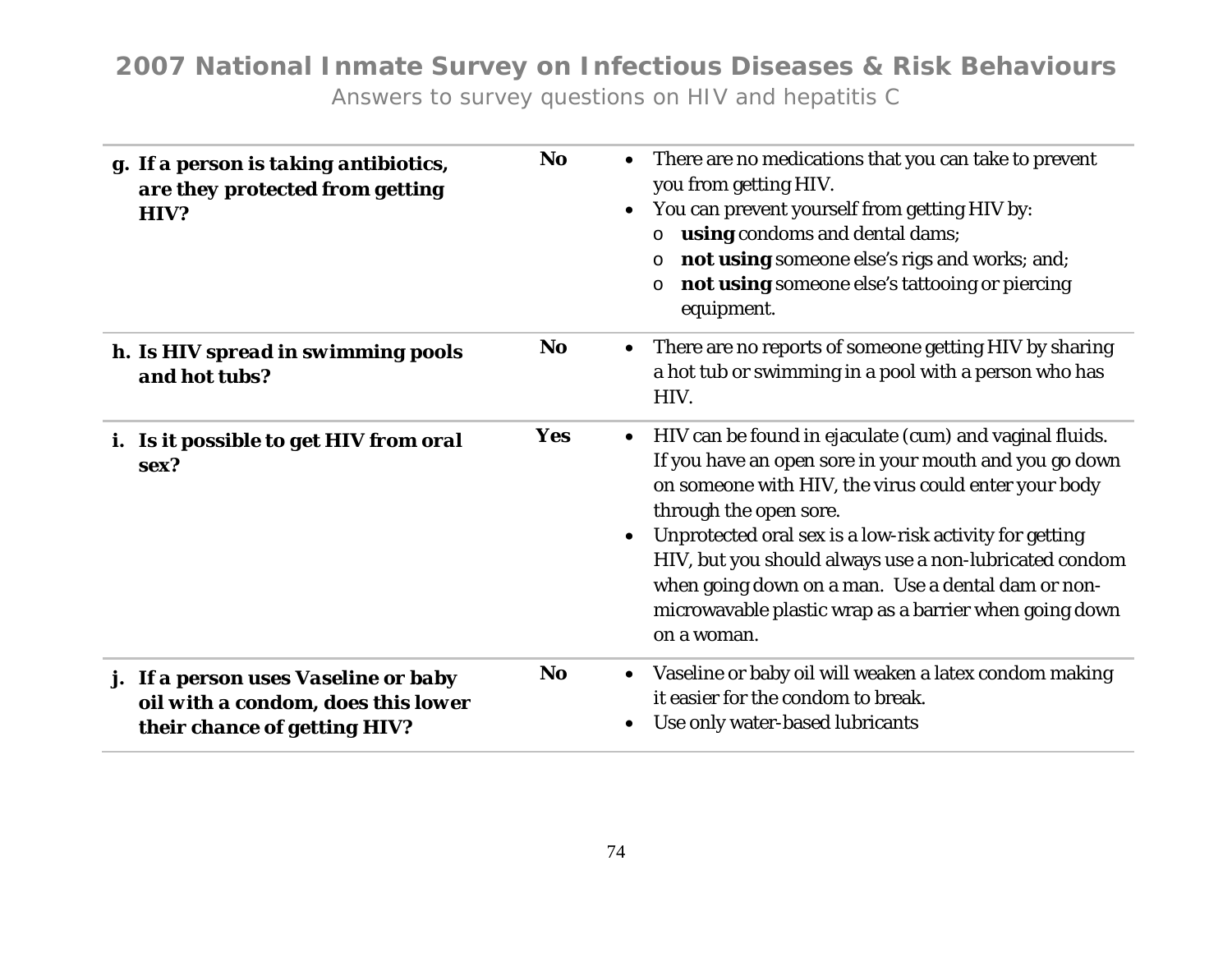| | | |
|---|---|---|
| **g. If a person is taking antibiotics, are they protected from getting HIV?** | **No** | • There are no medications that you can take to prevent you from getting HIV.<br>• You can prevent yourself from getting HIV by:<br>o **using** condoms and dental dams;<br>o **not using** someone else's rigs and works; and;<br>o **not using** someone else's tattooing or piercing equipment. |
| **h. Is HIV spread in swimming pools and hot tubs?** | **No** | • There are no reports of someone getting HIV by sharing a hot tub or swimming in a pool with a person who has HIV. |
| **i. Is it possible to get HIV from oral sex?** | **Yes** | • HIV can be found in ejaculate (cum) and vaginal fluids. If you have an open sore in your mouth and you go down on someone with HIV, the virus could enter your body through the open sore.<br>• Unprotected oral sex is a low-risk activity for getting HIV, but you should always use a non-lubricated condom when going down on a man. Use a dental dam or non-microwavable plastic wrap as a barrier when going down on a woman. |
| **j. If a person uses Vaseline or baby oil with a condom, does this lower their chance of getting HIV?** | **No** | • Vaseline or baby oil will weaken a latex condom making it easier for the condom to break.<br>• Use only water-based lubricants |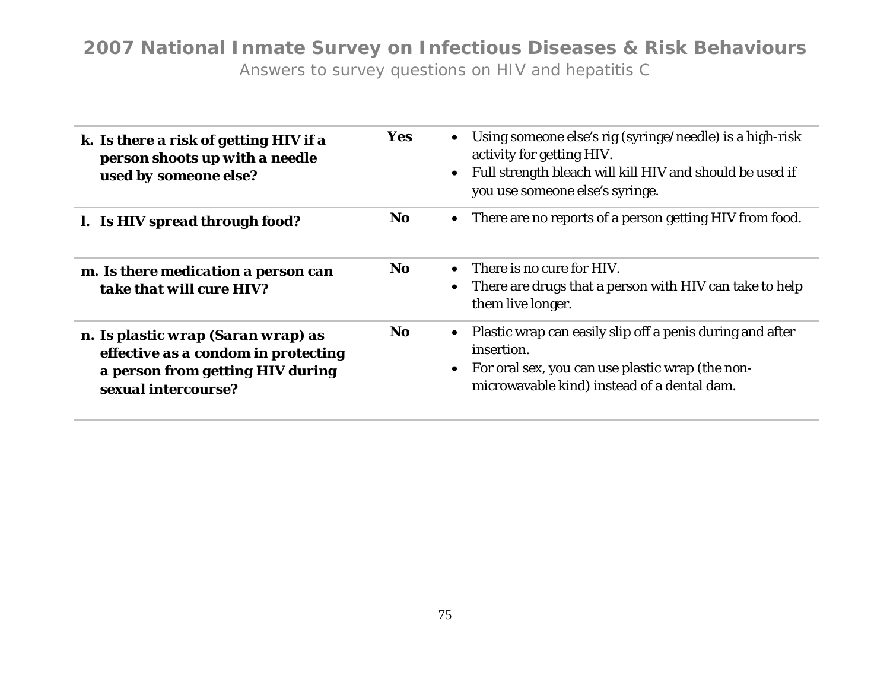## 2007 National Inmate Survey on Infectious Diseases & Risk Behaviours

Answers to survey questions on HIV and hepatitis C

| Question | Answer | Explanation |
|---|---|---|
| **k. Is there a risk of getting HIV if a person shoots up with a needle used by someone else?** | **Yes** | • Using someone else's rig (syringe/needle) is a high-risk activity for getting HIV.<br>• Full strength bleach will kill HIV and should be used if you use someone else's syringe. |
| **l. Is HIV spread through food?** | **No** | • There are no reports of a person getting HIV from food. |
| **m. Is there medication a person can take that will cure HIV?** | **No** | • There is no cure for HIV.<br>• There are drugs that a person with HIV can take to help them live longer. |
| **n. Is plastic wrap (Saran wrap) as effective as a condom in protecting a person from getting HIV during sexual intercourse?** | **No** | • Plastic wrap can easily slip off a penis during and after insertion.<br>• For oral sex, you can use plastic wrap (the non-microwavable kind) instead of a dental dam. |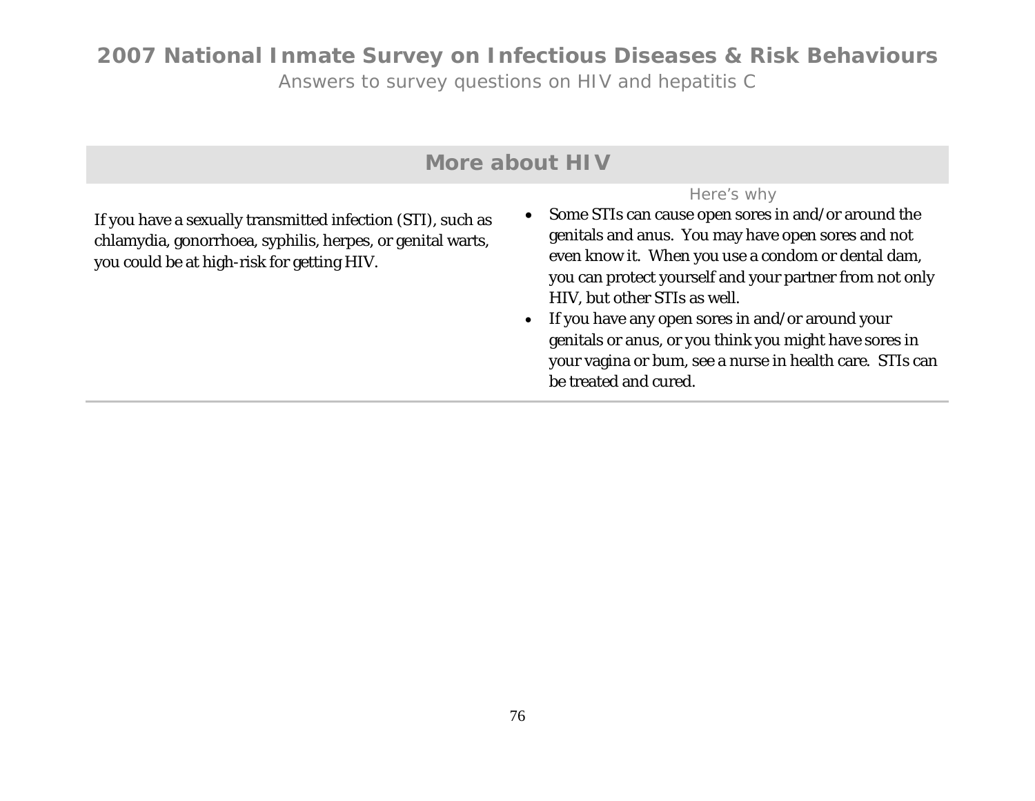## More about HIV

| | Here's why |
|---|---|
| If you have a sexually transmitted infection (STI), such as chlamydia, gonorrhoea, syphilis, herpes, or genital warts, you could be at high-risk for getting HIV. | • Some STIs can cause open sores in and/or around the genitals and anus. You may have open sores and not even know it. When you use a condom or dental dam, you can protect yourself and your partner from not only HIV, but other STIs as well.<br>• If you have any open sores in and/or around your genitals or anus, or you think you might have sores in your vagina or bum, see a nurse in health care. STIs can be treated and cured. |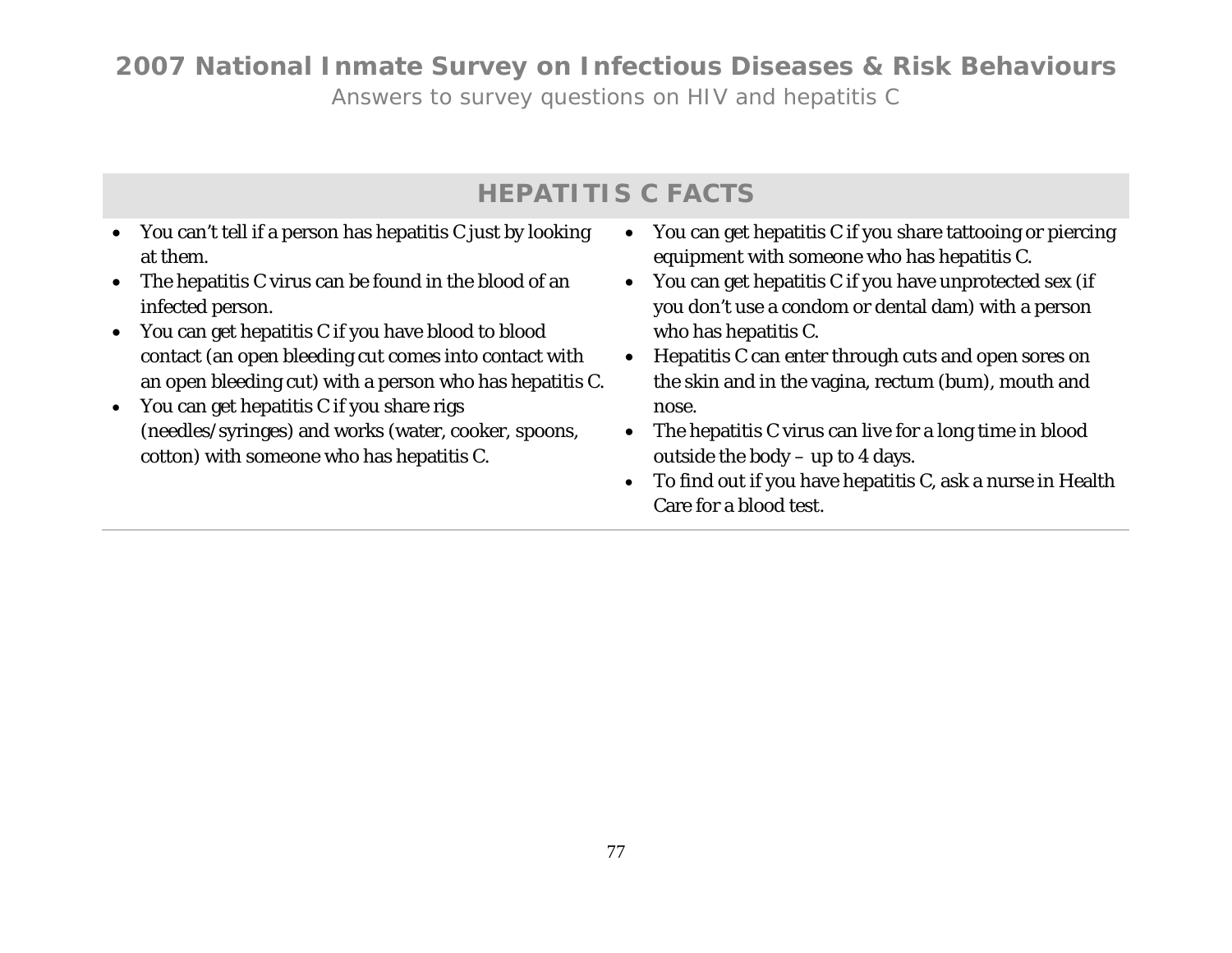## HEPATITIS C FACTS

- You can't tell if a person has hepatitis C just by looking at them.
- The hepatitis C virus can be found in the blood of an infected person.
- You can get hepatitis C if you have blood to blood contact (an open bleeding cut comes into contact with an open bleeding cut) with a person who has hepatitis C.
- You can get hepatitis C if you share rigs (needles/syringes) and works (water, cooker, spoons, cotton) with someone who has hepatitis C.
- You can get hepatitis C if you share tattooing or piercing equipment with someone who has hepatitis C.
- You can get hepatitis C if you have unprotected sex (if you don't use a condom or dental dam) with a person who has hepatitis C.
- Hepatitis C can enter through cuts and open sores on the skin and in the vagina, rectum (bum), mouth and nose.
- The hepatitis C virus can live for a long time in blood outside the body – up to 4 days.
- To find out if you have hepatitis C, ask a nurse in Health Care for a blood test.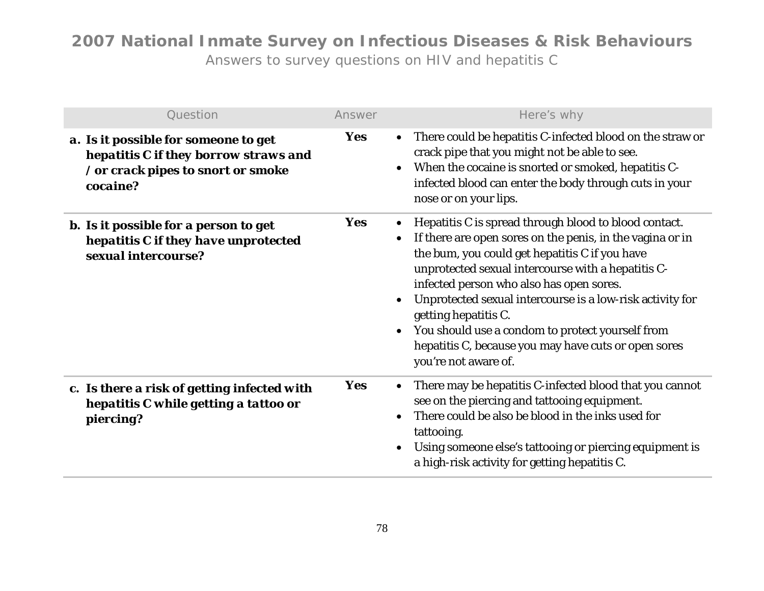# 2007 National Inmate Survey on Infectious Diseases & Risk Behaviours

Answers to survey questions on HIV and hepatitis C

| Question | Answer | Here's why |
|---|---|---|
| **a. Is it possible for someone to get hepatitis C if they borrow straws and /or crack pipes to snort or smoke cocaine?** | **Yes** | • There could be hepatitis C-infected blood on the straw or crack pipe that you might not be able to see.<br>• When the cocaine is snorted or smoked, hepatitis C-infected blood can enter the body through cuts in your nose or on your lips. |
| **b. Is it possible for a person to get hepatitis C if they have unprotected sexual intercourse?** | **Yes** | • Hepatitis C is spread through blood to blood contact.<br>• If there are open sores on the penis, in the vagina or in the bum, you could get hepatitis C if you have unprotected sexual intercourse with a hepatitis C-infected person who also has open sores.<br>• Unprotected sexual intercourse is a low-risk activity for getting hepatitis C.<br>• You should use a condom to protect yourself from hepatitis C, because you may have cuts or open sores you're not aware of. |
| **c. Is there a risk of getting infected with hepatitis C while getting a tattoo or piercing?** | **Yes** | • There may be hepatitis C-infected blood that you cannot see on the piercing and tattooing equipment.<br>• There could be also be blood in the inks used for tattooing.<br>• Using someone else's tattooing or piercing equipment is a high-risk activity for getting hepatitis C. |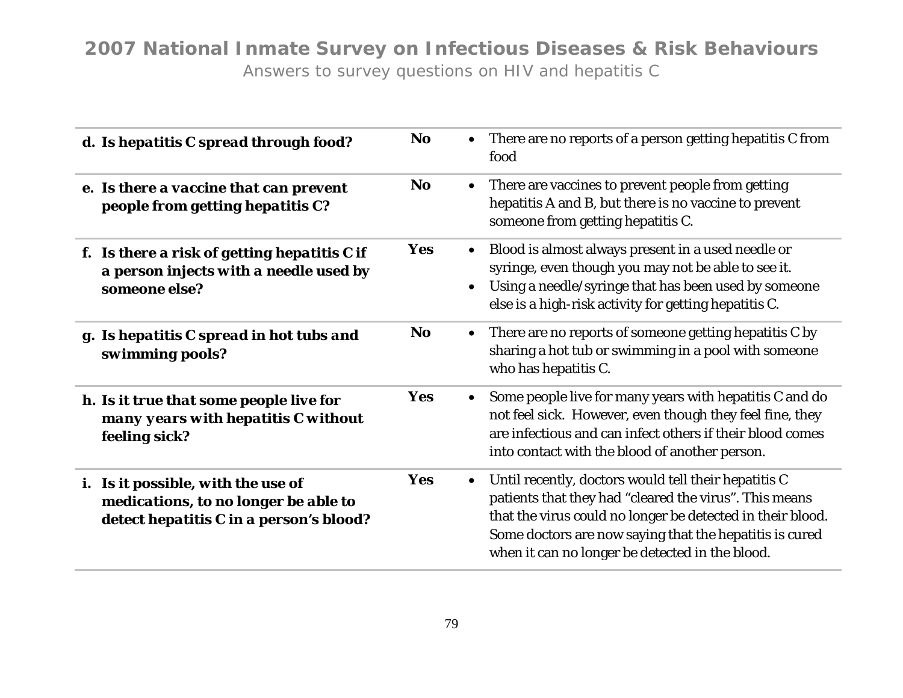# 2007 National Inmate Survey on Infectious Diseases & Risk Behaviours

Answers to survey questions on HIV and hepatitis C

| | | |
|---|---|---|
| **d. Is hepatitis C spread through food?** | **No** | • There are no reports of a person getting hepatitis C from food |
| **e. Is there a vaccine that can prevent people from getting hepatitis C?** | **No** | • There are vaccines to prevent people from getting hepatitis A and B, but there is no vaccine to prevent someone from getting hepatitis C. |
| **f. Is there a risk of getting hepatitis C if a person injects with a needle used by someone else?** | **Yes** | • Blood is almost always present in a used needle or syringe, even though you may not be able to see it.<br>• Using a needle/syringe that has been used by someone else is a high-risk activity for getting hepatitis C. |
| **g. Is hepatitis C spread in hot tubs and swimming pools?** | **No** | • There are no reports of someone getting hepatitis C by sharing a hot tub or swimming in a pool with someone who has hepatitis C. |
| **h. Is it true that some people live for many years with hepatitis C without feeling sick?** | **Yes** | • Some people live for many years with hepatitis C and do not feel sick. However, even though they feel fine, they are infectious and can infect others if their blood comes into contact with the blood of another person. |
| **i. Is it possible, with the use of medications, to no longer be able to detect hepatitis C in a person's blood?** | **Yes** | • Until recently, doctors would tell their hepatitis C patients that they had "cleared the virus". This means that the virus could no longer be detected in their blood. Some doctors are now saying that the hepatitis is cured when it can no longer be detected in the blood. |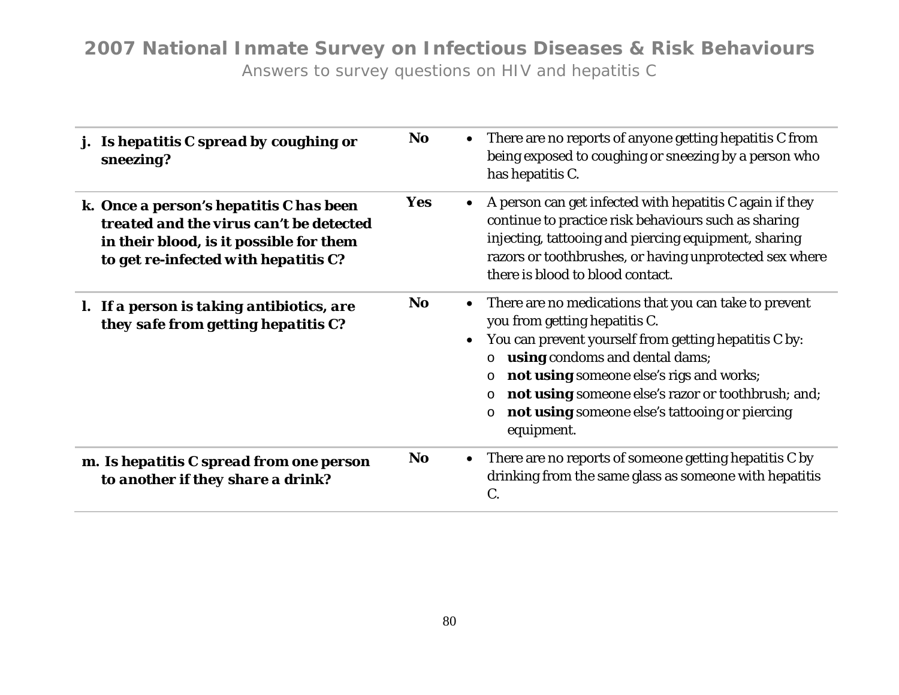| | | |
|---|---|---|
| **j. Is hepatitis C spread by coughing or sneezing?** | **No** | • There are no reports of anyone getting hepatitis C from being exposed to coughing or sneezing by a person who has hepatitis C. |
| **k. Once a person's hepatitis C has been treated and the virus can't be detected in their blood, is it possible for them to get re-infected with hepatitis C?** | **Yes** | • A person can get infected with hepatitis C again if they continue to practice risk behaviours such as sharing injecting, tattooing and piercing equipment, sharing razors or toothbrushes, or having unprotected sex where there is blood to blood contact. |
| **l. If a person is taking antibiotics, are they safe from getting hepatitis C?** | **No** | • There are no medications that you can take to prevent you from getting hepatitis C.<br>• You can prevent yourself from getting hepatitis C by:<br>o **using** condoms and dental dams;<br>o **not using** someone else's rigs and works;<br>o **not using** someone else's razor or toothbrush; and;<br>o **not using** someone else's tattooing or piercing equipment. |
| **m. Is hepatitis C spread from one person to another if they share a drink?** | **No** | • There are no reports of someone getting hepatitis C by drinking from the same glass as someone with hepatitis C. |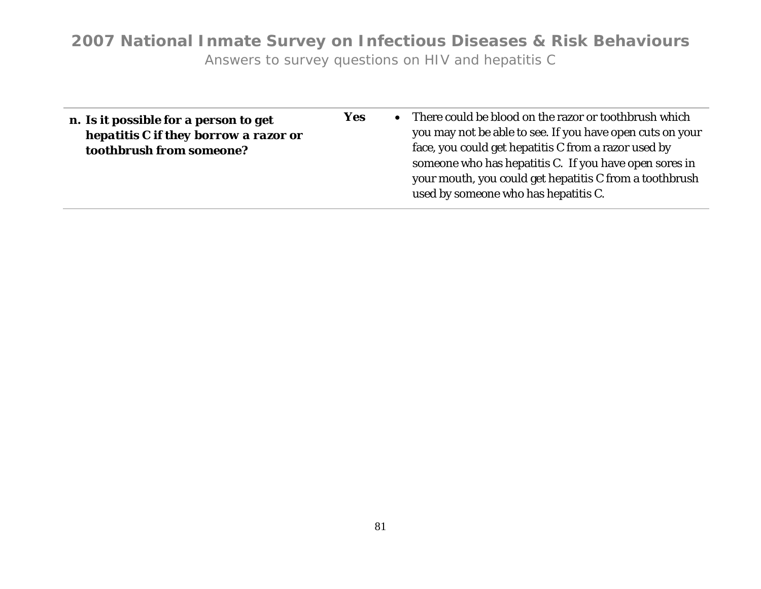| | | |
|---|---|---|
| **n. Is it possible for a person to get hepatitis C if they borrow a razor or toothbrush from someone?** | ***Yes*** | • There could be blood on the razor or toothbrush which you may not be able to see. If you have open cuts on your face, you could get hepatitis C from a razor used by someone who has hepatitis C. If you have open sores in your mouth, you could get hepatitis C from a toothbrush used by someone who has hepatitis C. |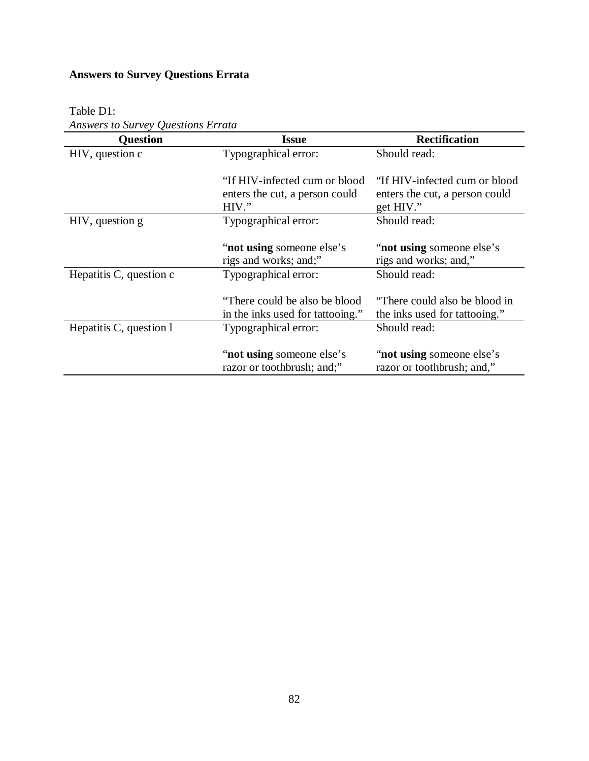**Answers to Survey Questions Errata**

Table D1:

*Answers to Survey Questions Errata*

| Question | Issue | Rectification |
|---|---|---|
| HIV, question c | Typographical error:<br><br>"If HIV-infected cum or blood enters the cut, a person could HIV." | Should read:<br><br>"If HIV-infected cum or blood enters the cut, a person could get HIV." |
| HIV, question g | Typographical error:<br><br>"**not using** someone else's rigs and works; and;" | Should read:<br><br>"**not using** someone else's rigs and works; and," |
| Hepatitis C, question c | Typographical error:<br><br>"There could be also be blood in the inks used for tattooing." | Should read:<br><br>"There could also be blood in the inks used for tattooing." |
| Hepatitis C, question l | Typographical error:<br><br>"**not using** someone else's razor or toothbrush; and;" | Should read:<br><br>"**not using** someone else's razor or toothbrush; and," |